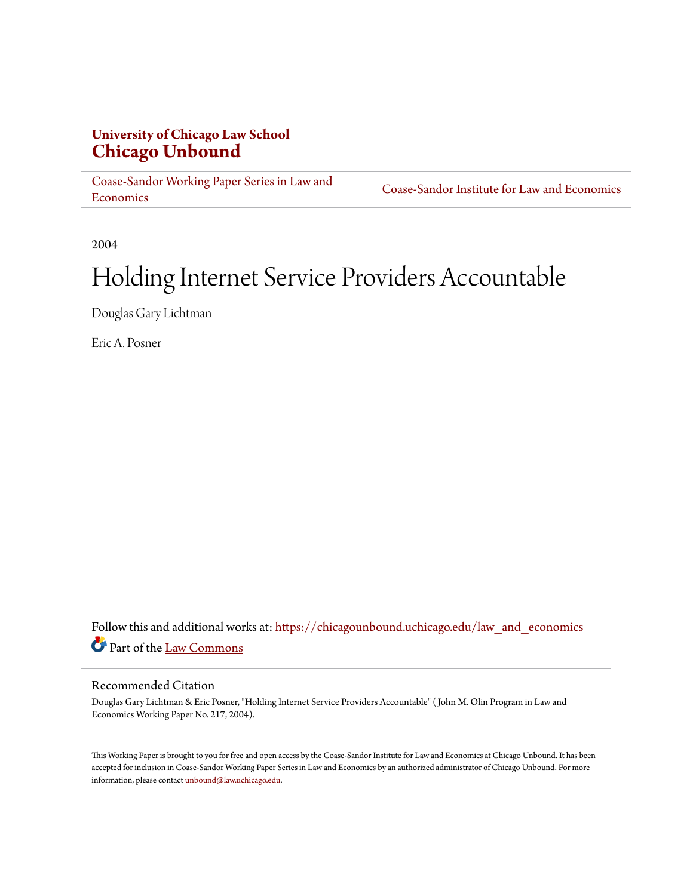**University of Chicago Law School**
**Chicago Unbound**

Coase-Sandor Working Paper Series in Law and Economics | Coase-Sandor Institute for Law and Economics

2004

# Holding Internet Service Providers Accountable

Douglas Gary Lichtman

Eric A. Posner

Follow this and additional works at: https://chicagounbound.uchicago.edu/law_and_economics

Part of the Law Commons

## Recommended Citation

Douglas Gary Lichtman & Eric Posner, "Holding Internet Service Providers Accountable" ( John M. Olin Program in Law and Economics Working Paper No. 217, 2004).

This Working Paper is brought to you for free and open access by the Coase-Sandor Institute for Law and Economics at Chicago Unbound. It has been accepted for inclusion in Coase-Sandor Working Paper Series in Law and Economics by an authorized administrator of Chicago Unbound. For more information, please contact unbound@law.uchicago.edu.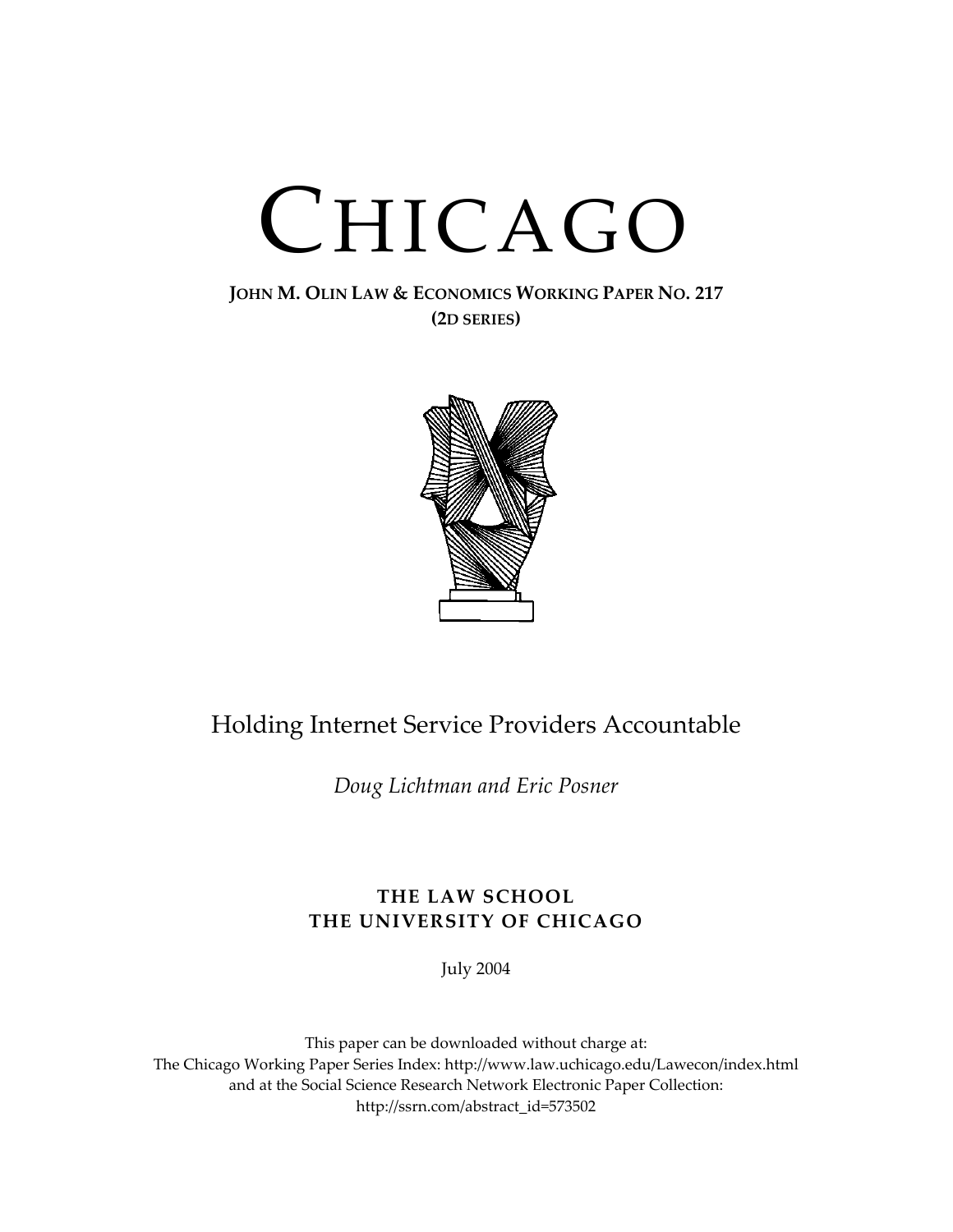# CHICAGO

**JOHN M. OLIN LAW & ECONOMICS WORKING PAPER NO. 217**
**(2D SERIES)**

## Holding Internet Service Providers Accountable

*Doug Lichtman and Eric Posner*

**THE LAW SCHOOL**
**THE UNIVERSITY OF CHICAGO**

July 2004

This paper can be downloaded without charge at:
The Chicago Working Paper Series Index: http://www.law.uchicago.edu/Lawecon/index.html
and at the Social Science Research Network Electronic Paper Collection:
http://ssrn.com/abstract_id=573502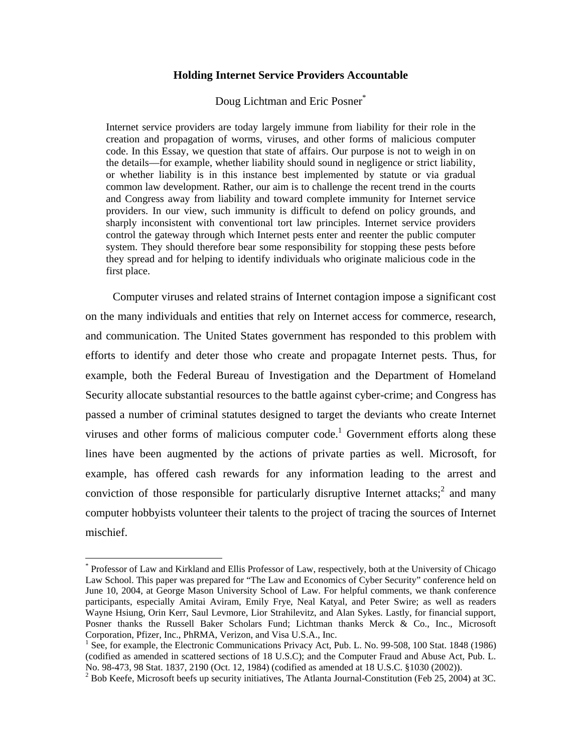# Holding Internet Service Providers Accountable

Doug Lichtman and Eric Posner[*]

> Internet service providers are today largely immune from liability for their role in the creation and propagation of worms, viruses, and other forms of malicious computer code. In this Essay, we question that state of affairs. Our purpose is not to weigh in on the details—for example, whether liability should sound in negligence or strict liability, or whether liability is in this instance best implemented by statute or via gradual common law development. Rather, our aim is to challenge the recent trend in the courts and Congress away from liability and toward complete immunity for Internet service providers. In our view, such immunity is difficult to defend on policy grounds, and sharply inconsistent with conventional tort law principles. Internet service providers control the gateway through which Internet pests enter and reenter the public computer system. They should therefore bear some responsibility for stopping these pests before they spread and for helping to identify individuals who originate malicious code in the first place.

Computer viruses and related strains of Internet contagion impose a significant cost on the many individuals and entities that rely on Internet access for commerce, research, and communication. The United States government has responded to this problem with efforts to identify and deter those who create and propagate Internet pests. Thus, for example, both the Federal Bureau of Investigation and the Department of Homeland Security allocate substantial resources to the battle against cyber-crime; and Congress has passed a number of criminal statutes designed to target the deviants who create Internet viruses and other forms of malicious computer code.[1] Government efforts along these lines have been augmented by the actions of private parties as well. Microsoft, for example, has offered cash rewards for any information leading to the arrest and conviction of those responsible for particularly disruptive Internet attacks;[2] and many computer hobbyists volunteer their talents to the project of tracing the sources of Internet mischief.

---

[*] Professor of Law and Kirkland and Ellis Professor of Law, respectively, both at the University of Chicago Law School. This paper was prepared for "The Law and Economics of Cyber Security" conference held on June 10, 2004, at George Mason University School of Law. For helpful comments, we thank conference participants, especially Amitai Aviram, Emily Frye, Neal Katyal, and Peter Swire; as well as readers Wayne Hsiung, Orin Kerr, Saul Levmore, Lior Strahilevitz, and Alan Sykes. Lastly, for financial support, Posner thanks the Russell Baker Scholars Fund; Lichtman thanks Merck & Co., Inc., Microsoft Corporation, Pfizer, Inc., PhRMA, Verizon, and Visa U.S.A., Inc.

[1] See, for example, the Electronic Communications Privacy Act, Pub. L. No. 99-508, 100 Stat. 1848 (1986) (codified as amended in scattered sections of 18 U.S.C); and the Computer Fraud and Abuse Act, Pub. L. No. 98-473, 98 Stat. 1837, 2190 (Oct. 12, 1984) (codified as amended at 18 U.S.C. §1030 (2002)).

[2] Bob Keefe, Microsoft beefs up security initiatives, The Atlanta Journal-Constitution (Feb 25, 2004) at 3C.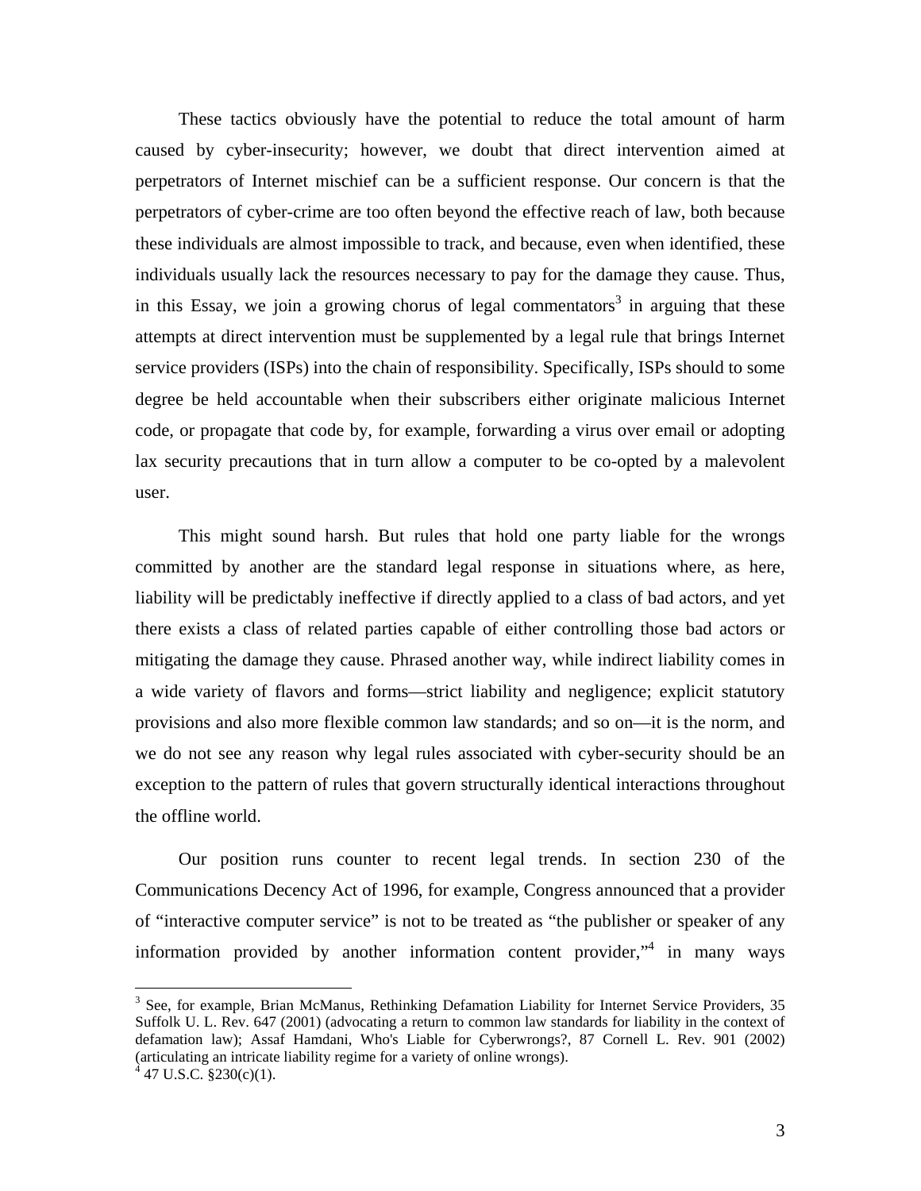These tactics obviously have the potential to reduce the total amount of harm caused by cyber-insecurity; however, we doubt that direct intervention aimed at perpetrators of Internet mischief can be a sufficient response. Our concern is that the perpetrators of cyber-crime are too often beyond the effective reach of law, both because these individuals are almost impossible to track, and because, even when identified, these individuals usually lack the resources necessary to pay for the damage they cause. Thus, in this Essay, we join a growing chorus of legal commentators[3] in arguing that these attempts at direct intervention must be supplemented by a legal rule that brings Internet service providers (ISPs) into the chain of responsibility. Specifically, ISPs should to some degree be held accountable when their subscribers either originate malicious Internet code, or propagate that code by, for example, forwarding a virus over email or adopting lax security precautions that in turn allow a computer to be co-opted by a malevolent user.

This might sound harsh. But rules that hold one party liable for the wrongs committed by another are the standard legal response in situations where, as here, liability will be predictably ineffective if directly applied to a class of bad actors, and yet there exists a class of related parties capable of either controlling those bad actors or mitigating the damage they cause. Phrased another way, while indirect liability comes in a wide variety of flavors and forms—strict liability and negligence; explicit statutory provisions and also more flexible common law standards; and so on—it is the norm, and we do not see any reason why legal rules associated with cyber-security should be an exception to the pattern of rules that govern structurally identical interactions throughout the offline world.

Our position runs counter to recent legal trends. In section 230 of the Communications Decency Act of 1996, for example, Congress announced that a provider of "interactive computer service" is not to be treated as "the publisher or speaker of any information provided by another information content provider,"[4] in many ways

[3] See, for example, Brian McManus, Rethinking Defamation Liability for Internet Service Providers, 35 Suffolk U. L. Rev. 647 (2001) (advocating a return to common law standards for liability in the context of defamation law); Assaf Hamdani, Who's Liable for Cyberwrongs?, 87 Cornell L. Rev. 901 (2002) (articulating an intricate liability regime for a variety of online wrongs).

[4] 47 U.S.C. §230(c)(1).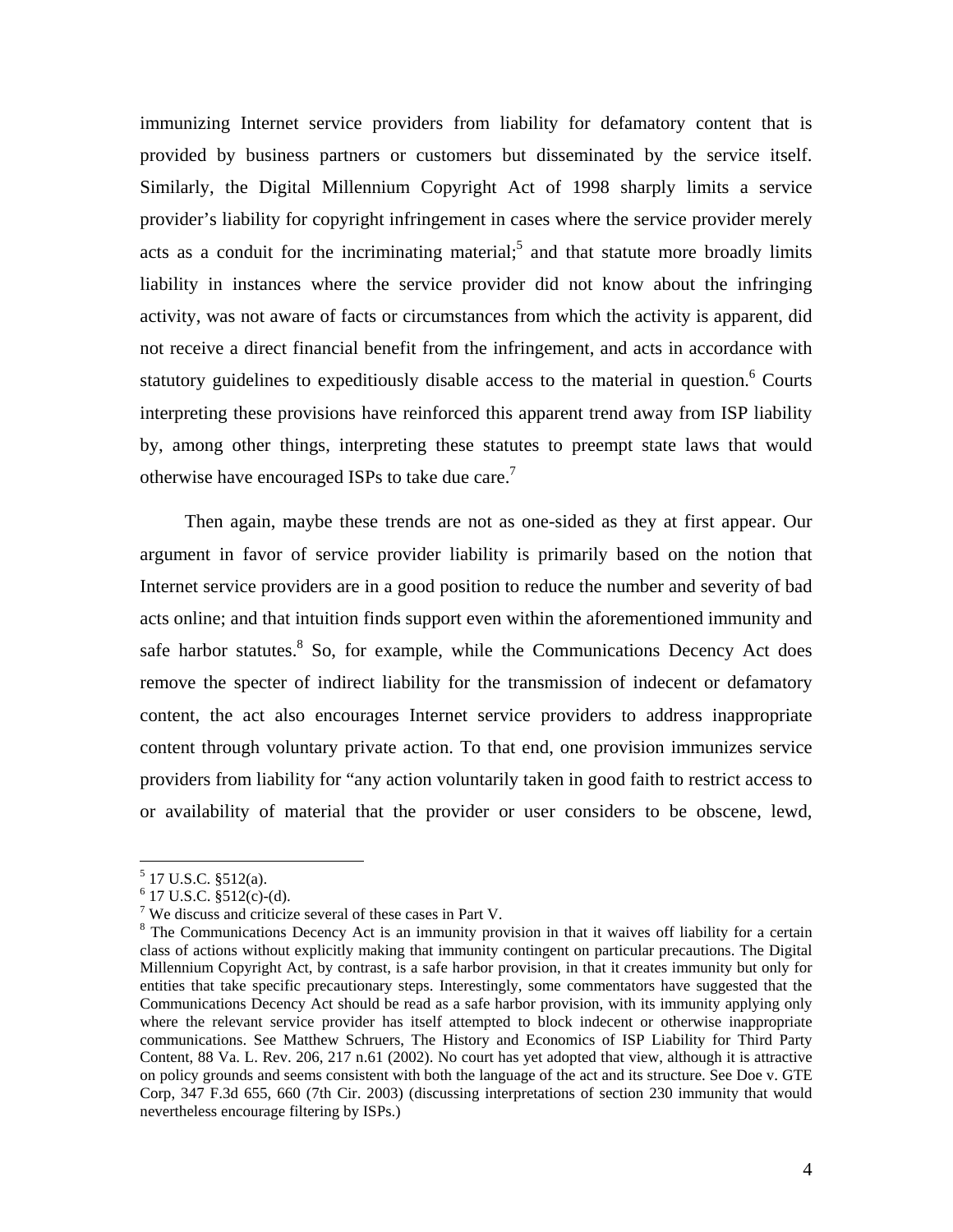immunizing Internet service providers from liability for defamatory content that is provided by business partners or customers but disseminated by the service itself. Similarly, the Digital Millennium Copyright Act of 1998 sharply limits a service provider's liability for copyright infringement in cases where the service provider merely acts as a conduit for the incriminating material;[5] and that statute more broadly limits liability in instances where the service provider did not know about the infringing activity, was not aware of facts or circumstances from which the activity is apparent, did not receive a direct financial benefit from the infringement, and acts in accordance with statutory guidelines to expeditiously disable access to the material in question.[6] Courts interpreting these provisions have reinforced this apparent trend away from ISP liability by, among other things, interpreting these statutes to preempt state laws that would otherwise have encouraged ISPs to take due care.[7]

Then again, maybe these trends are not as one-sided as they at first appear. Our argument in favor of service provider liability is primarily based on the notion that Internet service providers are in a good position to reduce the number and severity of bad acts online; and that intuition finds support even within the aforementioned immunity and safe harbor statutes.[8] So, for example, while the Communications Decency Act does remove the specter of indirect liability for the transmission of indecent or defamatory content, the act also encourages Internet service providers to address inappropriate content through voluntary private action. To that end, one provision immunizes service providers from liability for "any action voluntarily taken in good faith to restrict access to or availability of material that the provider or user considers to be obscene, lewd,

[5] 17 U.S.C. §512(a).

[6] 17 U.S.C. §512(c)-(d).

[7] We discuss and criticize several of these cases in Part V.

[8] The Communications Decency Act is an immunity provision in that it waives off liability for a certain class of actions without explicitly making that immunity contingent on particular precautions. The Digital Millennium Copyright Act, by contrast, is a safe harbor provision, in that it creates immunity but only for entities that take specific precautionary steps. Interestingly, some commentators have suggested that the Communications Decency Act should be read as a safe harbor provision, with its immunity applying only where the relevant service provider has itself attempted to block indecent or otherwise inappropriate communications. See Matthew Schruers, The History and Economics of ISP Liability for Third Party Content, 88 Va. L. Rev. 206, 217 n.61 (2002). No court has yet adopted that view, although it is attractive on policy grounds and seems consistent with both the language of the act and its structure. See Doe v. GTE Corp, 347 F.3d 655, 660 (7th Cir. 2003) (discussing interpretations of section 230 immunity that would nevertheless encourage filtering by ISPs.)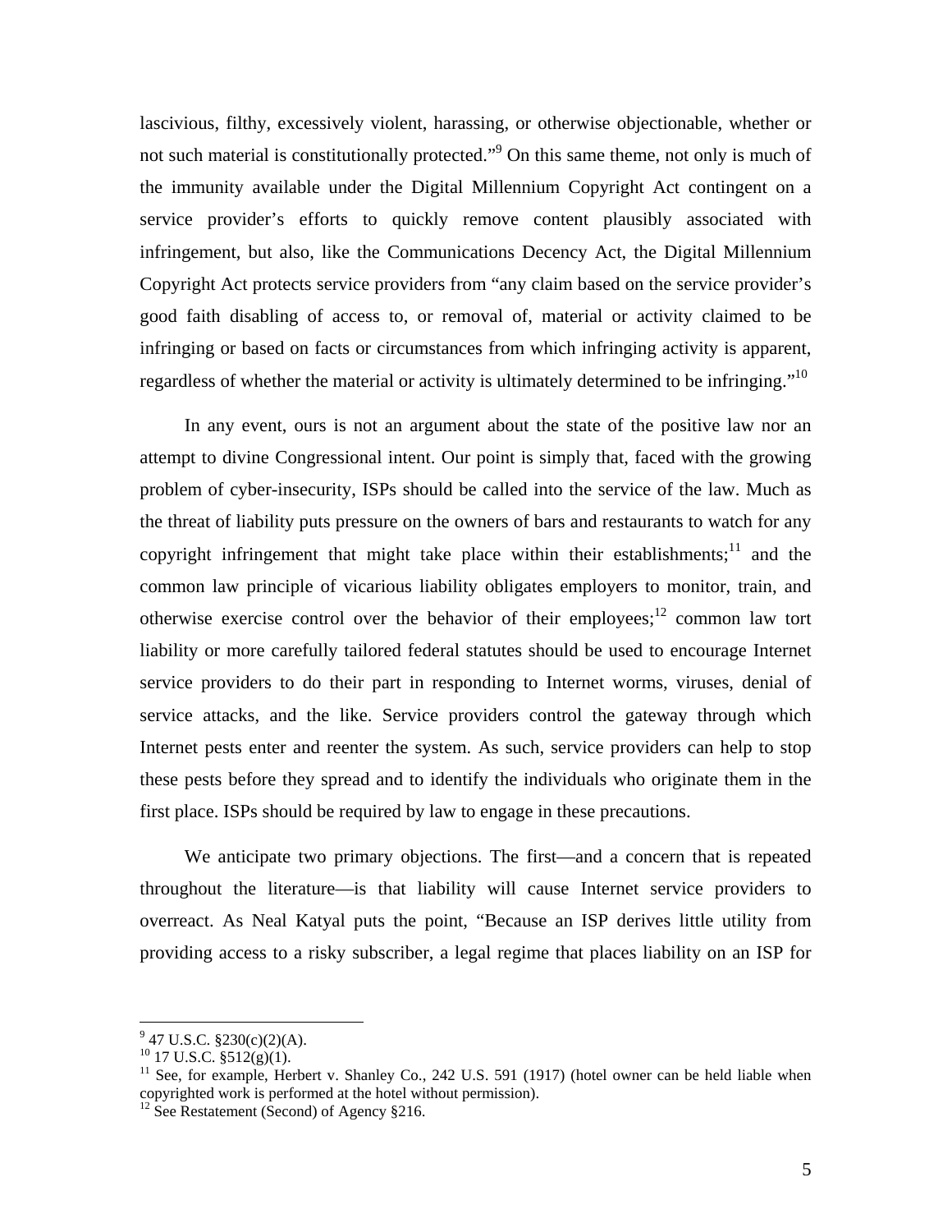lascivious, filthy, excessively violent, harassing, or otherwise objectionable, whether or not such material is constitutionally protected."[9] On this same theme, not only is much of the immunity available under the Digital Millennium Copyright Act contingent on a service provider's efforts to quickly remove content plausibly associated with infringement, but also, like the Communications Decency Act, the Digital Millennium Copyright Act protects service providers from "any claim based on the service provider's good faith disabling of access to, or removal of, material or activity claimed to be infringing or based on facts or circumstances from which infringing activity is apparent, regardless of whether the material or activity is ultimately determined to be infringing."[10]

In any event, ours is not an argument about the state of the positive law nor an attempt to divine Congressional intent. Our point is simply that, faced with the growing problem of cyber-insecurity, ISPs should be called into the service of the law. Much as the threat of liability puts pressure on the owners of bars and restaurants to watch for any copyright infringement that might take place within their establishments;[11] and the common law principle of vicarious liability obligates employers to monitor, train, and otherwise exercise control over the behavior of their employees;[12] common law tort liability or more carefully tailored federal statutes should be used to encourage Internet service providers to do their part in responding to Internet worms, viruses, denial of service attacks, and the like. Service providers control the gateway through which Internet pests enter and reenter the system. As such, service providers can help to stop these pests before they spread and to identify the individuals who originate them in the first place. ISPs should be required by law to engage in these precautions.

We anticipate two primary objections. The first—and a concern that is repeated throughout the literature—is that liability will cause Internet service providers to overreact. As Neal Katyal puts the point, "Because an ISP derives little utility from providing access to a risky subscriber, a legal regime that places liability on an ISP for

---

[9] 47 U.S.C. §230(c)(2)(A).

[10] 17 U.S.C. §512(g)(1).

[11] See, for example, Herbert v. Shanley Co., 242 U.S. 591 (1917) (hotel owner can be held liable when copyrighted work is performed at the hotel without permission).

[12] See Restatement (Second) of Agency §216.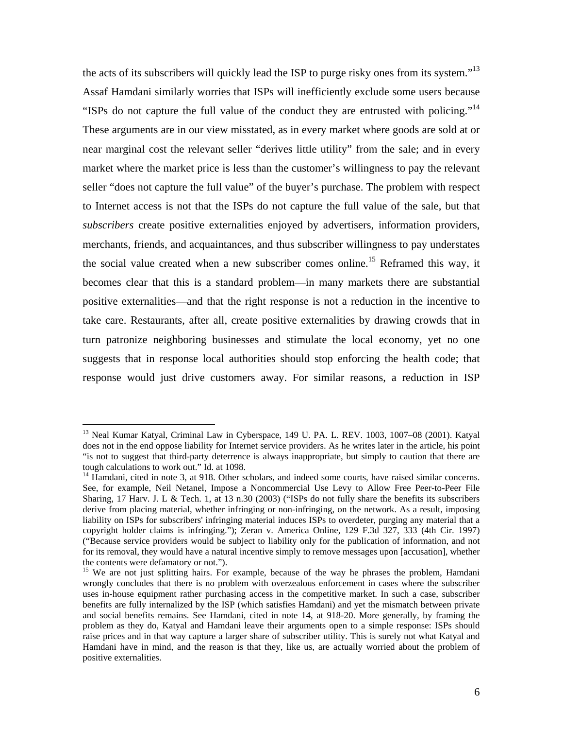the acts of its subscribers will quickly lead the ISP to purge risky ones from its system."[13] Assaf Hamdani similarly worries that ISPs will inefficiently exclude some users because "ISPs do not capture the full value of the conduct they are entrusted with policing."[14] These arguments are in our view misstated, as in every market where goods are sold at or near marginal cost the relevant seller "derives little utility" from the sale; and in every market where the market price is less than the customer's willingness to pay the relevant seller "does not capture the full value" of the buyer's purchase. The problem with respect to Internet access is not that the ISPs do not capture the full value of the sale, but that *subscribers* create positive externalities enjoyed by advertisers, information providers, merchants, friends, and acquaintances, and thus subscriber willingness to pay understates the social value created when a new subscriber comes online.[15] Reframed this way, it becomes clear that this is a standard problem—in many markets there are substantial positive externalities—and that the right response is not a reduction in the incentive to take care. Restaurants, after all, create positive externalities by drawing crowds that in turn patronize neighboring businesses and stimulate the local economy, yet no one suggests that in response local authorities should stop enforcing the health code; that response would just drive customers away. For similar reasons, a reduction in ISP

---

[13] Neal Kumar Katyal, Criminal Law in Cyberspace, 149 U. PA. L. REV. 1003, 1007–08 (2001). Katyal does not in the end oppose liability for Internet service providers. As he writes later in the article, his point "is not to suggest that third-party deterrence is always inappropriate, but simply to caution that there are tough calculations to work out." Id. at 1098.

[14] Hamdani, cited in note 3, at 918. Other scholars, and indeed some courts, have raised similar concerns. See, for example, Neil Netanel, Impose a Noncommercial Use Levy to Allow Free Peer-to-Peer File Sharing, 17 Harv. J. L & Tech. 1, at 13 n.30 (2003) ("ISPs do not fully share the benefits its subscribers derive from placing material, whether infringing or non-infringing, on the network. As a result, imposing liability on ISPs for subscribers' infringing material induces ISPs to overdeter, purging any material that a copyright holder claims is infringing."); Zeran v. America Online, 129 F.3d 327, 333 (4th Cir. 1997) ("Because service providers would be subject to liability only for the publication of information, and not for its removal, they would have a natural incentive simply to remove messages upon [accusation], whether the contents were defamatory or not.").

[15] We are not just splitting hairs. For example, because of the way he phrases the problem, Hamdani wrongly concludes that there is no problem with overzealous enforcement in cases where the subscriber uses in-house equipment rather purchasing access in the competitive market. In such a case, subscriber benefits are fully internalized by the ISP (which satisfies Hamdani) and yet the mismatch between private and social benefits remains. See Hamdani, cited in note 14, at 918-20. More generally, by framing the problem as they do, Katyal and Hamdani leave their arguments open to a simple response: ISPs should raise prices and in that way capture a larger share of subscriber utility. This is surely not what Katyal and Hamdani have in mind, and the reason is that they, like us, are actually worried about the problem of positive externalities.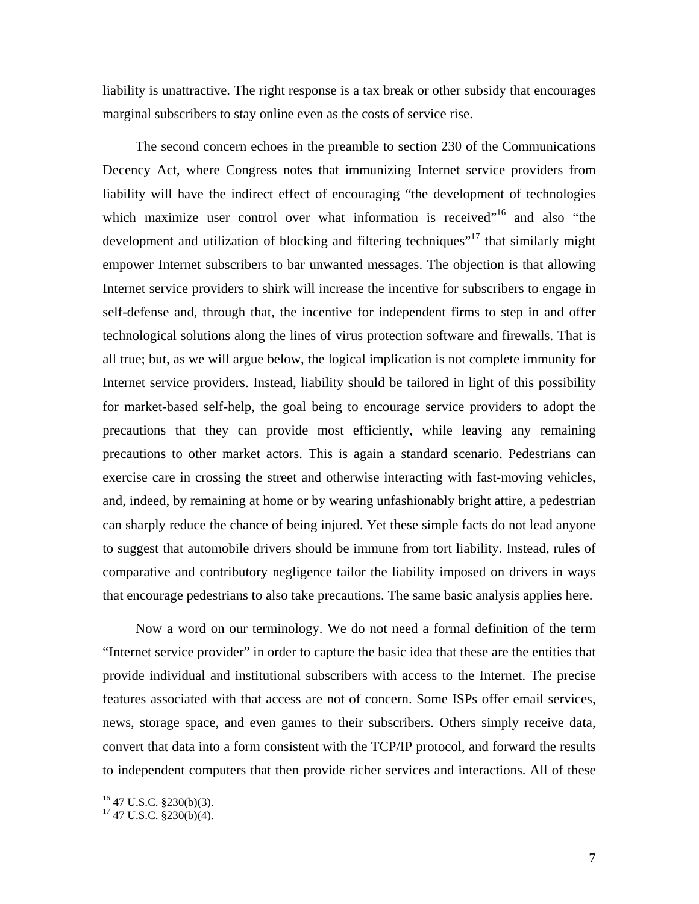liability is unattractive. The right response is a tax break or other subsidy that encourages marginal subscribers to stay online even as the costs of service rise.

The second concern echoes in the preamble to section 230 of the Communications Decency Act, where Congress notes that immunizing Internet service providers from liability will have the indirect effect of encouraging "the development of technologies which maximize user control over what information is received"[16] and also "the development and utilization of blocking and filtering techniques"[17] that similarly might empower Internet subscribers to bar unwanted messages. The objection is that allowing Internet service providers to shirk will increase the incentive for subscribers to engage in self-defense and, through that, the incentive for independent firms to step in and offer technological solutions along the lines of virus protection software and firewalls. That is all true; but, as we will argue below, the logical implication is not complete immunity for Internet service providers. Instead, liability should be tailored in light of this possibility for market-based self-help, the goal being to encourage service providers to adopt the precautions that they can provide most efficiently, while leaving any remaining precautions to other market actors. This is again a standard scenario. Pedestrians can exercise care in crossing the street and otherwise interacting with fast-moving vehicles, and, indeed, by remaining at home or by wearing unfashionably bright attire, a pedestrian can sharply reduce the chance of being injured. Yet these simple facts do not lead anyone to suggest that automobile drivers should be immune from tort liability. Instead, rules of comparative and contributory negligence tailor the liability imposed on drivers in ways that encourage pedestrians to also take precautions. The same basic analysis applies here.

Now a word on our terminology. We do not need a formal definition of the term "Internet service provider" in order to capture the basic idea that these are the entities that provide individual and institutional subscribers with access to the Internet. The precise features associated with that access are not of concern. Some ISPs offer email services, news, storage space, and even games to their subscribers. Others simply receive data, convert that data into a form consistent with the TCP/IP protocol, and forward the results to independent computers that then provide richer services and interactions. All of these

---

[16] 47 U.S.C. §230(b)(3).

[17] 47 U.S.C. §230(b)(4).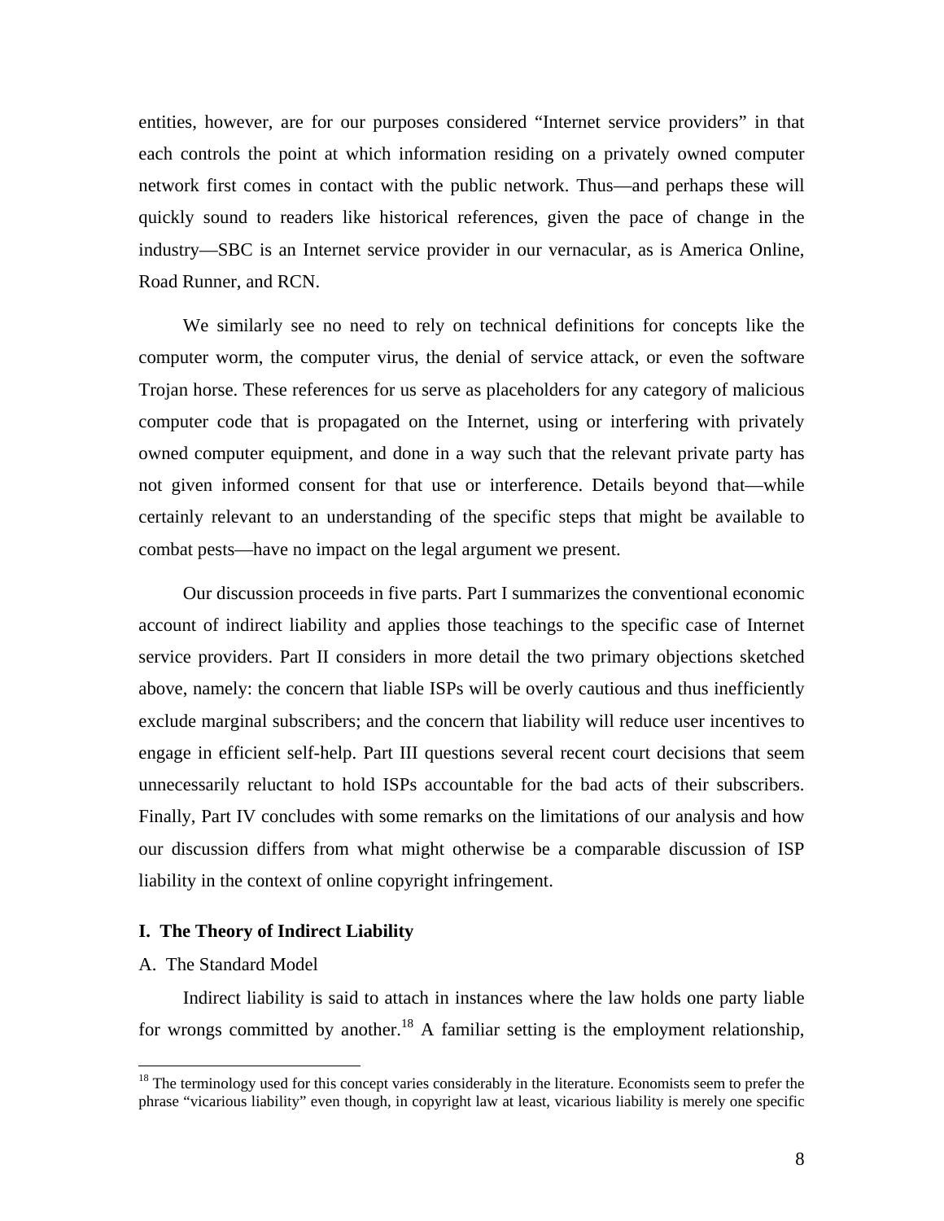entities, however, are for our purposes considered "Internet service providers" in that each controls the point at which information residing on a privately owned computer network first comes in contact with the public network. Thus—and perhaps these will quickly sound to readers like historical references, given the pace of change in the industry—SBC is an Internet service provider in our vernacular, as is America Online, Road Runner, and RCN.

We similarly see no need to rely on technical definitions for concepts like the computer worm, the computer virus, the denial of service attack, or even the software Trojan horse. These references for us serve as placeholders for any category of malicious computer code that is propagated on the Internet, using or interfering with privately owned computer equipment, and done in a way such that the relevant private party has not given informed consent for that use or interference. Details beyond that—while certainly relevant to an understanding of the specific steps that might be available to combat pests—have no impact on the legal argument we present.

Our discussion proceeds in five parts. Part I summarizes the conventional economic account of indirect liability and applies those teachings to the specific case of Internet service providers. Part II considers in more detail the two primary objections sketched above, namely: the concern that liable ISPs will be overly cautious and thus inefficiently exclude marginal subscribers; and the concern that liability will reduce user incentives to engage in efficient self-help. Part III questions several recent court decisions that seem unnecessarily reluctant to hold ISPs accountable for the bad acts of their subscribers. Finally, Part IV concludes with some remarks on the limitations of our analysis and how our discussion differs from what might otherwise be a comparable discussion of ISP liability in the context of online copyright infringement.

## I. The Theory of Indirect Liability

### A. The Standard Model

Indirect liability is said to attach in instances where the law holds one party liable for wrongs committed by another.[18] A familiar setting is the employment relationship,

[18] The terminology used for this concept varies considerably in the literature. Economists seem to prefer the phrase "vicarious liability" even though, in copyright law at least, vicarious liability is merely one specific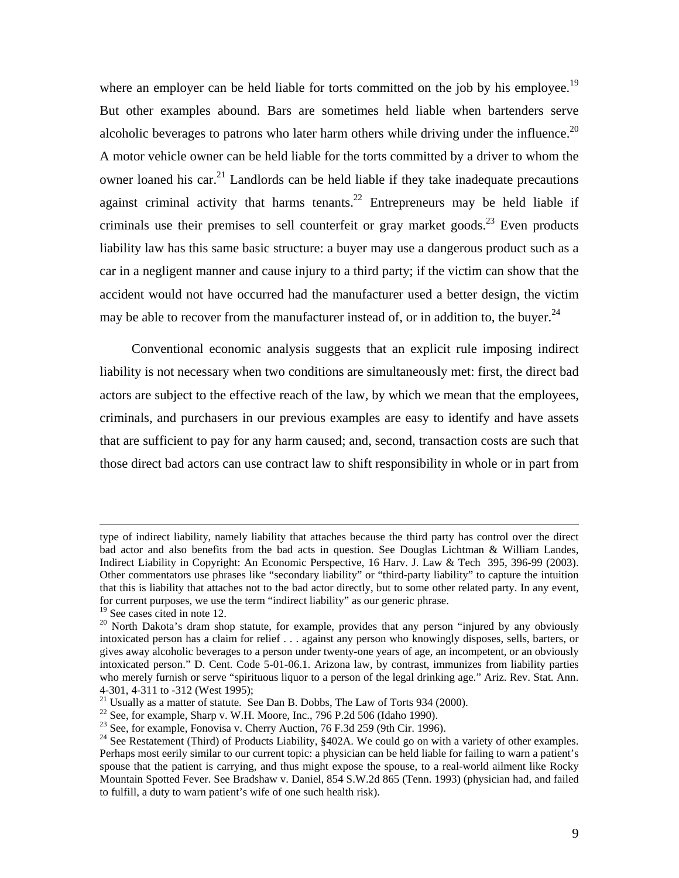where an employer can be held liable for torts committed on the job by his employee.[19] But other examples abound. Bars are sometimes held liable when bartenders serve alcoholic beverages to patrons who later harm others while driving under the influence.[20] A motor vehicle owner can be held liable for the torts committed by a driver to whom the owner loaned his car.[21] Landlords can be held liable if they take inadequate precautions against criminal activity that harms tenants.[22] Entrepreneurs may be held liable if criminals use their premises to sell counterfeit or gray market goods.[23] Even products liability law has this same basic structure: a buyer may use a dangerous product such as a car in a negligent manner and cause injury to a third party; if the victim can show that the accident would not have occurred had the manufacturer used a better design, the victim may be able to recover from the manufacturer instead of, or in addition to, the buyer.[24]

Conventional economic analysis suggests that an explicit rule imposing indirect liability is not necessary when two conditions are simultaneously met: first, the direct bad actors are subject to the effective reach of the law, by which we mean that the employees, criminals, and purchasers in our previous examples are easy to identify and have assets that are sufficient to pay for any harm caused; and, second, transaction costs are such that those direct bad actors can use contract law to shift responsibility in whole or in part from

---

type of indirect liability, namely liability that attaches because the third party has control over the direct bad actor and also benefits from the bad acts in question. See Douglas Lichtman & William Landes, Indirect Liability in Copyright: An Economic Perspective, 16 Harv. J. Law & Tech 395, 396-99 (2003). Other commentators use phrases like "secondary liability" or "third-party liability" to capture the intuition that this is liability that attaches not to the bad actor directly, but to some other related party. In any event, for current purposes, we use the term "indirect liability" as our generic phrase.

[19] See cases cited in note 12.

[20] North Dakota's dram shop statute, for example, provides that any person "injured by any obviously intoxicated person has a claim for relief . . . against any person who knowingly disposes, sells, barters, or gives away alcoholic beverages to a person under twenty-one years of age, an incompetent, or an obviously intoxicated person." D. Cent. Code 5-01-06.1. Arizona law, by contrast, immunizes from liability parties who merely furnish or serve "spirituous liquor to a person of the legal drinking age." Ariz. Rev. Stat. Ann. 4-301, 4-311 to -312 (West 1995);

[21] Usually as a matter of statute. See Dan B. Dobbs, The Law of Torts 934 (2000).

[22] See, for example, Sharp v. W.H. Moore, Inc., 796 P.2d 506 (Idaho 1990).

[23] See, for example, Fonovisa v. Cherry Auction, 76 F.3d 259 (9th Cir. 1996).

[24] See Restatement (Third) of Products Liability, §402A. We could go on with a variety of other examples. Perhaps most eerily similar to our current topic: a physician can be held liable for failing to warn a patient's spouse that the patient is carrying, and thus might expose the spouse, to a real-world ailment like Rocky Mountain Spotted Fever. See Bradshaw v. Daniel, 854 S.W.2d 865 (Tenn. 1993) (physician had, and failed to fulfill, a duty to warn patient's wife of one such health risk).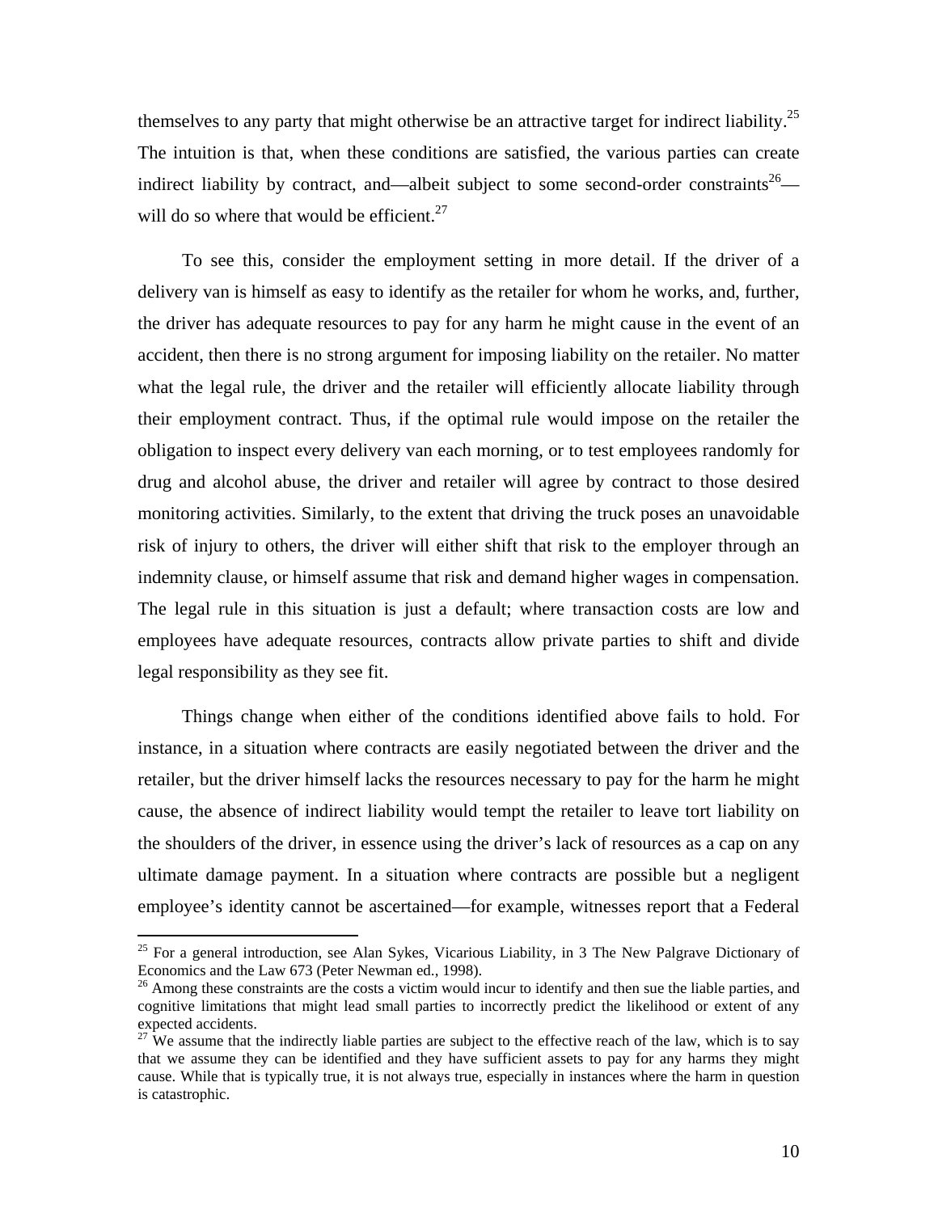themselves to any party that might otherwise be an attractive target for indirect liability.[25] The intuition is that, when these conditions are satisfied, the various parties can create indirect liability by contract, and—albeit subject to some second-order constraints[26]—will do so where that would be efficient.[27]

To see this, consider the employment setting in more detail. If the driver of a delivery van is himself as easy to identify as the retailer for whom he works, and, further, the driver has adequate resources to pay for any harm he might cause in the event of an accident, then there is no strong argument for imposing liability on the retailer. No matter what the legal rule, the driver and the retailer will efficiently allocate liability through their employment contract. Thus, if the optimal rule would impose on the retailer the obligation to inspect every delivery van each morning, or to test employees randomly for drug and alcohol abuse, the driver and retailer will agree by contract to those desired monitoring activities. Similarly, to the extent that driving the truck poses an unavoidable risk of injury to others, the driver will either shift that risk to the employer through an indemnity clause, or himself assume that risk and demand higher wages in compensation. The legal rule in this situation is just a default; where transaction costs are low and employees have adequate resources, contracts allow private parties to shift and divide legal responsibility as they see fit.

Things change when either of the conditions identified above fails to hold. For instance, in a situation where contracts are easily negotiated between the driver and the retailer, but the driver himself lacks the resources necessary to pay for the harm he might cause, the absence of indirect liability would tempt the retailer to leave tort liability on the shoulders of the driver, in essence using the driver's lack of resources as a cap on any ultimate damage payment. In a situation where contracts are possible but a negligent employee's identity cannot be ascertained—for example, witnesses report that a Federal

---

[25] For a general introduction, see Alan Sykes, Vicarious Liability, in 3 The New Palgrave Dictionary of Economics and the Law 673 (Peter Newman ed., 1998).

[26] Among these constraints are the costs a victim would incur to identify and then sue the liable parties, and cognitive limitations that might lead small parties to incorrectly predict the likelihood or extent of any expected accidents.

[27] We assume that the indirectly liable parties are subject to the effective reach of the law, which is to say that we assume they can be identified and they have sufficient assets to pay for any harms they might cause. While that is typically true, it is not always true, especially in instances where the harm in question is catastrophic.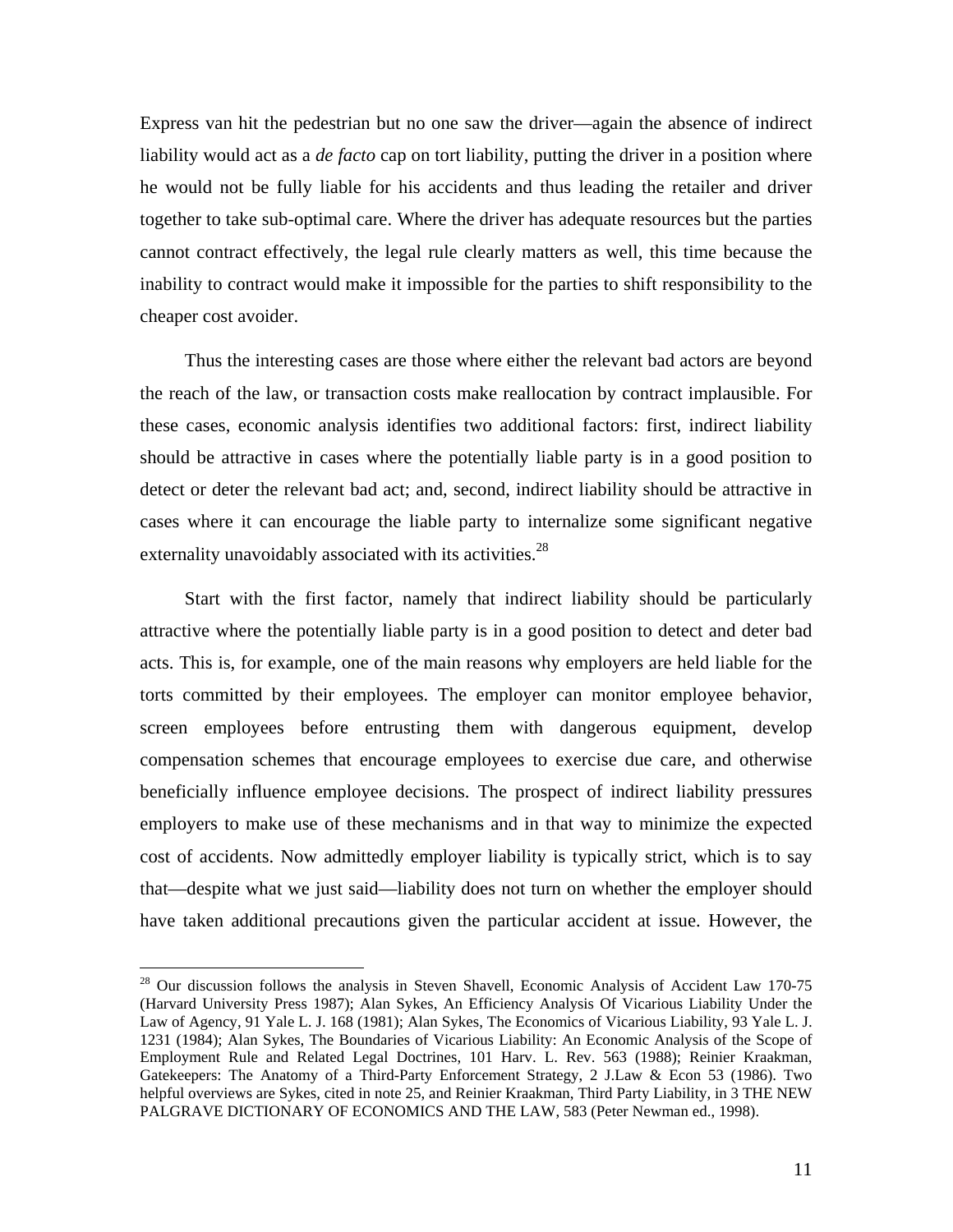Express van hit the pedestrian but no one saw the driver—again the absence of indirect liability would act as a *de facto* cap on tort liability, putting the driver in a position where he would not be fully liable for his accidents and thus leading the retailer and driver together to take sub-optimal care. Where the driver has adequate resources but the parties cannot contract effectively, the legal rule clearly matters as well, this time because the inability to contract would make it impossible for the parties to shift responsibility to the cheaper cost avoider.

Thus the interesting cases are those where either the relevant bad actors are beyond the reach of the law, or transaction costs make reallocation by contract implausible. For these cases, economic analysis identifies two additional factors: first, indirect liability should be attractive in cases where the potentially liable party is in a good position to detect or deter the relevant bad act; and, second, indirect liability should be attractive in cases where it can encourage the liable party to internalize some significant negative externality unavoidably associated with its activities.[28]

Start with the first factor, namely that indirect liability should be particularly attractive where the potentially liable party is in a good position to detect and deter bad acts. This is, for example, one of the main reasons why employers are held liable for the torts committed by their employees. The employer can monitor employee behavior, screen employees before entrusting them with dangerous equipment, develop compensation schemes that encourage employees to exercise due care, and otherwise beneficially influence employee decisions. The prospect of indirect liability pressures employers to make use of these mechanisms and in that way to minimize the expected cost of accidents. Now admittedly employer liability is typically strict, which is to say that—despite what we just said—liability does not turn on whether the employer should have taken additional precautions given the particular accident at issue. However, the

---

[28] Our discussion follows the analysis in Steven Shavell, Economic Analysis of Accident Law 170-75 (Harvard University Press 1987); Alan Sykes, An Efficiency Analysis Of Vicarious Liability Under the Law of Agency, 91 Yale L. J. 168 (1981); Alan Sykes, The Economics of Vicarious Liability, 93 Yale L. J. 1231 (1984); Alan Sykes, The Boundaries of Vicarious Liability: An Economic Analysis of the Scope of Employment Rule and Related Legal Doctrines, 101 Harv. L. Rev. 563 (1988); Reinier Kraakman, Gatekeepers: The Anatomy of a Third-Party Enforcement Strategy, 2 J.Law & Econ 53 (1986). Two helpful overviews are Sykes, cited in note 25, and Reinier Kraakman, Third Party Liability, in 3 THE NEW PALGRAVE DICTIONARY OF ECONOMICS AND THE LAW, 583 (Peter Newman ed., 1998).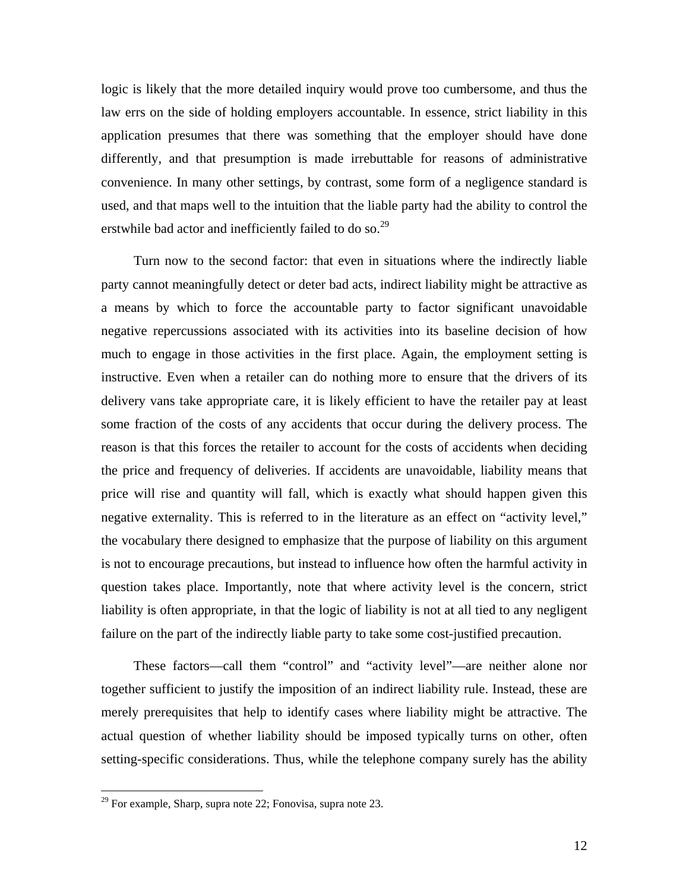logic is likely that the more detailed inquiry would prove too cumbersome, and thus the law errs on the side of holding employers accountable. In essence, strict liability in this application presumes that there was something that the employer should have done differently, and that presumption is made irrebuttable for reasons of administrative convenience. In many other settings, by contrast, some form of a negligence standard is used, and that maps well to the intuition that the liable party had the ability to control the erstwhile bad actor and inefficiently failed to do so.[29]

Turn now to the second factor: that even in situations where the indirectly liable party cannot meaningfully detect or deter bad acts, indirect liability might be attractive as a means by which to force the accountable party to factor significant unavoidable negative repercussions associated with its activities into its baseline decision of how much to engage in those activities in the first place. Again, the employment setting is instructive. Even when a retailer can do nothing more to ensure that the drivers of its delivery vans take appropriate care, it is likely efficient to have the retailer pay at least some fraction of the costs of any accidents that occur during the delivery process. The reason is that this forces the retailer to account for the costs of accidents when deciding the price and frequency of deliveries. If accidents are unavoidable, liability means that price will rise and quantity will fall, which is exactly what should happen given this negative externality. This is referred to in the literature as an effect on "activity level," the vocabulary there designed to emphasize that the purpose of liability on this argument is not to encourage precautions, but instead to influence how often the harmful activity in question takes place. Importantly, note that where activity level is the concern, strict liability is often appropriate, in that the logic of liability is not at all tied to any negligent failure on the part of the indirectly liable party to take some cost-justified precaution.

These factors—call them "control" and "activity level"—are neither alone nor together sufficient to justify the imposition of an indirect liability rule. Instead, these are merely prerequisites that help to identify cases where liability might be attractive. The actual question of whether liability should be imposed typically turns on other, often setting-specific considerations. Thus, while the telephone company surely has the ability

[29] For example, Sharp, supra note 22; Fonovisa, supra note 23.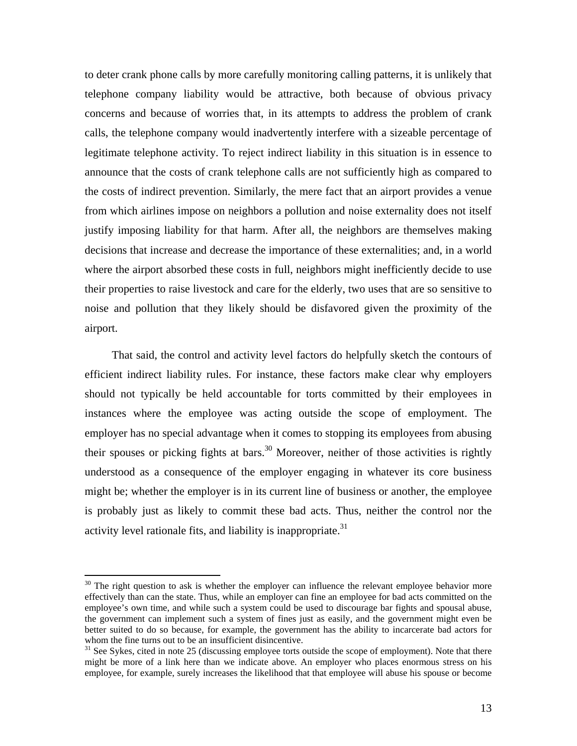to deter crank phone calls by more carefully monitoring calling patterns, it is unlikely that telephone company liability would be attractive, both because of obvious privacy concerns and because of worries that, in its attempts to address the problem of crank calls, the telephone company would inadvertently interfere with a sizeable percentage of legitimate telephone activity. To reject indirect liability in this situation is in essence to announce that the costs of crank telephone calls are not sufficiently high as compared to the costs of indirect prevention. Similarly, the mere fact that an airport provides a venue from which airlines impose on neighbors a pollution and noise externality does not itself justify imposing liability for that harm. After all, the neighbors are themselves making decisions that increase and decrease the importance of these externalities; and, in a world where the airport absorbed these costs in full, neighbors might inefficiently decide to use their properties to raise livestock and care for the elderly, two uses that are so sensitive to noise and pollution that they likely should be disfavored given the proximity of the airport.

That said, the control and activity level factors do helpfully sketch the contours of efficient indirect liability rules. For instance, these factors make clear why employers should not typically be held accountable for torts committed by their employees in instances where the employee was acting outside the scope of employment. The employer has no special advantage when it comes to stopping its employees from abusing their spouses or picking fights at bars.[30] Moreover, neither of those activities is rightly understood as a consequence of the employer engaging in whatever its core business might be; whether the employer is in its current line of business or another, the employee is probably just as likely to commit these bad acts. Thus, neither the control nor the activity level rationale fits, and liability is inappropriate.[31]

---

[30] The right question to ask is whether the employer can influence the relevant employee behavior more effectively than can the state. Thus, while an employer can fine an employee for bad acts committed on the employee's own time, and while such a system could be used to discourage bar fights and spousal abuse, the government can implement such a system of fines just as easily, and the government might even be better suited to do so because, for example, the government has the ability to incarcerate bad actors for whom the fine turns out to be an insufficient disincentive.

[31] See Sykes, cited in note 25 (discussing employee torts outside the scope of employment). Note that there might be more of a link here than we indicate above. An employer who places enormous stress on his employee, for example, surely increases the likelihood that that employee will abuse his spouse or become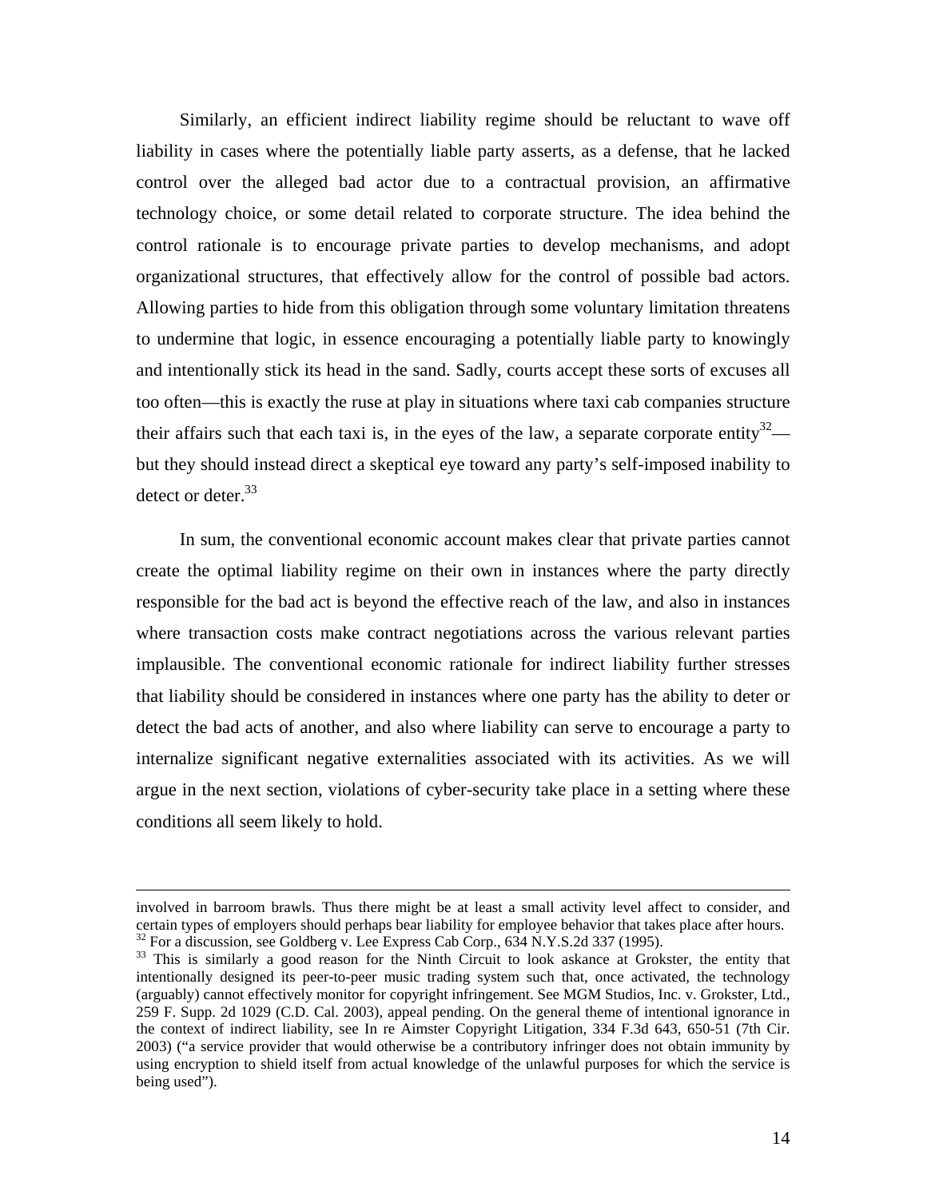Similarly, an efficient indirect liability regime should be reluctant to wave off liability in cases where the potentially liable party asserts, as a defense, that he lacked control over the alleged bad actor due to a contractual provision, an affirmative technology choice, or some detail related to corporate structure. The idea behind the control rationale is to encourage private parties to develop mechanisms, and adopt organizational structures, that effectively allow for the control of possible bad actors. Allowing parties to hide from this obligation through some voluntary limitation threatens to undermine that logic, in essence encouraging a potentially liable party to knowingly and intentionally stick its head in the sand. Sadly, courts accept these sorts of excuses all too often—this is exactly the ruse at play in situations where taxi cab companies structure their affairs such that each taxi is, in the eyes of the law, a separate corporate entity[32]—but they should instead direct a skeptical eye toward any party's self-imposed inability to detect or deter.[33]

In sum, the conventional economic account makes clear that private parties cannot create the optimal liability regime on their own in instances where the party directly responsible for the bad act is beyond the effective reach of the law, and also in instances where transaction costs make contract negotiations across the various relevant parties implausible. The conventional economic rationale for indirect liability further stresses that liability should be considered in instances where one party has the ability to deter or detect the bad acts of another, and also where liability can serve to encourage a party to internalize significant negative externalities associated with its activities. As we will argue in the next section, violations of cyber-security take place in a setting where these conditions all seem likely to hold.

---

involved in barroom brawls. Thus there might be at least a small activity level affect to consider, and certain types of employers should perhaps bear liability for employee behavior that takes place after hours.

[32] For a discussion, see Goldberg v. Lee Express Cab Corp., 634 N.Y.S.2d 337 (1995).

[33] This is similarly a good reason for the Ninth Circuit to look askance at Grokster, the entity that intentionally designed its peer-to-peer music trading system such that, once activated, the technology (arguably) cannot effectively monitor for copyright infringement. See MGM Studios, Inc. v. Grokster, Ltd., 259 F. Supp. 2d 1029 (C.D. Cal. 2003), appeal pending. On the general theme of intentional ignorance in the context of indirect liability, see In re Aimster Copyright Litigation, 334 F.3d 643, 650-51 (7th Cir. 2003) ("a service provider that would otherwise be a contributory infringer does not obtain immunity by using encryption to shield itself from actual knowledge of the unlawful purposes for which the service is being used").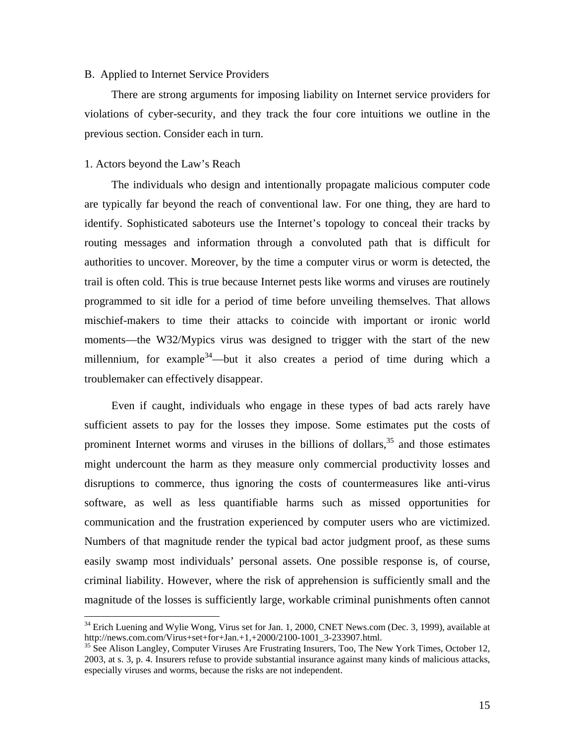B. Applied to Internet Service Providers

There are strong arguments for imposing liability on Internet service providers for violations of cyber-security, and they track the four core intuitions we outline in the previous section. Consider each in turn.

1. Actors beyond the Law's Reach

The individuals who design and intentionally propagate malicious computer code are typically far beyond the reach of conventional law. For one thing, they are hard to identify. Sophisticated saboteurs use the Internet's topology to conceal their tracks by routing messages and information through a convoluted path that is difficult for authorities to uncover. Moreover, by the time a computer virus or worm is detected, the trail is often cold. This is true because Internet pests like worms and viruses are routinely programmed to sit idle for a period of time before unveiling themselves. That allows mischief-makers to time their attacks to coincide with important or ironic world moments—the W32/Mypics virus was designed to trigger with the start of the new millennium, for example[34]—but it also creates a period of time during which a troublemaker can effectively disappear.

Even if caught, individuals who engage in these types of bad acts rarely have sufficient assets to pay for the losses they impose. Some estimates put the costs of prominent Internet worms and viruses in the billions of dollars,[35] and those estimates might undercount the harm as they measure only commercial productivity losses and disruptions to commerce, thus ignoring the costs of countermeasures like anti-virus software, as well as less quantifiable harms such as missed opportunities for communication and the frustration experienced by computer users who are victimized. Numbers of that magnitude render the typical bad actor judgment proof, as these sums easily swamp most individuals' personal assets. One possible response is, of course, criminal liability. However, where the risk of apprehension is sufficiently small and the magnitude of the losses is sufficiently large, workable criminal punishments often cannot

---

[34] Erich Luening and Wylie Wong, Virus set for Jan. 1, 2000, CNET News.com (Dec. 3, 1999), available at http://news.com.com/Virus+set+for+Jan.+1,+2000/2100-1001_3-233907.html.

[35] See Alison Langley, Computer Viruses Are Frustrating Insurers, Too, The New York Times, October 12, 2003, at s. 3, p. 4. Insurers refuse to provide substantial insurance against many kinds of malicious attacks, especially viruses and worms, because the risks are not independent.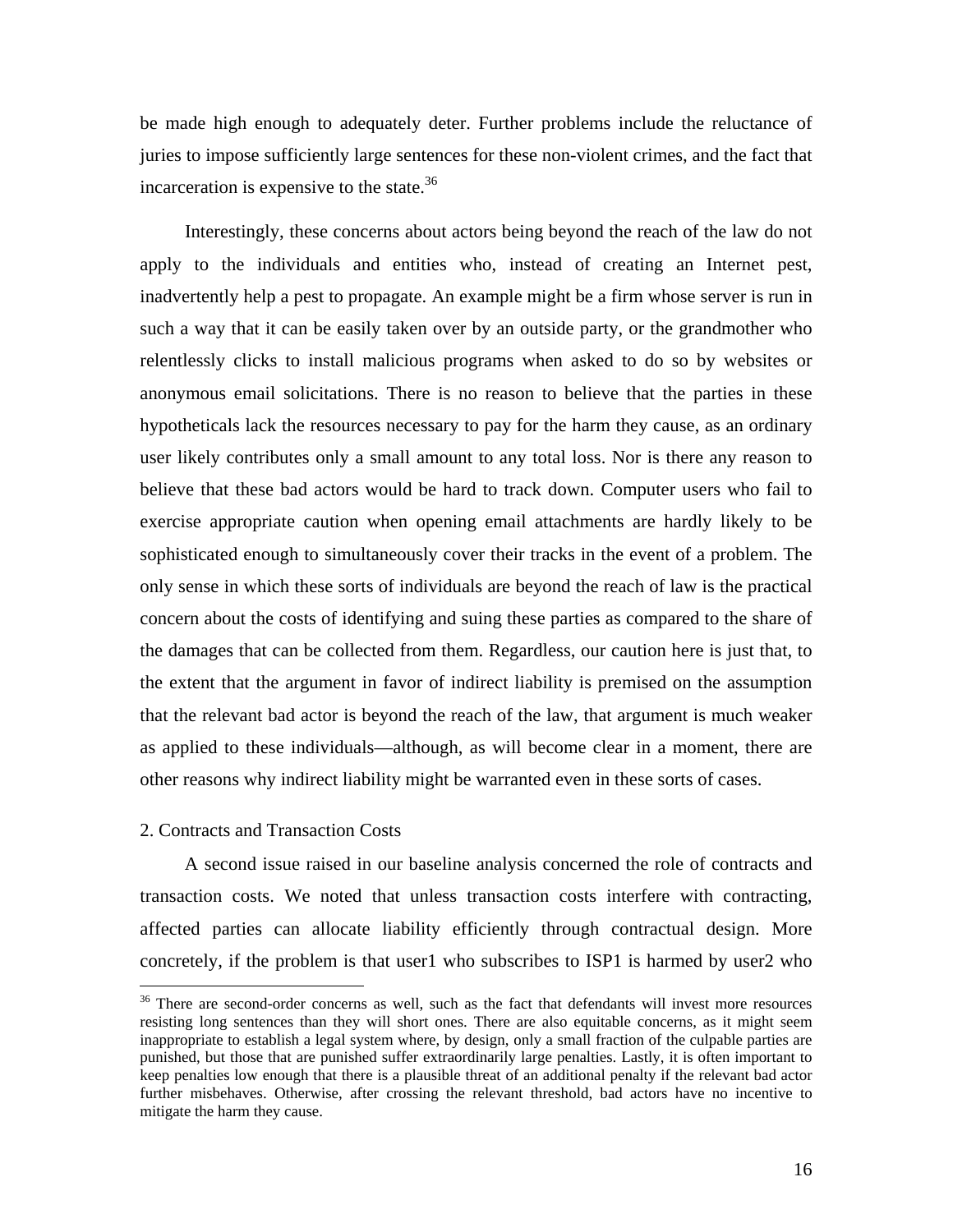be made high enough to adequately deter. Further problems include the reluctance of juries to impose sufficiently large sentences for these non-violent crimes, and the fact that incarceration is expensive to the state.[36]

Interestingly, these concerns about actors being beyond the reach of the law do not apply to the individuals and entities who, instead of creating an Internet pest, inadvertently help a pest to propagate. An example might be a firm whose server is run in such a way that it can be easily taken over by an outside party, or the grandmother who relentlessly clicks to install malicious programs when asked to do so by websites or anonymous email solicitations. There is no reason to believe that the parties in these hypotheticals lack the resources necessary to pay for the harm they cause, as an ordinary user likely contributes only a small amount to any total loss. Nor is there any reason to believe that these bad actors would be hard to track down. Computer users who fail to exercise appropriate caution when opening email attachments are hardly likely to be sophisticated enough to simultaneously cover their tracks in the event of a problem. The only sense in which these sorts of individuals are beyond the reach of law is the practical concern about the costs of identifying and suing these parties as compared to the share of the damages that can be collected from them. Regardless, our caution here is just that, to the extent that the argument in favor of indirect liability is premised on the assumption that the relevant bad actor is beyond the reach of the law, that argument is much weaker as applied to these individuals—although, as will become clear in a moment, there are other reasons why indirect liability might be warranted even in these sorts of cases.

2. Contracts and Transaction Costs

A second issue raised in our baseline analysis concerned the role of contracts and transaction costs. We noted that unless transaction costs interfere with contracting, affected parties can allocate liability efficiently through contractual design. More concretely, if the problem is that user1 who subscribes to ISP1 is harmed by user2 who

[36] There are second-order concerns as well, such as the fact that defendants will invest more resources resisting long sentences than they will short ones. There are also equitable concerns, as it might seem inappropriate to establish a legal system where, by design, only a small fraction of the culpable parties are punished, but those that are punished suffer extraordinarily large penalties. Lastly, it is often important to keep penalties low enough that there is a plausible threat of an additional penalty if the relevant bad actor further misbehaves. Otherwise, after crossing the relevant threshold, bad actors have no incentive to mitigate the harm they cause.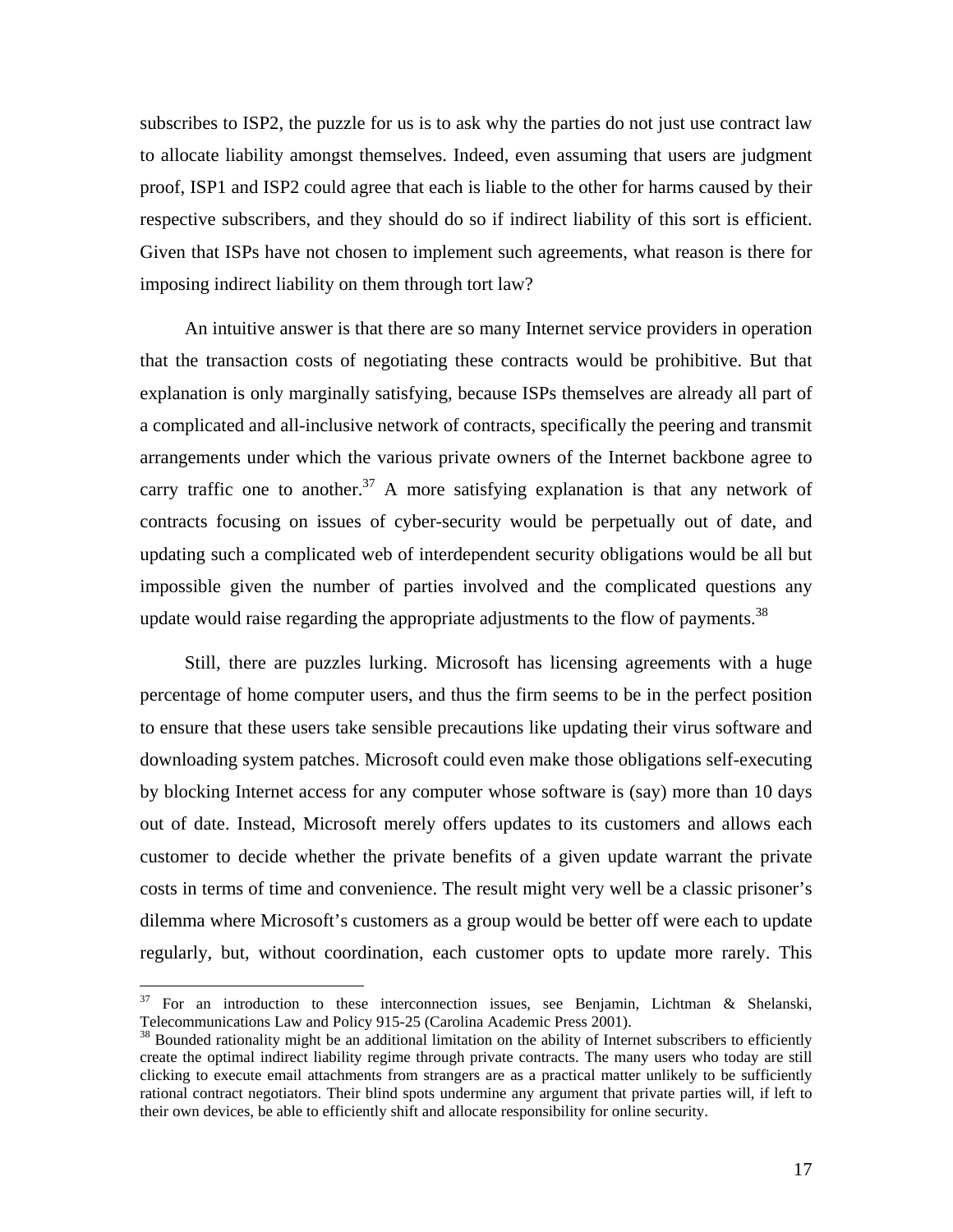subscribes to ISP2, the puzzle for us is to ask why the parties do not just use contract law to allocate liability amongst themselves. Indeed, even assuming that users are judgment proof, ISP1 and ISP2 could agree that each is liable to the other for harms caused by their respective subscribers, and they should do so if indirect liability of this sort is efficient. Given that ISPs have not chosen to implement such agreements, what reason is there for imposing indirect liability on them through tort law?

An intuitive answer is that there are so many Internet service providers in operation that the transaction costs of negotiating these contracts would be prohibitive. But that explanation is only marginally satisfying, because ISPs themselves are already all part of a complicated and all-inclusive network of contracts, specifically the peering and transmit arrangements under which the various private owners of the Internet backbone agree to carry traffic one to another.[37] A more satisfying explanation is that any network of contracts focusing on issues of cyber-security would be perpetually out of date, and updating such a complicated web of interdependent security obligations would be all but impossible given the number of parties involved and the complicated questions any update would raise regarding the appropriate adjustments to the flow of payments.[38]

Still, there are puzzles lurking. Microsoft has licensing agreements with a huge percentage of home computer users, and thus the firm seems to be in the perfect position to ensure that these users take sensible precautions like updating their virus software and downloading system patches. Microsoft could even make those obligations self-executing by blocking Internet access for any computer whose software is (say) more than 10 days out of date. Instead, Microsoft merely offers updates to its customers and allows each customer to decide whether the private benefits of a given update warrant the private costs in terms of time and convenience. The result might very well be a classic prisoner's dilemma where Microsoft's customers as a group would be better off were each to update regularly, but, without coordination, each customer opts to update more rarely. This

---

[37] For an introduction to these interconnection issues, see Benjamin, Lichtman & Shelanski, Telecommunications Law and Policy 915-25 (Carolina Academic Press 2001).

[38] Bounded rationality might be an additional limitation on the ability of Internet subscribers to efficiently create the optimal indirect liability regime through private contracts. The many users who today are still clicking to execute email attachments from strangers are as a practical matter unlikely to be sufficiently rational contract negotiators. Their blind spots undermine any argument that private parties will, if left to their own devices, be able to efficiently shift and allocate responsibility for online security.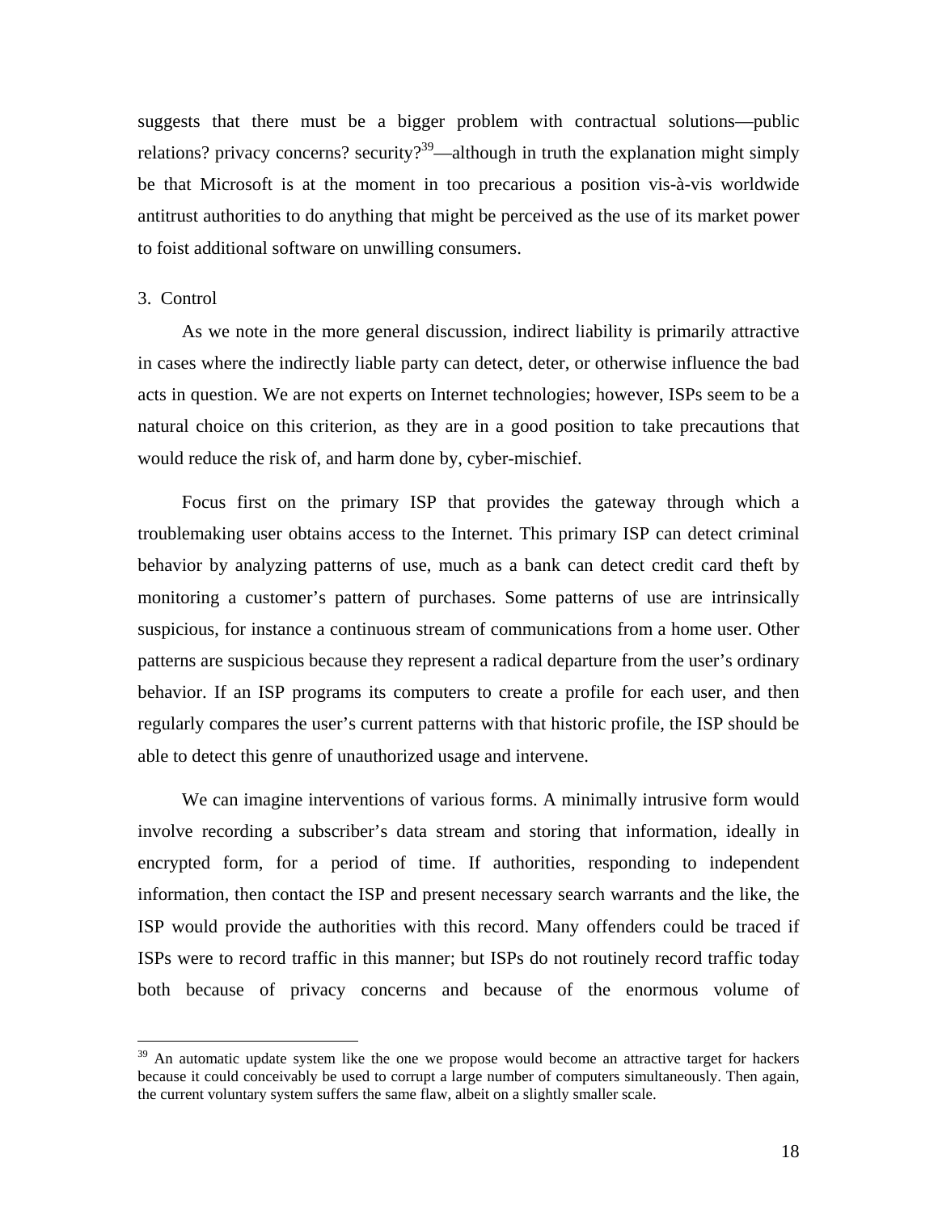suggests that there must be a bigger problem with contractual solutions—public relations? privacy concerns? security?[39]—although in truth the explanation might simply be that Microsoft is at the moment in too precarious a position vis-à-vis worldwide antitrust authorities to do anything that might be perceived as the use of its market power to foist additional software on unwilling consumers.

### 3. Control

As we note in the more general discussion, indirect liability is primarily attractive in cases where the indirectly liable party can detect, deter, or otherwise influence the bad acts in question. We are not experts on Internet technologies; however, ISPs seem to be a natural choice on this criterion, as they are in a good position to take precautions that would reduce the risk of, and harm done by, cyber-mischief.

Focus first on the primary ISP that provides the gateway through which a troublemaking user obtains access to the Internet. This primary ISP can detect criminal behavior by analyzing patterns of use, much as a bank can detect credit card theft by monitoring a customer's pattern of purchases. Some patterns of use are intrinsically suspicious, for instance a continuous stream of communications from a home user. Other patterns are suspicious because they represent a radical departure from the user's ordinary behavior. If an ISP programs its computers to create a profile for each user, and then regularly compares the user's current patterns with that historic profile, the ISP should be able to detect this genre of unauthorized usage and intervene.

We can imagine interventions of various forms. A minimally intrusive form would involve recording a subscriber's data stream and storing that information, ideally in encrypted form, for a period of time. If authorities, responding to independent information, then contact the ISP and present necessary search warrants and the like, the ISP would provide the authorities with this record. Many offenders could be traced if ISPs were to record traffic in this manner; but ISPs do not routinely record traffic today both because of privacy concerns and because of the enormous volume of

---

[39] An automatic update system like the one we propose would become an attractive target for hackers because it could conceivably be used to corrupt a large number of computers simultaneously. Then again, the current voluntary system suffers the same flaw, albeit on a slightly smaller scale.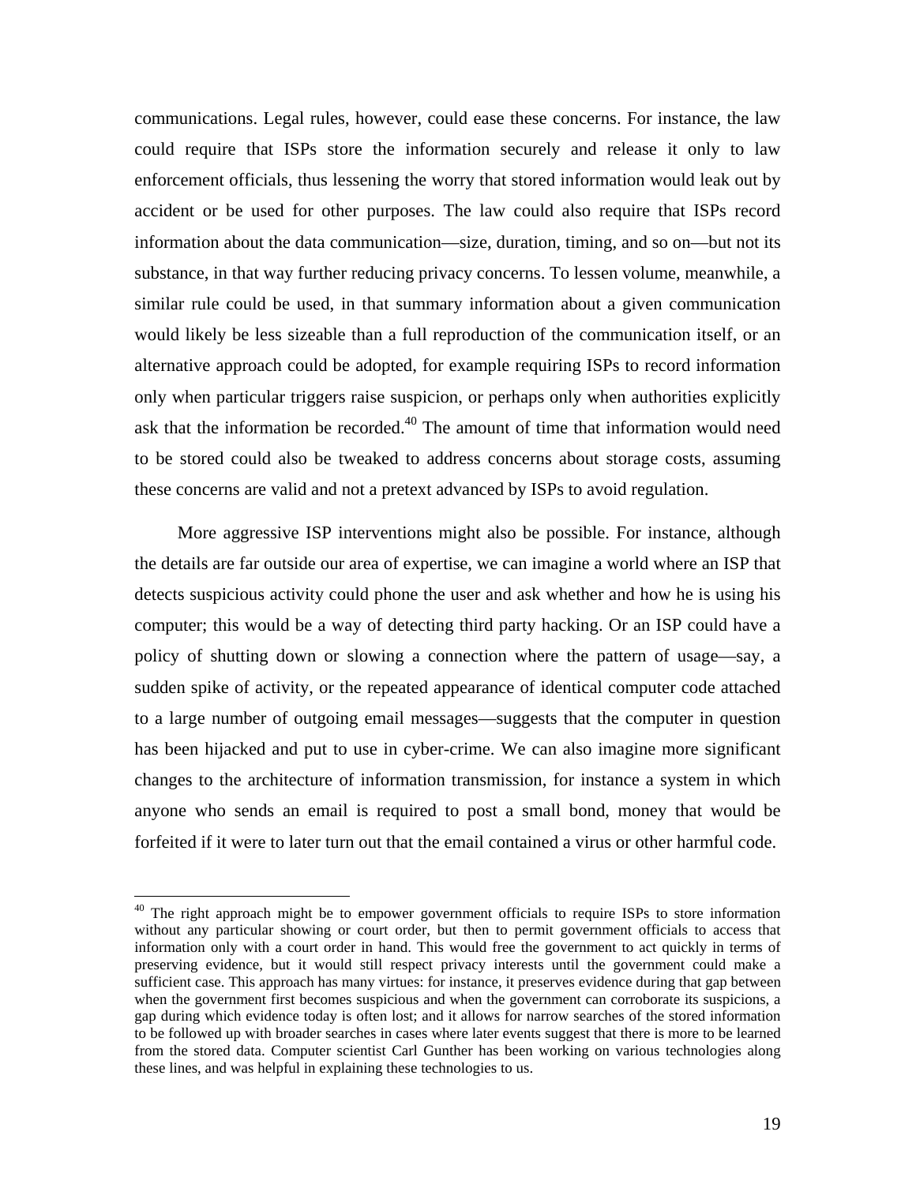communications. Legal rules, however, could ease these concerns. For instance, the law could require that ISPs store the information securely and release it only to law enforcement officials, thus lessening the worry that stored information would leak out by accident or be used for other purposes. The law could also require that ISPs record information about the data communication—size, duration, timing, and so on—but not its substance, in that way further reducing privacy concerns. To lessen volume, meanwhile, a similar rule could be used, in that summary information about a given communication would likely be less sizeable than a full reproduction of the communication itself, or an alternative approach could be adopted, for example requiring ISPs to record information only when particular triggers raise suspicion, or perhaps only when authorities explicitly ask that the information be recorded.[40] The amount of time that information would need to be stored could also be tweaked to address concerns about storage costs, assuming these concerns are valid and not a pretext advanced by ISPs to avoid regulation.

More aggressive ISP interventions might also be possible. For instance, although the details are far outside our area of expertise, we can imagine a world where an ISP that detects suspicious activity could phone the user and ask whether and how he is using his computer; this would be a way of detecting third party hacking. Or an ISP could have a policy of shutting down or slowing a connection where the pattern of usage—say, a sudden spike of activity, or the repeated appearance of identical computer code attached to a large number of outgoing email messages—suggests that the computer in question has been hijacked and put to use in cyber-crime. We can also imagine more significant changes to the architecture of information transmission, for instance a system in which anyone who sends an email is required to post a small bond, money that would be forfeited if it were to later turn out that the email contained a virus or other harmful code.

---

[40] The right approach might be to empower government officials to require ISPs to store information without any particular showing or court order, but then to permit government officials to access that information only with a court order in hand. This would free the government to act quickly in terms of preserving evidence, but it would still respect privacy interests until the government could make a sufficient case. This approach has many virtues: for instance, it preserves evidence during that gap between when the government first becomes suspicious and when the government can corroborate its suspicions, a gap during which evidence today is often lost; and it allows for narrow searches of the stored information to be followed up with broader searches in cases where later events suggest that there is more to be learned from the stored data. Computer scientist Carl Gunther has been working on various technologies along these lines, and was helpful in explaining these technologies to us.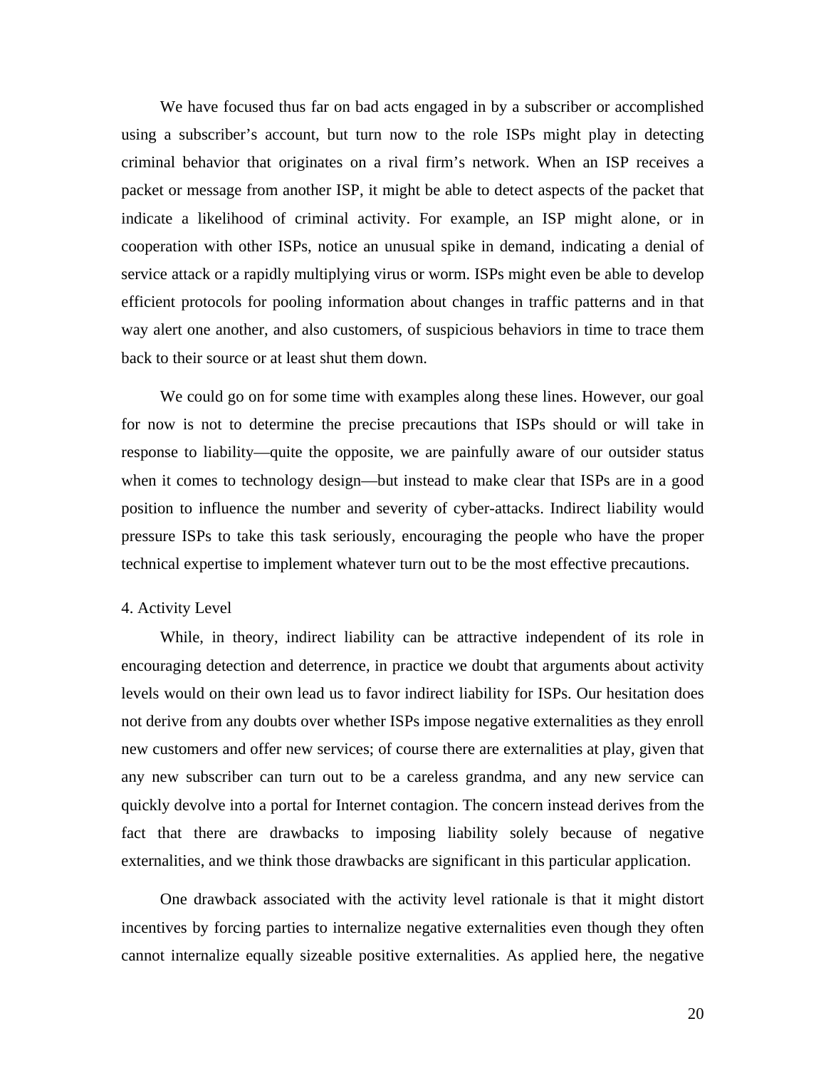We have focused thus far on bad acts engaged in by a subscriber or accomplished using a subscriber's account, but turn now to the role ISPs might play in detecting criminal behavior that originates on a rival firm's network. When an ISP receives a packet or message from another ISP, it might be able to detect aspects of the packet that indicate a likelihood of criminal activity. For example, an ISP might alone, or in cooperation with other ISPs, notice an unusual spike in demand, indicating a denial of service attack or a rapidly multiplying virus or worm. ISPs might even be able to develop efficient protocols for pooling information about changes in traffic patterns and in that way alert one another, and also customers, of suspicious behaviors in time to trace them back to their source or at least shut them down.

We could go on for some time with examples along these lines. However, our goal for now is not to determine the precise precautions that ISPs should or will take in response to liability—quite the opposite, we are painfully aware of our outsider status when it comes to technology design—but instead to make clear that ISPs are in a good position to influence the number and severity of cyber-attacks. Indirect liability would pressure ISPs to take this task seriously, encouraging the people who have the proper technical expertise to implement whatever turn out to be the most effective precautions.

4. Activity Level

While, in theory, indirect liability can be attractive independent of its role in encouraging detection and deterrence, in practice we doubt that arguments about activity levels would on their own lead us to favor indirect liability for ISPs. Our hesitation does not derive from any doubts over whether ISPs impose negative externalities as they enroll new customers and offer new services; of course there are externalities at play, given that any new subscriber can turn out to be a careless grandma, and any new service can quickly devolve into a portal for Internet contagion. The concern instead derives from the fact that there are drawbacks to imposing liability solely because of negative externalities, and we think those drawbacks are significant in this particular application.

One drawback associated with the activity level rationale is that it might distort incentives by forcing parties to internalize negative externalities even though they often cannot internalize equally sizeable positive externalities. As applied here, the negative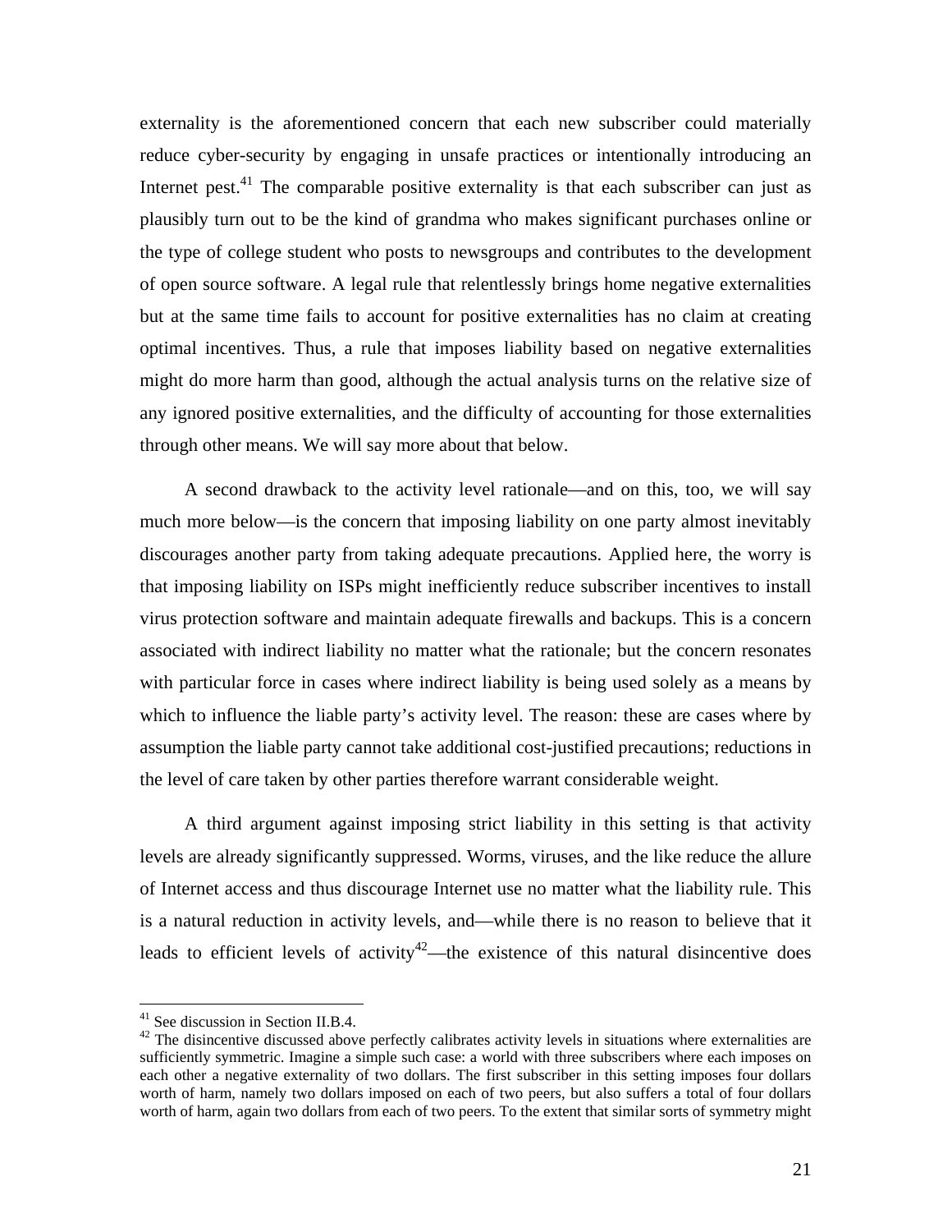externality is the aforementioned concern that each new subscriber could materially reduce cyber-security by engaging in unsafe practices or intentionally introducing an Internet pest.[41] The comparable positive externality is that each subscriber can just as plausibly turn out to be the kind of grandma who makes significant purchases online or the type of college student who posts to newsgroups and contributes to the development of open source software. A legal rule that relentlessly brings home negative externalities but at the same time fails to account for positive externalities has no claim at creating optimal incentives. Thus, a rule that imposes liability based on negative externalities might do more harm than good, although the actual analysis turns on the relative size of any ignored positive externalities, and the difficulty of accounting for those externalities through other means. We will say more about that below.

A second drawback to the activity level rationale—and on this, too, we will say much more below—is the concern that imposing liability on one party almost inevitably discourages another party from taking adequate precautions. Applied here, the worry is that imposing liability on ISPs might inefficiently reduce subscriber incentives to install virus protection software and maintain adequate firewalls and backups. This is a concern associated with indirect liability no matter what the rationale; but the concern resonates with particular force in cases where indirect liability is being used solely as a means by which to influence the liable party's activity level. The reason: these are cases where by assumption the liable party cannot take additional cost-justified precautions; reductions in the level of care taken by other parties therefore warrant considerable weight.

A third argument against imposing strict liability in this setting is that activity levels are already significantly suppressed. Worms, viruses, and the like reduce the allure of Internet access and thus discourage Internet use no matter what the liability rule. This is a natural reduction in activity levels, and—while there is no reason to believe that it leads to efficient levels of activity[42]—the existence of this natural disincentive does

---

[41] See discussion in Section II.B.4.

[42] The disincentive discussed above perfectly calibrates activity levels in situations where externalities are sufficiently symmetric. Imagine a simple such case: a world with three subscribers where each imposes on each other a negative externality of two dollars. The first subscriber in this setting imposes four dollars worth of harm, namely two dollars imposed on each of two peers, but also suffers a total of four dollars worth of harm, again two dollars from each of two peers. To the extent that similar sorts of symmetry might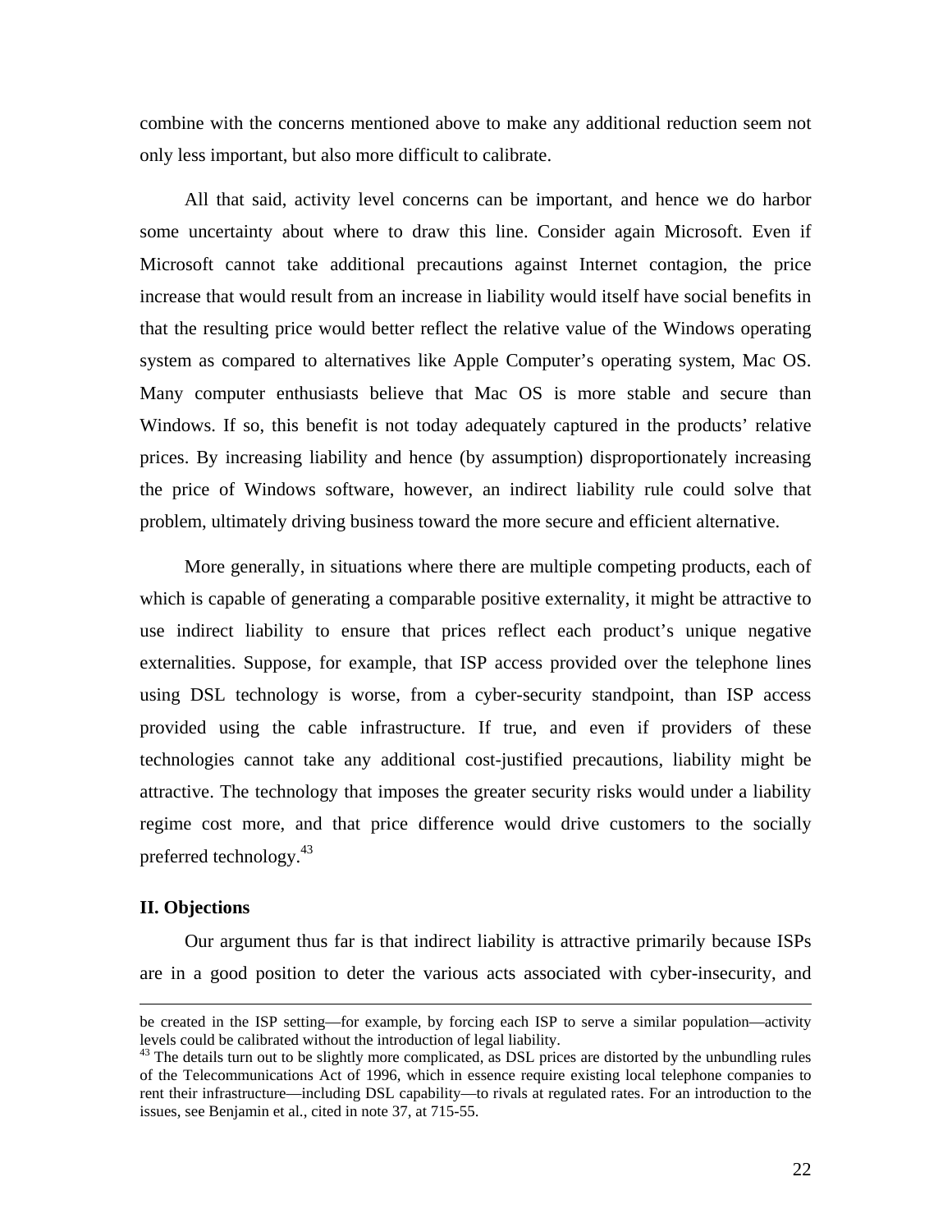combine with the concerns mentioned above to make any additional reduction seem not only less important, but also more difficult to calibrate.

All that said, activity level concerns can be important, and hence we do harbor some uncertainty about where to draw this line. Consider again Microsoft. Even if Microsoft cannot take additional precautions against Internet contagion, the price increase that would result from an increase in liability would itself have social benefits in that the resulting price would better reflect the relative value of the Windows operating system as compared to alternatives like Apple Computer's operating system, Mac OS. Many computer enthusiasts believe that Mac OS is more stable and secure than Windows. If so, this benefit is not today adequately captured in the products' relative prices. By increasing liability and hence (by assumption) disproportionately increasing the price of Windows software, however, an indirect liability rule could solve that problem, ultimately driving business toward the more secure and efficient alternative.

More generally, in situations where there are multiple competing products, each of which is capable of generating a comparable positive externality, it might be attractive to use indirect liability to ensure that prices reflect each product's unique negative externalities. Suppose, for example, that ISP access provided over the telephone lines using DSL technology is worse, from a cyber-security standpoint, than ISP access provided using the cable infrastructure. If true, and even if providers of these technologies cannot take any additional cost-justified precautions, liability might be attractive. The technology that imposes the greater security risks would under a liability regime cost more, and that price difference would drive customers to the socially preferred technology.[43]

## II. Objections

Our argument thus far is that indirect liability is attractive primarily because ISPs are in a good position to deter the various acts associated with cyber-insecurity, and

---

be created in the ISP setting—for example, by forcing each ISP to serve a similar population—activity levels could be calibrated without the introduction of legal liability.

[43] The details turn out to be slightly more complicated, as DSL prices are distorted by the unbundling rules of the Telecommunications Act of 1996, which in essence require existing local telephone companies to rent their infrastructure—including DSL capability—to rivals at regulated rates. For an introduction to the issues, see Benjamin et al., cited in note 37, at 715-55.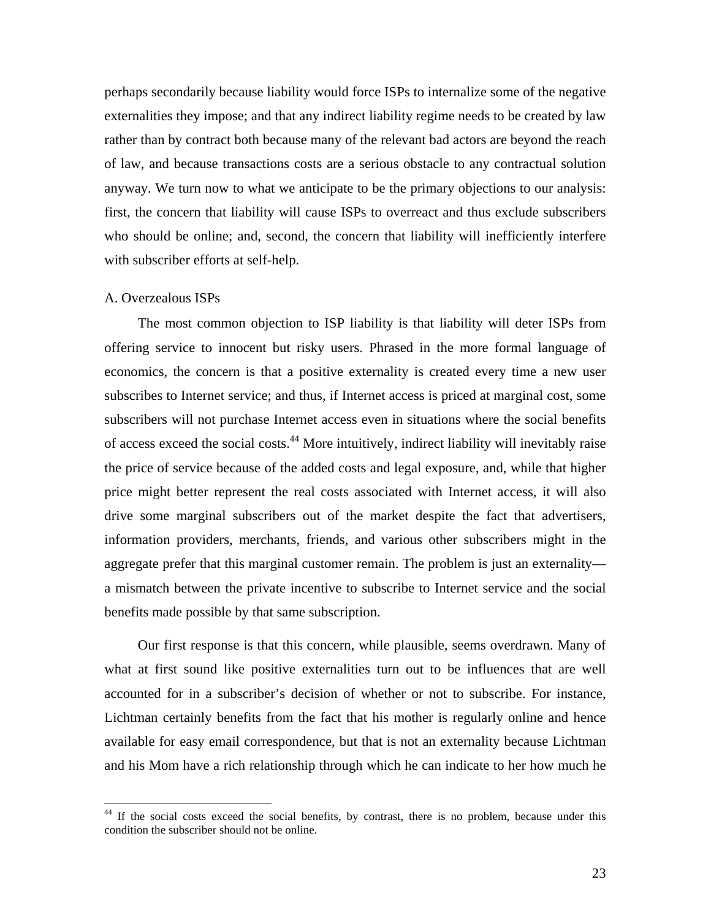perhaps secondarily because liability would force ISPs to internalize some of the negative externalities they impose; and that any indirect liability regime needs to be created by law rather than by contract both because many of the relevant bad actors are beyond the reach of law, and because transactions costs are a serious obstacle to any contractual solution anyway. We turn now to what we anticipate to be the primary objections to our analysis: first, the concern that liability will cause ISPs to overreact and thus exclude subscribers who should be online; and, second, the concern that liability will inefficiently interfere with subscriber efforts at self-help.

### A. Overzealous ISPs

The most common objection to ISP liability is that liability will deter ISPs from offering service to innocent but risky users. Phrased in the more formal language of economics, the concern is that a positive externality is created every time a new user subscribes to Internet service; and thus, if Internet access is priced at marginal cost, some subscribers will not purchase Internet access even in situations where the social benefits of access exceed the social costs.[44] More intuitively, indirect liability will inevitably raise the price of service because of the added costs and legal exposure, and, while that higher price might better represent the real costs associated with Internet access, it will also drive some marginal subscribers out of the market despite the fact that advertisers, information providers, merchants, friends, and various other subscribers might in the aggregate prefer that this marginal customer remain. The problem is just an externality—a mismatch between the private incentive to subscribe to Internet service and the social benefits made possible by that same subscription.

Our first response is that this concern, while plausible, seems overdrawn. Many of what at first sound like positive externalities turn out to be influences that are well accounted for in a subscriber's decision of whether or not to subscribe. For instance, Lichtman certainly benefits from the fact that his mother is regularly online and hence available for easy email correspondence, but that is not an externality because Lichtman and his Mom have a rich relationship through which he can indicate to her how much he

---

[44] If the social costs exceed the social benefits, by contrast, there is no problem, because under this condition the subscriber should not be online.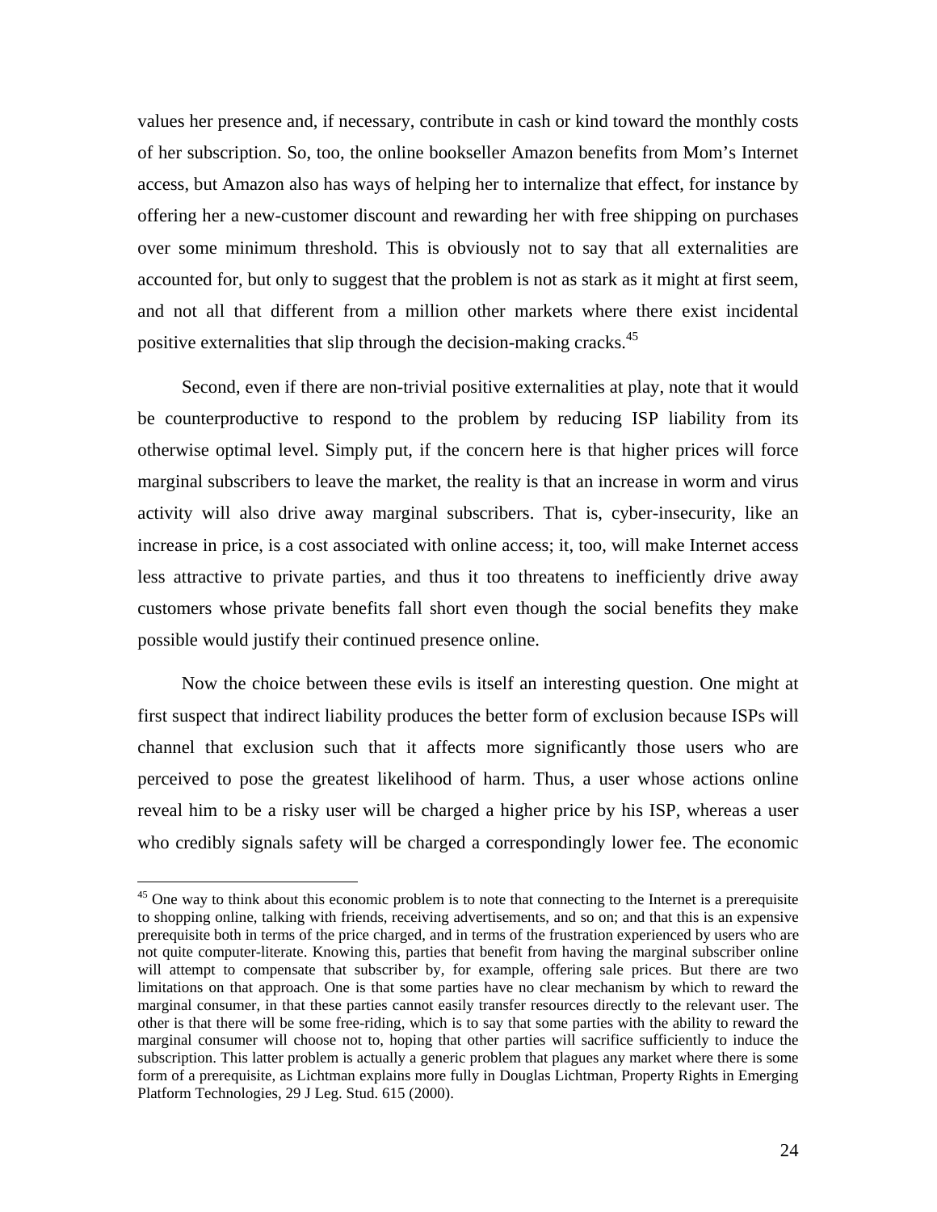values her presence and, if necessary, contribute in cash or kind toward the monthly costs of her subscription. So, too, the online bookseller Amazon benefits from Mom's Internet access, but Amazon also has ways of helping her to internalize that effect, for instance by offering her a new-customer discount and rewarding her with free shipping on purchases over some minimum threshold. This is obviously not to say that all externalities are accounted for, but only to suggest that the problem is not as stark as it might at first seem, and not all that different from a million other markets where there exist incidental positive externalities that slip through the decision-making cracks.[45]

Second, even if there are non-trivial positive externalities at play, note that it would be counterproductive to respond to the problem by reducing ISP liability from its otherwise optimal level. Simply put, if the concern here is that higher prices will force marginal subscribers to leave the market, the reality is that an increase in worm and virus activity will also drive away marginal subscribers. That is, cyber-insecurity, like an increase in price, is a cost associated with online access; it, too, will make Internet access less attractive to private parties, and thus it too threatens to inefficiently drive away customers whose private benefits fall short even though the social benefits they make possible would justify their continued presence online.

Now the choice between these evils is itself an interesting question. One might at first suspect that indirect liability produces the better form of exclusion because ISPs will channel that exclusion such that it affects more significantly those users who are perceived to pose the greatest likelihood of harm. Thus, a user whose actions online reveal him to be a risky user will be charged a higher price by his ISP, whereas a user who credibly signals safety will be charged a correspondingly lower fee. The economic

[45] One way to think about this economic problem is to note that connecting to the Internet is a prerequisite to shopping online, talking with friends, receiving advertisements, and so on; and that this is an expensive prerequisite both in terms of the price charged, and in terms of the frustration experienced by users who are not quite computer-literate. Knowing this, parties that benefit from having the marginal subscriber online will attempt to compensate that subscriber by, for example, offering sale prices. But there are two limitations on that approach. One is that some parties have no clear mechanism by which to reward the marginal consumer, in that these parties cannot easily transfer resources directly to the relevant user. The other is that there will be some free-riding, which is to say that some parties with the ability to reward the marginal consumer will choose not to, hoping that other parties will sacrifice sufficiently to induce the subscription. This latter problem is actually a generic problem that plagues any market where there is some form of a prerequisite, as Lichtman explains more fully in Douglas Lichtman, Property Rights in Emerging Platform Technologies, 29 J Leg. Stud. 615 (2000).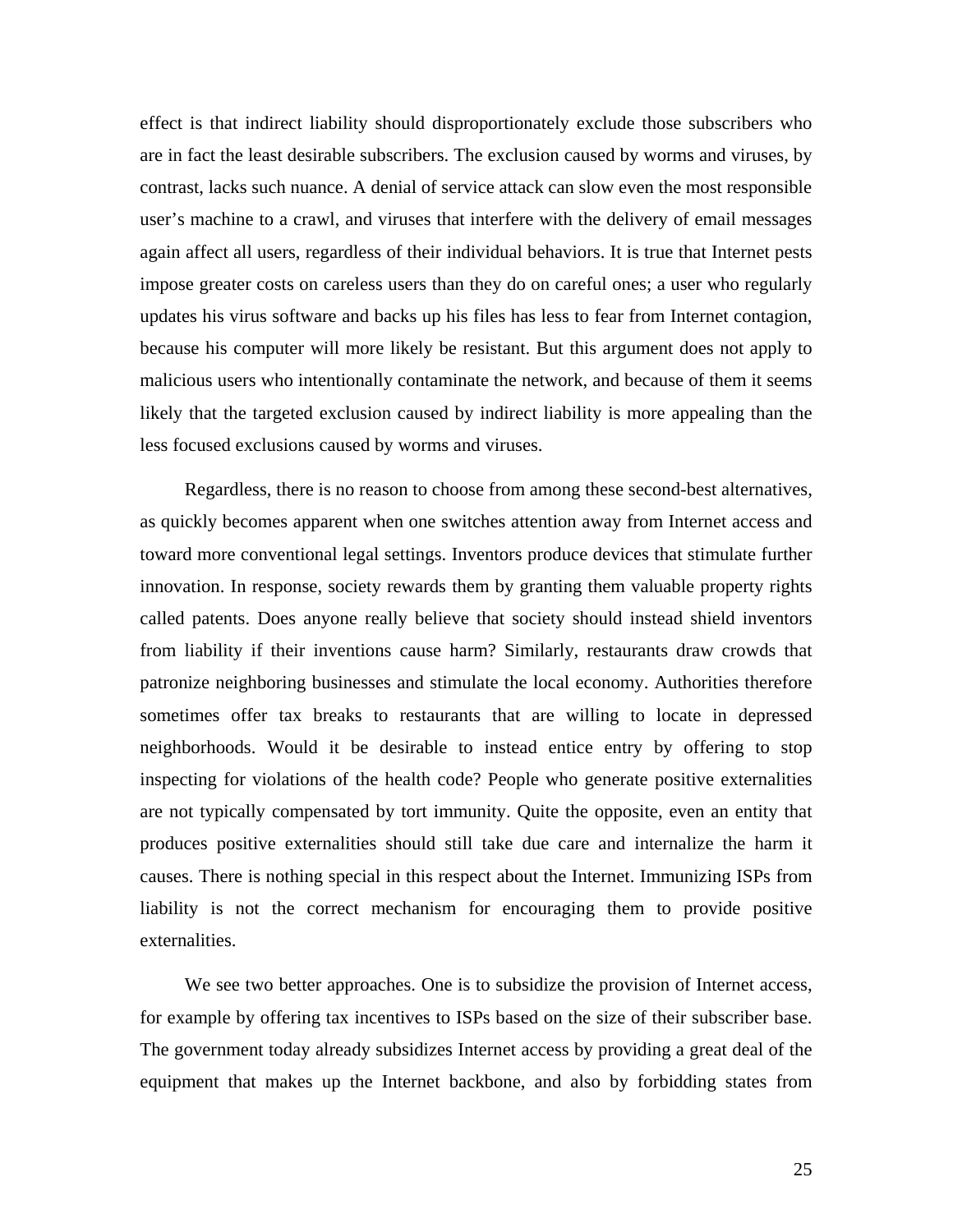effect is that indirect liability should disproportionately exclude those subscribers who are in fact the least desirable subscribers. The exclusion caused by worms and viruses, by contrast, lacks such nuance. A denial of service attack can slow even the most responsible user's machine to a crawl, and viruses that interfere with the delivery of email messages again affect all users, regardless of their individual behaviors. It is true that Internet pests impose greater costs on careless users than they do on careful ones; a user who regularly updates his virus software and backs up his files has less to fear from Internet contagion, because his computer will more likely be resistant. But this argument does not apply to malicious users who intentionally contaminate the network, and because of them it seems likely that the targeted exclusion caused by indirect liability is more appealing than the less focused exclusions caused by worms and viruses.

Regardless, there is no reason to choose from among these second-best alternatives, as quickly becomes apparent when one switches attention away from Internet access and toward more conventional legal settings. Inventors produce devices that stimulate further innovation. In response, society rewards them by granting them valuable property rights called patents. Does anyone really believe that society should instead shield inventors from liability if their inventions cause harm? Similarly, restaurants draw crowds that patronize neighboring businesses and stimulate the local economy. Authorities therefore sometimes offer tax breaks to restaurants that are willing to locate in depressed neighborhoods. Would it be desirable to instead entice entry by offering to stop inspecting for violations of the health code? People who generate positive externalities are not typically compensated by tort immunity. Quite the opposite, even an entity that produces positive externalities should still take due care and internalize the harm it causes. There is nothing special in this respect about the Internet. Immunizing ISPs from liability is not the correct mechanism for encouraging them to provide positive externalities.

We see two better approaches. One is to subsidize the provision of Internet access, for example by offering tax incentives to ISPs based on the size of their subscriber base. The government today already subsidizes Internet access by providing a great deal of the equipment that makes up the Internet backbone, and also by forbidding states from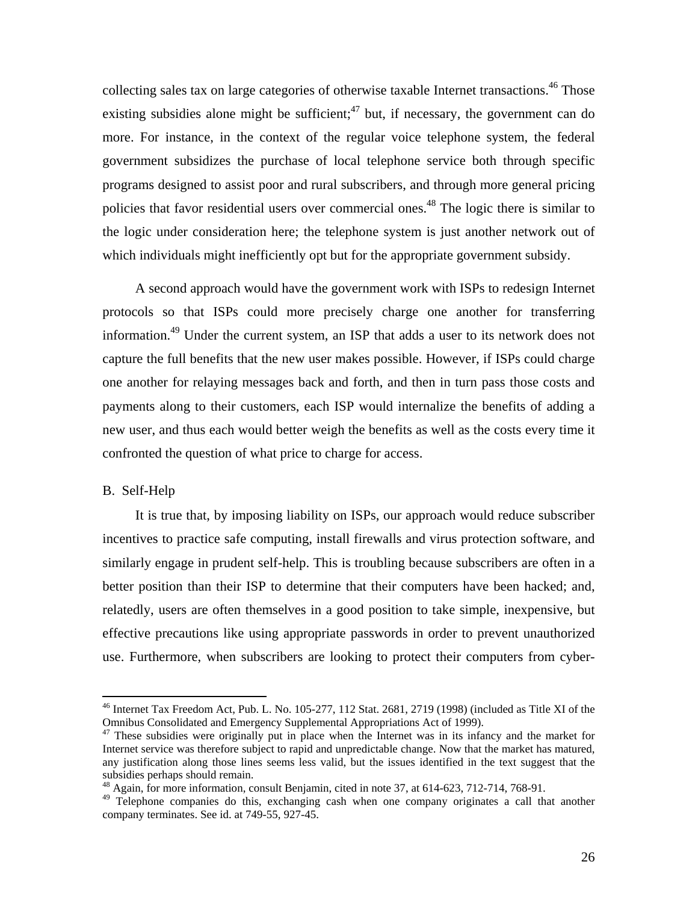collecting sales tax on large categories of otherwise taxable Internet transactions.[46] Those existing subsidies alone might be sufficient;[47] but, if necessary, the government can do more. For instance, in the context of the regular voice telephone system, the federal government subsidizes the purchase of local telephone service both through specific programs designed to assist poor and rural subscribers, and through more general pricing policies that favor residential users over commercial ones.[48] The logic there is similar to the logic under consideration here; the telephone system is just another network out of which individuals might inefficiently opt but for the appropriate government subsidy.

A second approach would have the government work with ISPs to redesign Internet protocols so that ISPs could more precisely charge one another for transferring information.[49] Under the current system, an ISP that adds a user to its network does not capture the full benefits that the new user makes possible. However, if ISPs could charge one another for relaying messages back and forth, and then in turn pass those costs and payments along to their customers, each ISP would internalize the benefits of adding a new user, and thus each would better weigh the benefits as well as the costs every time it confronted the question of what price to charge for access.

B. Self-Help

It is true that, by imposing liability on ISPs, our approach would reduce subscriber incentives to practice safe computing, install firewalls and virus protection software, and similarly engage in prudent self-help. This is troubling because subscribers are often in a better position than their ISP to determine that their computers have been hacked; and, relatedly, users are often themselves in a good position to take simple, inexpensive, but effective precautions like using appropriate passwords in order to prevent unauthorized use. Furthermore, when subscribers are looking to protect their computers from cyber-

---

[46] Internet Tax Freedom Act, Pub. L. No. 105-277, 112 Stat. 2681, 2719 (1998) (included as Title XI of the Omnibus Consolidated and Emergency Supplemental Appropriations Act of 1999).

[47] These subsidies were originally put in place when the Internet was in its infancy and the market for Internet service was therefore subject to rapid and unpredictable change. Now that the market has matured, any justification along those lines seems less valid, but the issues identified in the text suggest that the subsidies perhaps should remain.

[48] Again, for more information, consult Benjamin, cited in note 37, at 614-623, 712-714, 768-91.

[49] Telephone companies do this, exchanging cash when one company originates a call that another company terminates. See id. at 749-55, 927-45.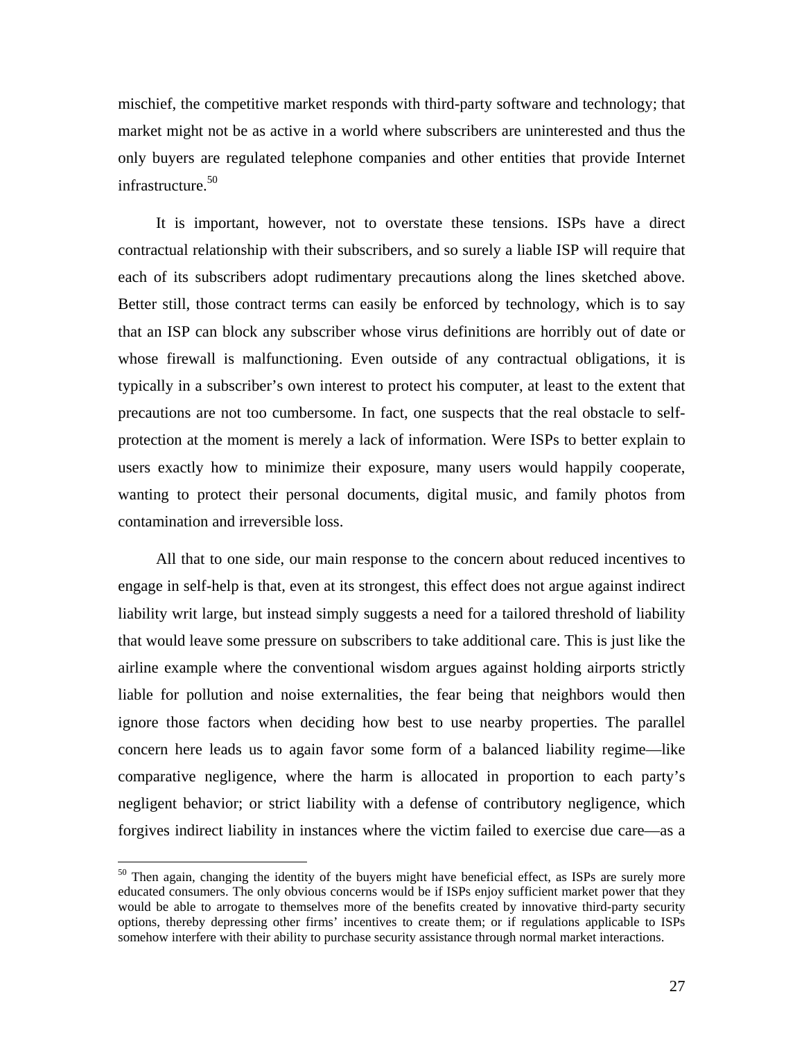mischief, the competitive market responds with third-party software and technology; that market might not be as active in a world where subscribers are uninterested and thus the only buyers are regulated telephone companies and other entities that provide Internet infrastructure.[50]

It is important, however, not to overstate these tensions. ISPs have a direct contractual relationship with their subscribers, and so surely a liable ISP will require that each of its subscribers adopt rudimentary precautions along the lines sketched above. Better still, those contract terms can easily be enforced by technology, which is to say that an ISP can block any subscriber whose virus definitions are horribly out of date or whose firewall is malfunctioning. Even outside of any contractual obligations, it is typically in a subscriber's own interest to protect his computer, at least to the extent that precautions are not too cumbersome. In fact, one suspects that the real obstacle to self-protection at the moment is merely a lack of information. Were ISPs to better explain to users exactly how to minimize their exposure, many users would happily cooperate, wanting to protect their personal documents, digital music, and family photos from contamination and irreversible loss.

All that to one side, our main response to the concern about reduced incentives to engage in self-help is that, even at its strongest, this effect does not argue against indirect liability writ large, but instead simply suggests a need for a tailored threshold of liability that would leave some pressure on subscribers to take additional care. This is just like the airline example where the conventional wisdom argues against holding airports strictly liable for pollution and noise externalities, the fear being that neighbors would then ignore those factors when deciding how best to use nearby properties. The parallel concern here leads us to again favor some form of a balanced liability regime—like comparative negligence, where the harm is allocated in proportion to each party's negligent behavior; or strict liability with a defense of contributory negligence, which forgives indirect liability in instances where the victim failed to exercise due care—as a

[50] Then again, changing the identity of the buyers might have beneficial effect, as ISPs are surely more educated consumers. The only obvious concerns would be if ISPs enjoy sufficient market power that they would be able to arrogate to themselves more of the benefits created by innovative third-party security options, thereby depressing other firms' incentives to create them; or if regulations applicable to ISPs somehow interfere with their ability to purchase security assistance through normal market interactions.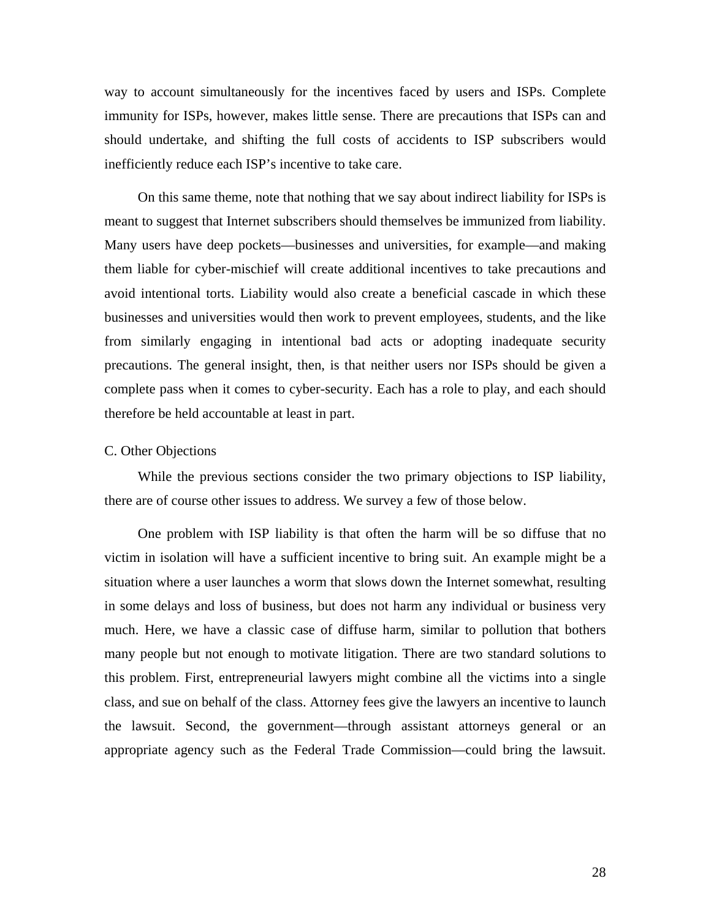way to account simultaneously for the incentives faced by users and ISPs. Complete immunity for ISPs, however, makes little sense. There are precautions that ISPs can and should undertake, and shifting the full costs of accidents to ISP subscribers would inefficiently reduce each ISP's incentive to take care.

On this same theme, note that nothing that we say about indirect liability for ISPs is meant to suggest that Internet subscribers should themselves be immunized from liability. Many users have deep pockets—businesses and universities, for example—and making them liable for cyber-mischief will create additional incentives to take precautions and avoid intentional torts. Liability would also create a beneficial cascade in which these businesses and universities would then work to prevent employees, students, and the like from similarly engaging in intentional bad acts or adopting inadequate security precautions. The general insight, then, is that neither users nor ISPs should be given a complete pass when it comes to cyber-security. Each has a role to play, and each should therefore be held accountable at least in part.

## C. Other Objections

While the previous sections consider the two primary objections to ISP liability, there are of course other issues to address. We survey a few of those below.

One problem with ISP liability is that often the harm will be so diffuse that no victim in isolation will have a sufficient incentive to bring suit. An example might be a situation where a user launches a worm that slows down the Internet somewhat, resulting in some delays and loss of business, but does not harm any individual or business very much. Here, we have a classic case of diffuse harm, similar to pollution that bothers many people but not enough to motivate litigation. There are two standard solutions to this problem. First, entrepreneurial lawyers might combine all the victims into a single class, and sue on behalf of the class. Attorney fees give the lawyers an incentive to launch the lawsuit. Second, the government—through assistant attorneys general or an appropriate agency such as the Federal Trade Commission—could bring the lawsuit.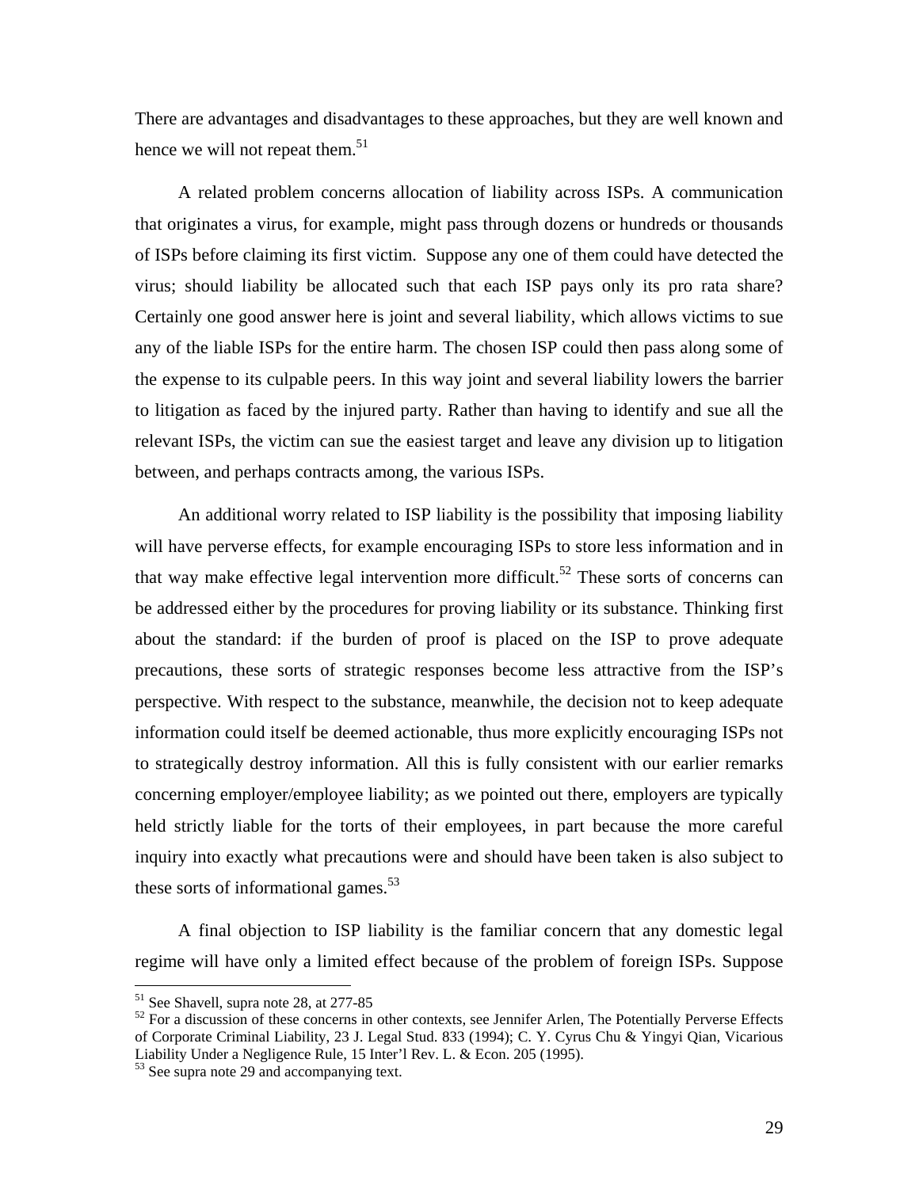There are advantages and disadvantages to these approaches, but they are well known and hence we will not repeat them.[51]

A related problem concerns allocation of liability across ISPs. A communication that originates a virus, for example, might pass through dozens or hundreds or thousands of ISPs before claiming its first victim. Suppose any one of them could have detected the virus; should liability be allocated such that each ISP pays only its pro rata share? Certainly one good answer here is joint and several liability, which allows victims to sue any of the liable ISPs for the entire harm. The chosen ISP could then pass along some of the expense to its culpable peers. In this way joint and several liability lowers the barrier to litigation as faced by the injured party. Rather than having to identify and sue all the relevant ISPs, the victim can sue the easiest target and leave any division up to litigation between, and perhaps contracts among, the various ISPs.

An additional worry related to ISP liability is the possibility that imposing liability will have perverse effects, for example encouraging ISPs to store less information and in that way make effective legal intervention more difficult.[52] These sorts of concerns can be addressed either by the procedures for proving liability or its substance. Thinking first about the standard: if the burden of proof is placed on the ISP to prove adequate precautions, these sorts of strategic responses become less attractive from the ISP's perspective. With respect to the substance, meanwhile, the decision not to keep adequate information could itself be deemed actionable, thus more explicitly encouraging ISPs not to strategically destroy information. All this is fully consistent with our earlier remarks concerning employer/employee liability; as we pointed out there, employers are typically held strictly liable for the torts of their employees, in part because the more careful inquiry into exactly what precautions were and should have been taken is also subject to these sorts of informational games.[53]

A final objection to ISP liability is the familiar concern that any domestic legal regime will have only a limited effect because of the problem of foreign ISPs. Suppose

---

[51] See Shavell, supra note 28, at 277-85

[52] For a discussion of these concerns in other contexts, see Jennifer Arlen, The Potentially Perverse Effects of Corporate Criminal Liability, 23 J. Legal Stud. 833 (1994); C. Y. Cyrus Chu & Yingyi Qian, Vicarious Liability Under a Negligence Rule, 15 Inter'l Rev. L. & Econ. 205 (1995).

[53] See supra note 29 and accompanying text.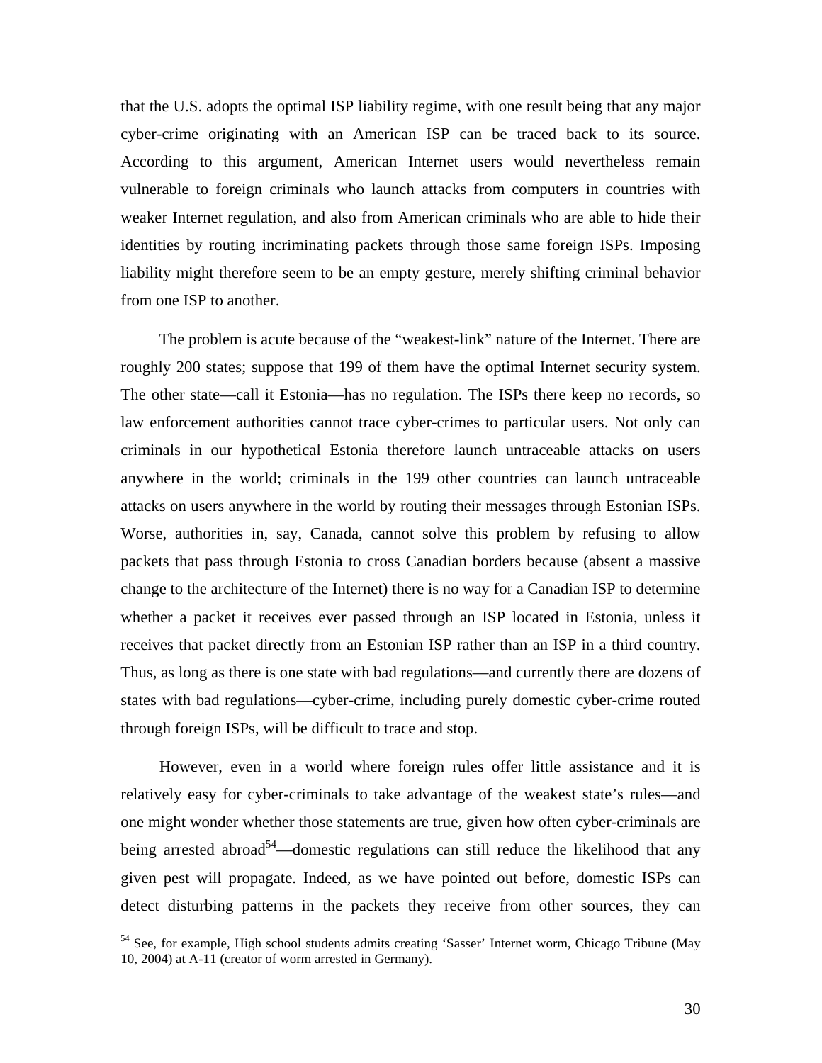that the U.S. adopts the optimal ISP liability regime, with one result being that any major cyber-crime originating with an American ISP can be traced back to its source. According to this argument, American Internet users would nevertheless remain vulnerable to foreign criminals who launch attacks from computers in countries with weaker Internet regulation, and also from American criminals who are able to hide their identities by routing incriminating packets through those same foreign ISPs. Imposing liability might therefore seem to be an empty gesture, merely shifting criminal behavior from one ISP to another.

The problem is acute because of the "weakest-link" nature of the Internet. There are roughly 200 states; suppose that 199 of them have the optimal Internet security system. The other state—call it Estonia—has no regulation. The ISPs there keep no records, so law enforcement authorities cannot trace cyber-crimes to particular users. Not only can criminals in our hypothetical Estonia therefore launch untraceable attacks on users anywhere in the world; criminals in the 199 other countries can launch untraceable attacks on users anywhere in the world by routing their messages through Estonian ISPs. Worse, authorities in, say, Canada, cannot solve this problem by refusing to allow packets that pass through Estonia to cross Canadian borders because (absent a massive change to the architecture of the Internet) there is no way for a Canadian ISP to determine whether a packet it receives ever passed through an ISP located in Estonia, unless it receives that packet directly from an Estonian ISP rather than an ISP in a third country. Thus, as long as there is one state with bad regulations—and currently there are dozens of states with bad regulations—cyber-crime, including purely domestic cyber-crime routed through foreign ISPs, will be difficult to trace and stop.

However, even in a world where foreign rules offer little assistance and it is relatively easy for cyber-criminals to take advantage of the weakest state's rules—and one might wonder whether those statements are true, given how often cyber-criminals are being arrested abroad[54]—domestic regulations can still reduce the likelihood that any given pest will propagate. Indeed, as we have pointed out before, domestic ISPs can detect disturbing patterns in the packets they receive from other sources, they can

[54] See, for example, High school students admits creating 'Sasser' Internet worm, Chicago Tribune (May 10, 2004) at A-11 (creator of worm arrested in Germany).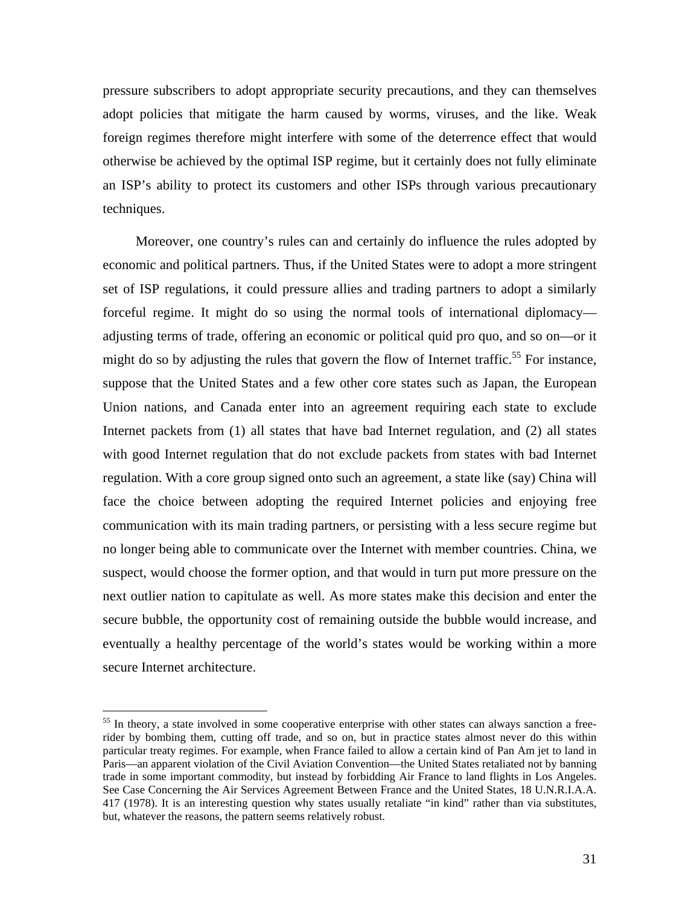pressure subscribers to adopt appropriate security precautions, and they can themselves adopt policies that mitigate the harm caused by worms, viruses, and the like. Weak foreign regimes therefore might interfere with some of the deterrence effect that would otherwise be achieved by the optimal ISP regime, but it certainly does not fully eliminate an ISP's ability to protect its customers and other ISPs through various precautionary techniques.

Moreover, one country's rules can and certainly do influence the rules adopted by economic and political partners. Thus, if the United States were to adopt a more stringent set of ISP regulations, it could pressure allies and trading partners to adopt a similarly forceful regime. It might do so using the normal tools of international diplomacy—adjusting terms of trade, offering an economic or political quid pro quo, and so on—or it might do so by adjusting the rules that govern the flow of Internet traffic.[55] For instance, suppose that the United States and a few other core states such as Japan, the European Union nations, and Canada enter into an agreement requiring each state to exclude Internet packets from (1) all states that have bad Internet regulation, and (2) all states with good Internet regulation that do not exclude packets from states with bad Internet regulation. With a core group signed onto such an agreement, a state like (say) China will face the choice between adopting the required Internet policies and enjoying free communication with its main trading partners, or persisting with a less secure regime but no longer being able to communicate over the Internet with member countries. China, we suspect, would choose the former option, and that would in turn put more pressure on the next outlier nation to capitulate as well. As more states make this decision and enter the secure bubble, the opportunity cost of remaining outside the bubble would increase, and eventually a healthy percentage of the world's states would be working within a more secure Internet architecture.

[55] In theory, a state involved in some cooperative enterprise with other states can always sanction a free-rider by bombing them, cutting off trade, and so on, but in practice states almost never do this within particular treaty regimes. For example, when France failed to allow a certain kind of Pan Am jet to land in Paris—an apparent violation of the Civil Aviation Convention—the United States retaliated not by banning trade in some important commodity, but instead by forbidding Air France to land flights in Los Angeles. See Case Concerning the Air Services Agreement Between France and the United States, 18 U.N.R.I.A.A. 417 (1978). It is an interesting question why states usually retaliate "in kind" rather than via substitutes, but, whatever the reasons, the pattern seems relatively robust.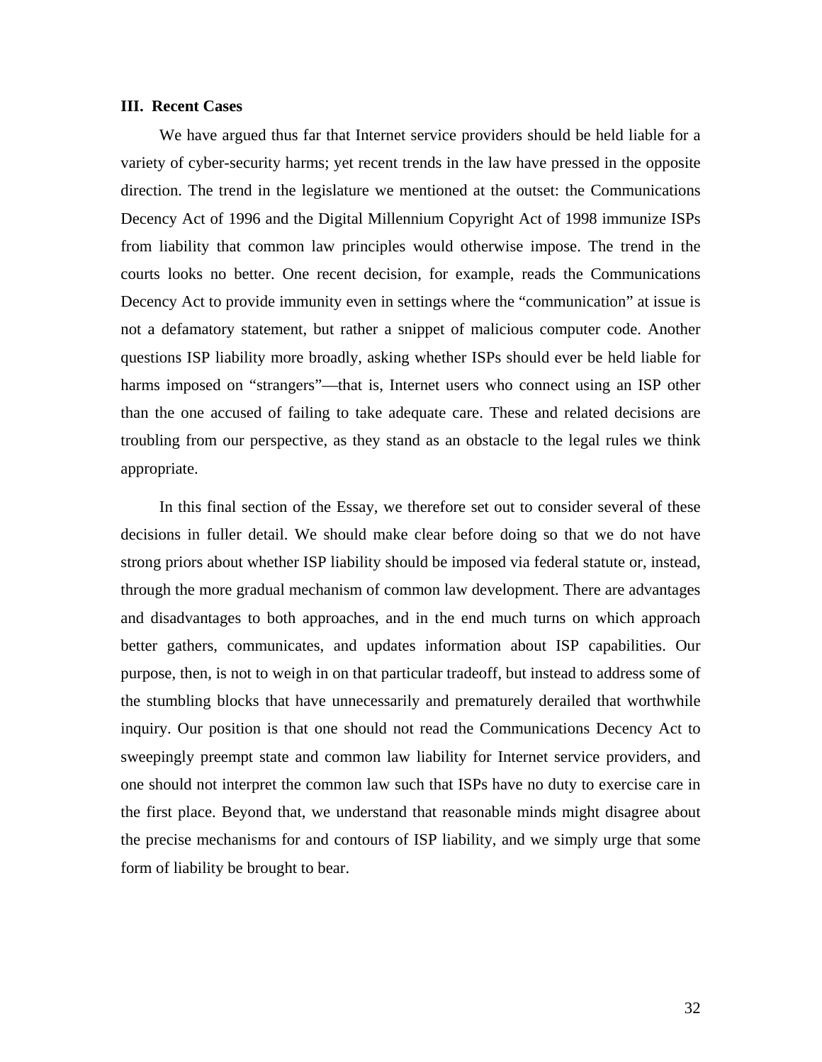## III. Recent Cases

We have argued thus far that Internet service providers should be held liable for a variety of cyber-security harms; yet recent trends in the law have pressed in the opposite direction. The trend in the legislature we mentioned at the outset: the Communications Decency Act of 1996 and the Digital Millennium Copyright Act of 1998 immunize ISPs from liability that common law principles would otherwise impose. The trend in the courts looks no better. One recent decision, for example, reads the Communications Decency Act to provide immunity even in settings where the "communication" at issue is not a defamatory statement, but rather a snippet of malicious computer code. Another questions ISP liability more broadly, asking whether ISPs should ever be held liable for harms imposed on "strangers"—that is, Internet users who connect using an ISP other than the one accused of failing to take adequate care. These and related decisions are troubling from our perspective, as they stand as an obstacle to the legal rules we think appropriate.

In this final section of the Essay, we therefore set out to consider several of these decisions in fuller detail. We should make clear before doing so that we do not have strong priors about whether ISP liability should be imposed via federal statute or, instead, through the more gradual mechanism of common law development. There are advantages and disadvantages to both approaches, and in the end much turns on which approach better gathers, communicates, and updates information about ISP capabilities. Our purpose, then, is not to weigh in on that particular tradeoff, but instead to address some of the stumbling blocks that have unnecessarily and prematurely derailed that worthwhile inquiry. Our position is that one should not read the Communications Decency Act to sweepingly preempt state and common law liability for Internet service providers, and one should not interpret the common law such that ISPs have no duty to exercise care in the first place. Beyond that, we understand that reasonable minds might disagree about the precise mechanisms for and contours of ISP liability, and we simply urge that some form of liability be brought to bear.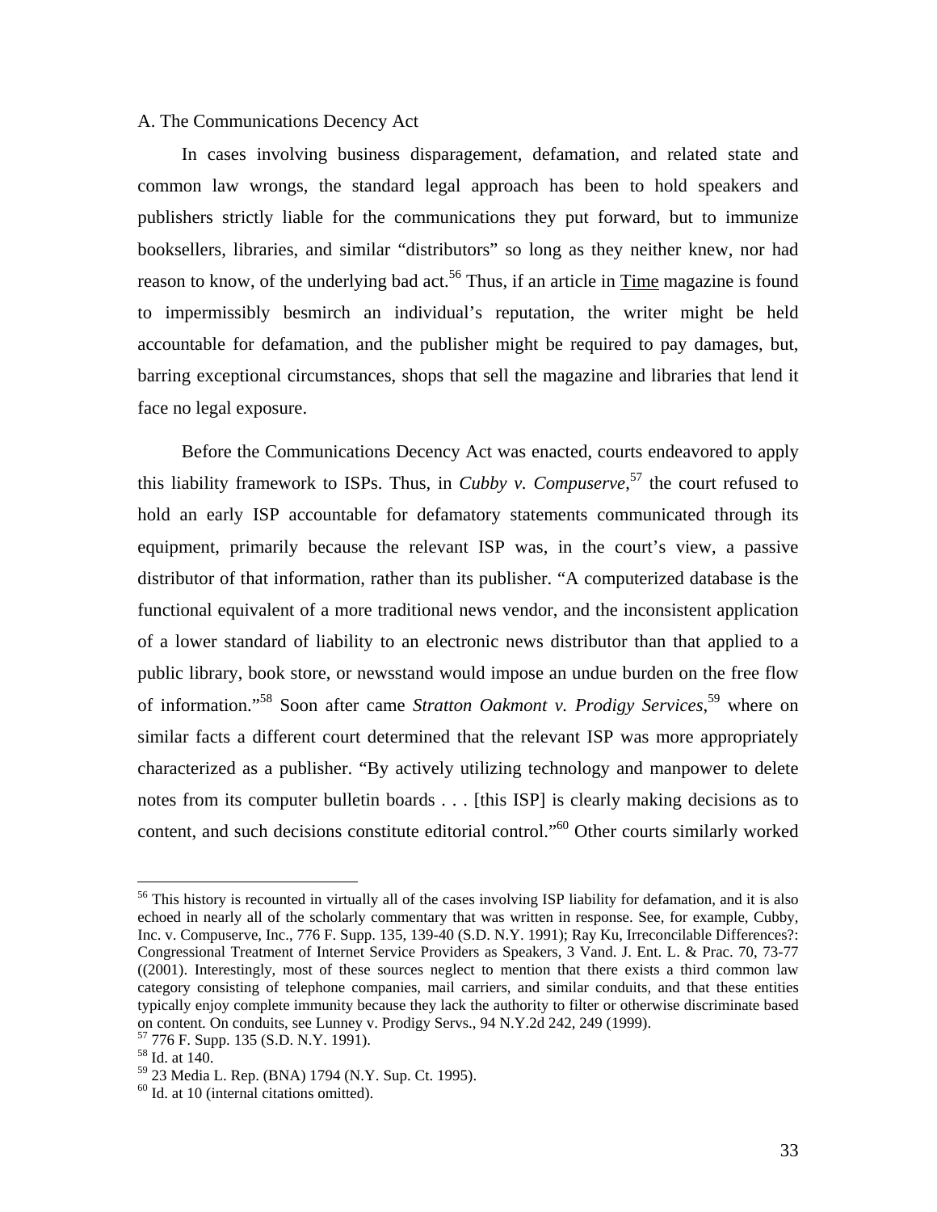A. The Communications Decency Act

In cases involving business disparagement, defamation, and related state and common law wrongs, the standard legal approach has been to hold speakers and publishers strictly liable for the communications they put forward, but to immunize booksellers, libraries, and similar "distributors" so long as they neither knew, nor had reason to know, of the underlying bad act.[56] Thus, if an article in Time magazine is found to impermissibly besmirch an individual's reputation, the writer might be held accountable for defamation, and the publisher might be required to pay damages, but, barring exceptional circumstances, shops that sell the magazine and libraries that lend it face no legal exposure.

Before the Communications Decency Act was enacted, courts endeavored to apply this liability framework to ISPs. Thus, in *Cubby v. Compuserve*,[57] the court refused to hold an early ISP accountable for defamatory statements communicated through its equipment, primarily because the relevant ISP was, in the court's view, a passive distributor of that information, rather than its publisher. "A computerized database is the functional equivalent of a more traditional news vendor, and the inconsistent application of a lower standard of liability to an electronic news distributor than that applied to a public library, book store, or newsstand would impose an undue burden on the free flow of information."[58] Soon after came *Stratton Oakmont v. Prodigy Services*,[59] where on similar facts a different court determined that the relevant ISP was more appropriately characterized as a publisher. "By actively utilizing technology and manpower to delete notes from its computer bulletin boards . . . [this ISP] is clearly making decisions as to content, and such decisions constitute editorial control."[60] Other courts similarly worked

---

[56] This history is recounted in virtually all of the cases involving ISP liability for defamation, and it is also echoed in nearly all of the scholarly commentary that was written in response. See, for example, Cubby, Inc. v. Compuserve, Inc., 776 F. Supp. 135, 139-40 (S.D. N.Y. 1991); Ray Ku, Irreconcilable Differences?: Congressional Treatment of Internet Service Providers as Speakers, 3 Vand. J. Ent. L. & Prac. 70, 73-77 ((2001). Interestingly, most of these sources neglect to mention that there exists a third common law category consisting of telephone companies, mail carriers, and similar conduits, and that these entities typically enjoy complete immunity because they lack the authority to filter or otherwise discriminate based on content. On conduits, see Lunney v. Prodigy Servs., 94 N.Y.2d 242, 249 (1999).

[57] 776 F. Supp. 135 (S.D. N.Y. 1991).

[58] Id. at 140.

[59] 23 Media L. Rep. (BNA) 1794 (N.Y. Sup. Ct. 1995).

[60] Id. at 10 (internal citations omitted).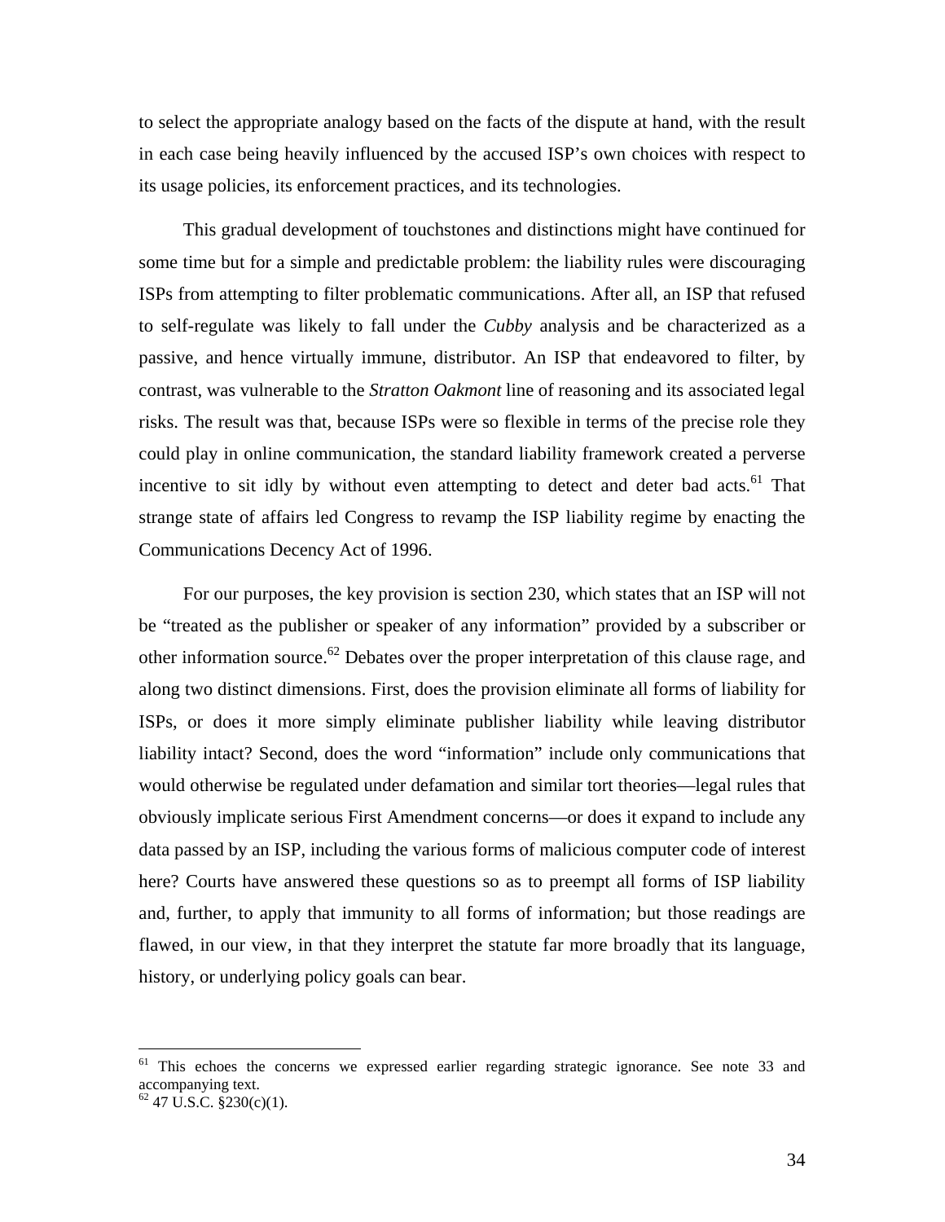to select the appropriate analogy based on the facts of the dispute at hand, with the result in each case being heavily influenced by the accused ISP's own choices with respect to its usage policies, its enforcement practices, and its technologies.

This gradual development of touchstones and distinctions might have continued for some time but for a simple and predictable problem: the liability rules were discouraging ISPs from attempting to filter problematic communications. After all, an ISP that refused to self-regulate was likely to fall under the *Cubby* analysis and be characterized as a passive, and hence virtually immune, distributor. An ISP that endeavored to filter, by contrast, was vulnerable to the *Stratton Oakmont* line of reasoning and its associated legal risks. The result was that, because ISPs were so flexible in terms of the precise role they could play in online communication, the standard liability framework created a perverse incentive to sit idly by without even attempting to detect and deter bad acts.[61] That strange state of affairs led Congress to revamp the ISP liability regime by enacting the Communications Decency Act of 1996.

For our purposes, the key provision is section 230, which states that an ISP will not be "treated as the publisher or speaker of any information" provided by a subscriber or other information source.[62] Debates over the proper interpretation of this clause rage, and along two distinct dimensions. First, does the provision eliminate all forms of liability for ISPs, or does it more simply eliminate publisher liability while leaving distributor liability intact? Second, does the word "information" include only communications that would otherwise be regulated under defamation and similar tort theories—legal rules that obviously implicate serious First Amendment concerns—or does it expand to include any data passed by an ISP, including the various forms of malicious computer code of interest here? Courts have answered these questions so as to preempt all forms of ISP liability and, further, to apply that immunity to all forms of information; but those readings are flawed, in our view, in that they interpret the statute far more broadly that its language, history, or underlying policy goals can bear.

---

[61] This echoes the concerns we expressed earlier regarding strategic ignorance. See note 33 and accompanying text.

[62] 47 U.S.C. §230(c)(1).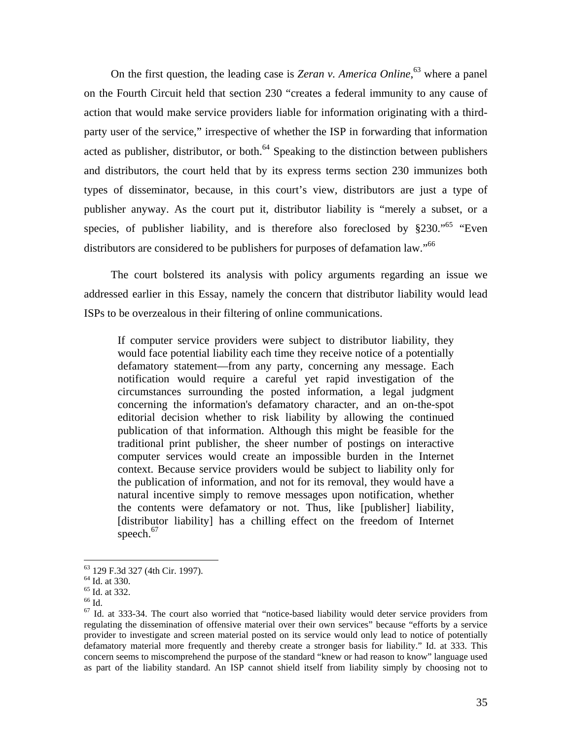On the first question, the leading case is *Zeran v. America Online*,[63] where a panel on the Fourth Circuit held that section 230 "creates a federal immunity to any cause of action that would make service providers liable for information originating with a third-party user of the service," irrespective of whether the ISP in forwarding that information acted as publisher, distributor, or both.[64] Speaking to the distinction between publishers and distributors, the court held that by its express terms section 230 immunizes both types of disseminator, because, in this court's view, distributors are just a type of publisher anyway. As the court put it, distributor liability is "merely a subset, or a species, of publisher liability, and is therefore also foreclosed by §230."[65] "Even distributors are considered to be publishers for purposes of defamation law."[66]

The court bolstered its analysis with policy arguments regarding an issue we addressed earlier in this Essay, namely the concern that distributor liability would lead ISPs to be overzealous in their filtering of online communications.

> If computer service providers were subject to distributor liability, they would face potential liability each time they receive notice of a potentially defamatory statement—from any party, concerning any message. Each notification would require a careful yet rapid investigation of the circumstances surrounding the posted information, a legal judgment concerning the information's defamatory character, and an on-the-spot editorial decision whether to risk liability by allowing the continued publication of that information. Although this might be feasible for the traditional print publisher, the sheer number of postings on interactive computer services would create an impossible burden in the Internet context. Because service providers would be subject to liability only for the publication of information, and not for its removal, they would have a natural incentive simply to remove messages upon notification, whether the contents were defamatory or not. Thus, like [publisher] liability, [distributor liability] has a chilling effect on the freedom of Internet speech.[67]

---

[63] 129 F.3d 327 (4th Cir. 1997).

[64] Id. at 330.

[65] Id. at 332.

[66] Id.

[67] Id. at 333-34. The court also worried that "notice-based liability would deter service providers from regulating the dissemination of offensive material over their own services" because "efforts by a service provider to investigate and screen material posted on its service would only lead to notice of potentially defamatory material more frequently and thereby create a stronger basis for liability." Id. at 333. This concern seems to miscomprehend the purpose of the standard "knew or had reason to know" language used as part of the liability standard. An ISP cannot shield itself from liability simply by choosing not to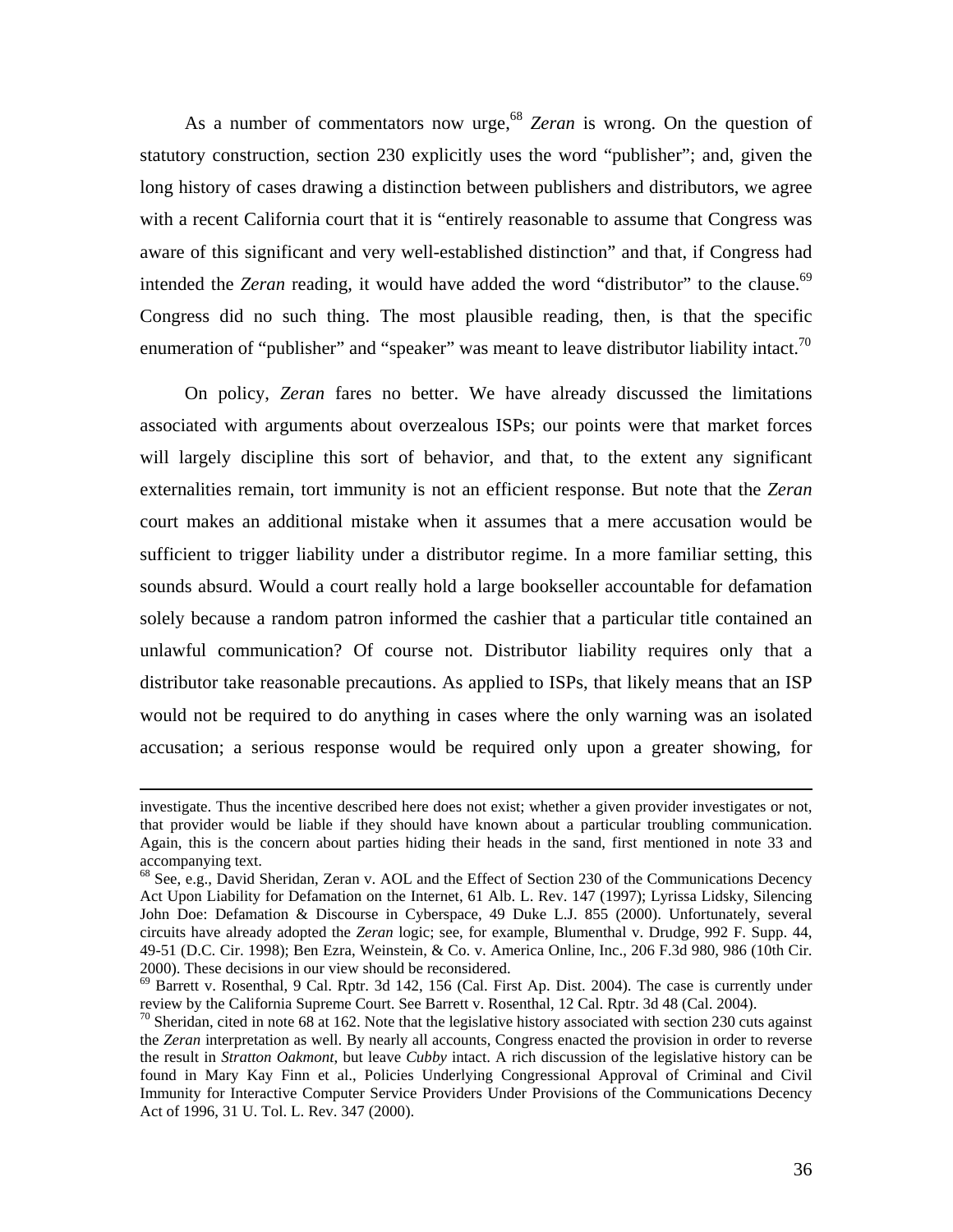As a number of commentators now urge,[68] *Zeran* is wrong. On the question of statutory construction, section 230 explicitly uses the word "publisher"; and, given the long history of cases drawing a distinction between publishers and distributors, we agree with a recent California court that it is "entirely reasonable to assume that Congress was aware of this significant and very well-established distinction" and that, if Congress had intended the *Zeran* reading, it would have added the word "distributor" to the clause.[69] Congress did no such thing. The most plausible reading, then, is that the specific enumeration of "publisher" and "speaker" was meant to leave distributor liability intact.[70]

On policy, *Zeran* fares no better. We have already discussed the limitations associated with arguments about overzealous ISPs; our points were that market forces will largely discipline this sort of behavior, and that, to the extent any significant externalities remain, tort immunity is not an efficient response. But note that the *Zeran* court makes an additional mistake when it assumes that a mere accusation would be sufficient to trigger liability under a distributor regime. In a more familiar setting, this sounds absurd. Would a court really hold a large bookseller accountable for defamation solely because a random patron informed the cashier that a particular title contained an unlawful communication? Of course not. Distributor liability requires only that a distributor take reasonable precautions. As applied to ISPs, that likely means that an ISP would not be required to do anything in cases where the only warning was an isolated accusation; a serious response would be required only upon a greater showing, for

---

investigate. Thus the incentive described here does not exist; whether a given provider investigates or not, that provider would be liable if they should have known about a particular troubling communication. Again, this is the concern about parties hiding their heads in the sand, first mentioned in note 33 and accompanying text.

[68] See, e.g., David Sheridan, Zeran v. AOL and the Effect of Section 230 of the Communications Decency Act Upon Liability for Defamation on the Internet, 61 Alb. L. Rev. 147 (1997); Lyrissa Lidsky, Silencing John Doe: Defamation & Discourse in Cyberspace, 49 Duke L.J. 855 (2000). Unfortunately, several circuits have already adopted the *Zeran* logic; see, for example, Blumenthal v. Drudge, 992 F. Supp. 44, 49-51 (D.C. Cir. 1998); Ben Ezra, Weinstein, & Co. v. America Online, Inc., 206 F.3d 980, 986 (10th Cir. 2000). These decisions in our view should be reconsidered.

[69] Barrett v. Rosenthal, 9 Cal. Rptr. 3d 142, 156 (Cal. First Ap. Dist. 2004). The case is currently under review by the California Supreme Court. See Barrett v. Rosenthal, 12 Cal. Rptr. 3d 48 (Cal. 2004).

[70] Sheridan, cited in note 68 at 162. Note that the legislative history associated with section 230 cuts against the *Zeran* interpretation as well. By nearly all accounts, Congress enacted the provision in order to reverse the result in *Stratton Oakmont*, but leave *Cubby* intact. A rich discussion of the legislative history can be found in Mary Kay Finn et al., Policies Underlying Congressional Approval of Criminal and Civil Immunity for Interactive Computer Service Providers Under Provisions of the Communications Decency Act of 1996, 31 U. Tol. L. Rev. 347 (2000).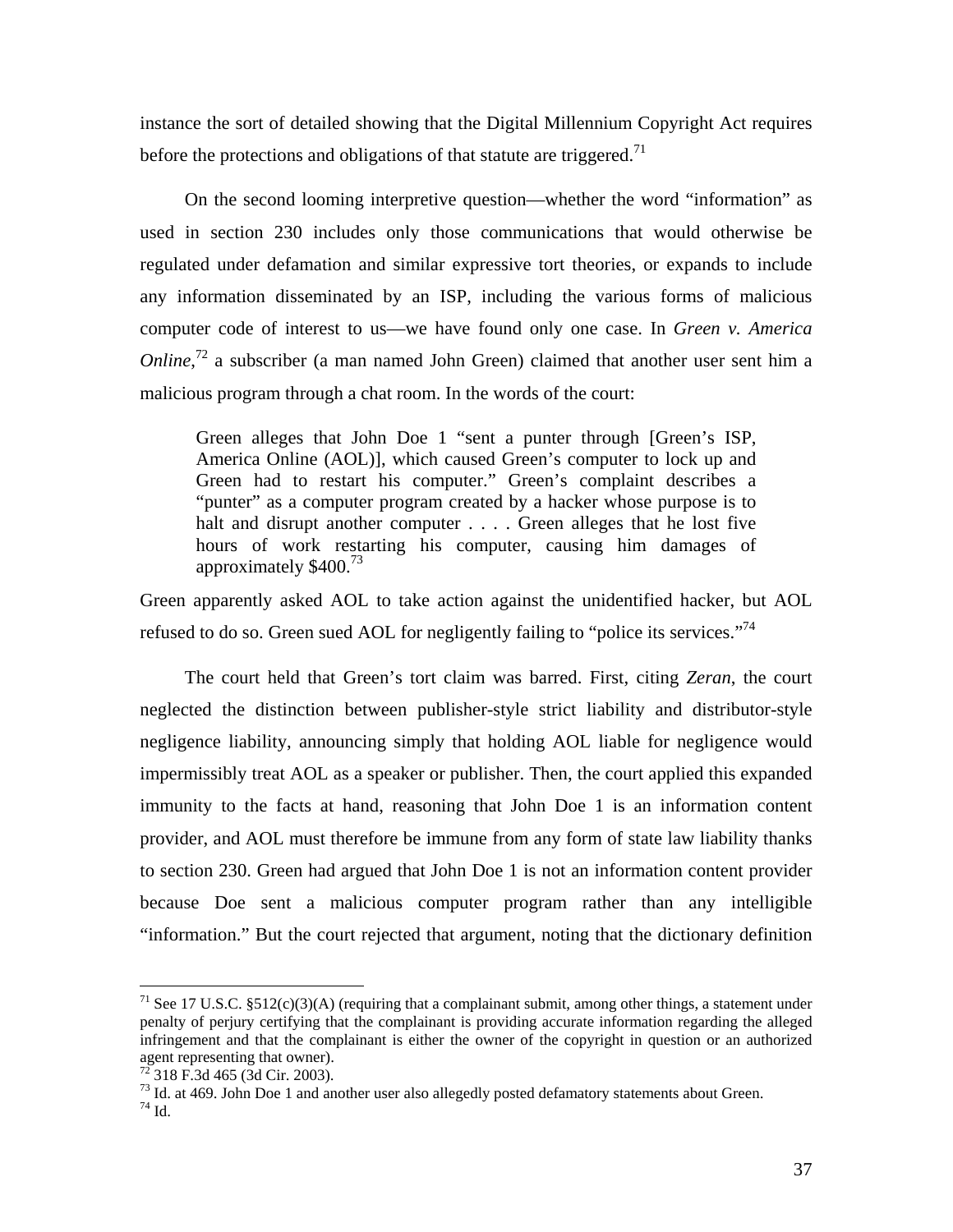instance the sort of detailed showing that the Digital Millennium Copyright Act requires before the protections and obligations of that statute are triggered.[71]

On the second looming interpretive question—whether the word "information" as used in section 230 includes only those communications that would otherwise be regulated under defamation and similar expressive tort theories, or expands to include any information disseminated by an ISP, including the various forms of malicious computer code of interest to us—we have found only one case. In *Green v. America Online*,[72] a subscriber (a man named John Green) claimed that another user sent him a malicious program through a chat room. In the words of the court:

> Green alleges that John Doe 1 "sent a punter through [Green's ISP, America Online (AOL)], which caused Green's computer to lock up and Green had to restart his computer." Green's complaint describes a "punter" as a computer program created by a hacker whose purpose is to halt and disrupt another computer . . . . Green alleges that he lost five hours of work restarting his computer, causing him damages of approximately $400.[73]

Green apparently asked AOL to take action against the unidentified hacker, but AOL refused to do so. Green sued AOL for negligently failing to "police its services."[74]

The court held that Green's tort claim was barred. First, citing *Zeran*, the court neglected the distinction between publisher-style strict liability and distributor-style negligence liability, announcing simply that holding AOL liable for negligence would impermissibly treat AOL as a speaker or publisher. Then, the court applied this expanded immunity to the facts at hand, reasoning that John Doe 1 is an information content provider, and AOL must therefore be immune from any form of state law liability thanks to section 230. Green had argued that John Doe 1 is not an information content provider because Doe sent a malicious computer program rather than any intelligible "information." But the court rejected that argument, noting that the dictionary definition

---

[71] See 17 U.S.C. §512(c)(3)(A) (requiring that a complainant submit, among other things, a statement under penalty of perjury certifying that the complainant is providing accurate information regarding the alleged infringement and that the complainant is either the owner of the copyright in question or an authorized agent representing that owner).

[72] 318 F.3d 465 (3d Cir. 2003).

[73] Id. at 469. John Doe 1 and another user also allegedly posted defamatory statements about Green.

[74] Id.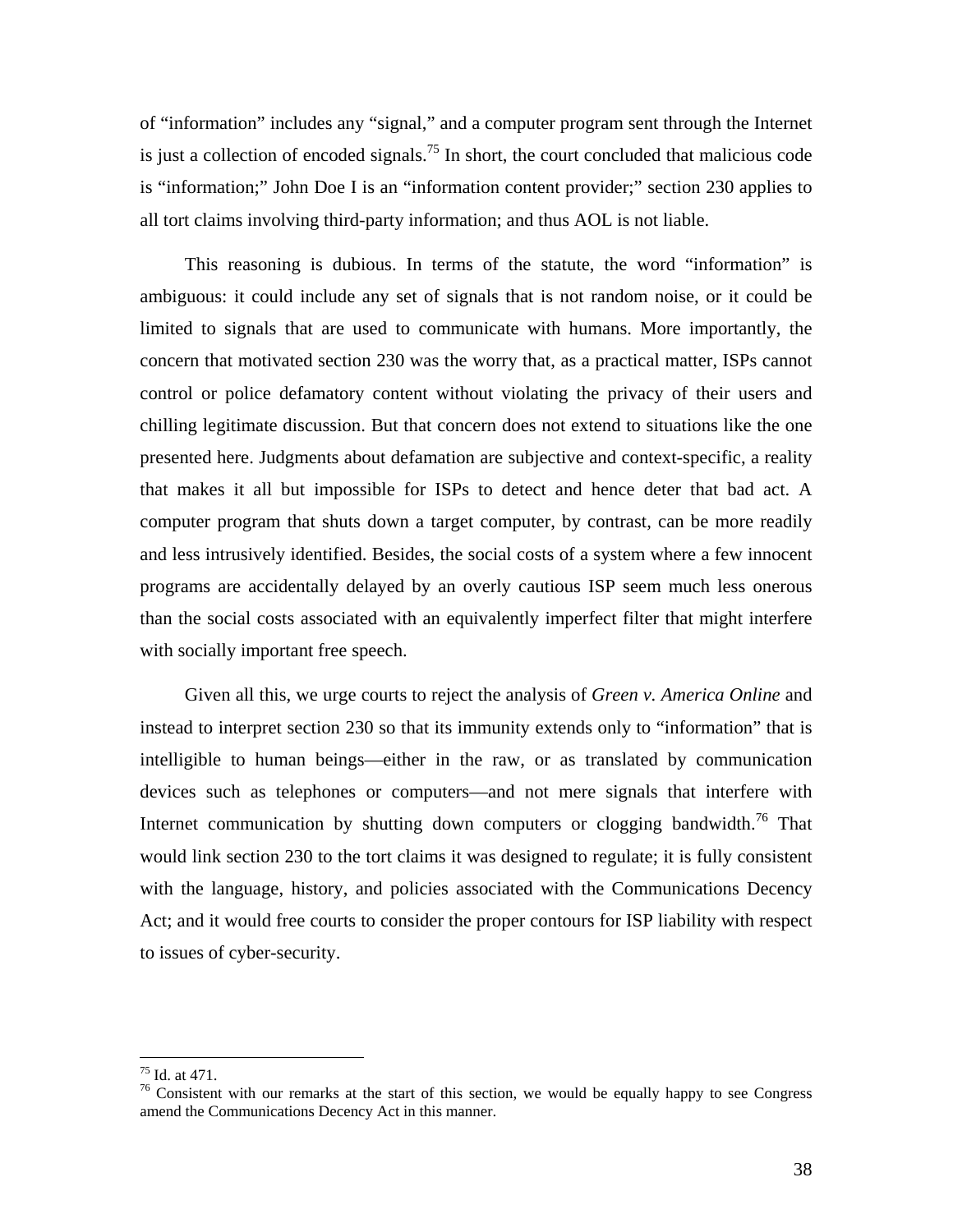of “information” includes any “signal,” and a computer program sent through the Internet is just a collection of encoded signals.[75] In short, the court concluded that malicious code is “information;” John Doe I is an “information content provider;” section 230 applies to all tort claims involving third-party information; and thus AOL is not liable.

This reasoning is dubious. In terms of the statute, the word “information” is ambiguous: it could include any set of signals that is not random noise, or it could be limited to signals that are used to communicate with humans. More importantly, the concern that motivated section 230 was the worry that, as a practical matter, ISPs cannot control or police defamatory content without violating the privacy of their users and chilling legitimate discussion. But that concern does not extend to situations like the one presented here. Judgments about defamation are subjective and context-specific, a reality that makes it all but impossible for ISPs to detect and hence deter that bad act. A computer program that shuts down a target computer, by contrast, can be more readily and less intrusively identified. Besides, the social costs of a system where a few innocent programs are accidentally delayed by an overly cautious ISP seem much less onerous than the social costs associated with an equivalently imperfect filter that might interfere with socially important free speech.

Given all this, we urge courts to reject the analysis of *Green v. America Online* and instead to interpret section 230 so that its immunity extends only to “information” that is intelligible to human beings—either in the raw, or as translated by communication devices such as telephones or computers—and not mere signals that interfere with Internet communication by shutting down computers or clogging bandwidth.[76] That would link section 230 to the tort claims it was designed to regulate; it is fully consistent with the language, history, and policies associated with the Communications Decency Act; and it would free courts to consider the proper contours for ISP liability with respect to issues of cyber-security.

---

[75] Id. at 471.

[76] Consistent with our remarks at the start of this section, we would be equally happy to see Congress amend the Communications Decency Act in this manner.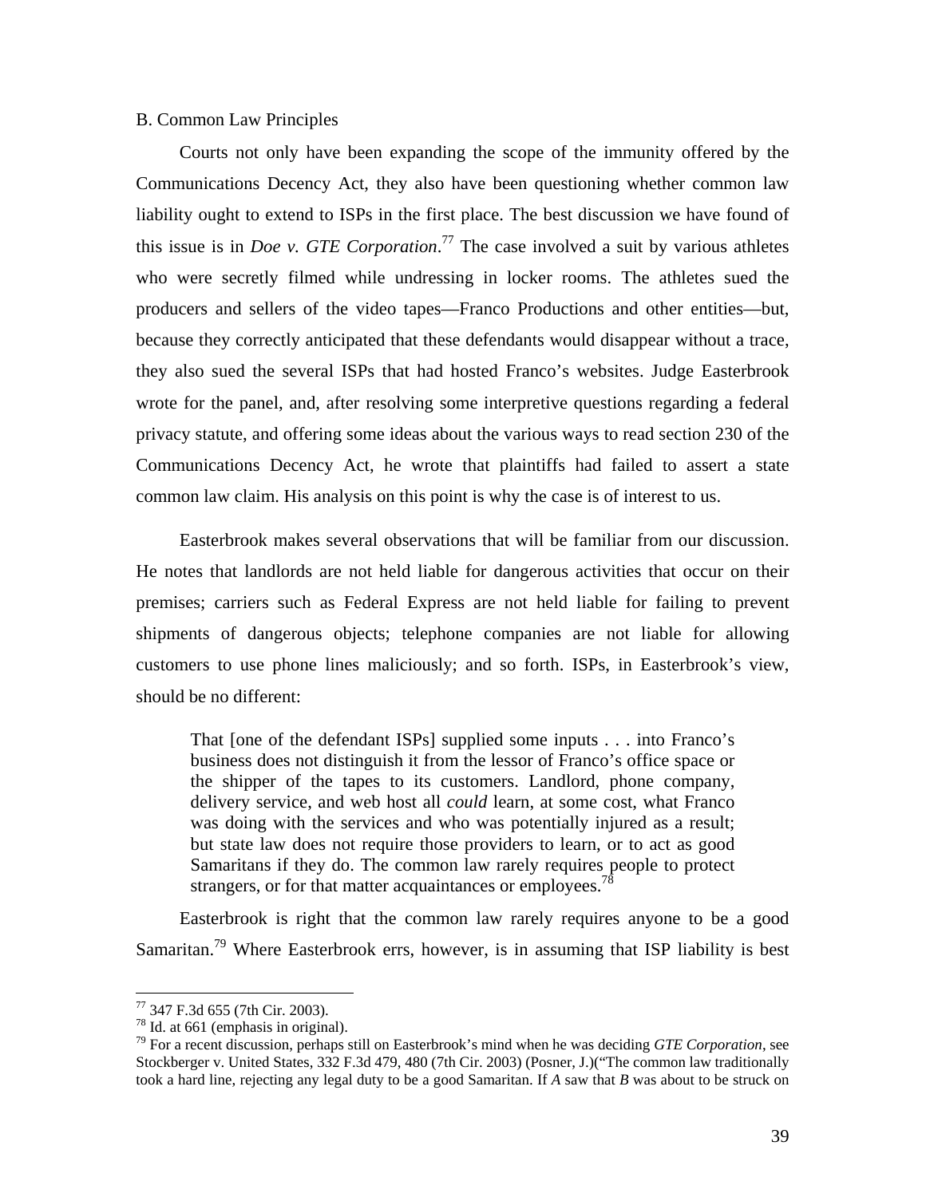B. Common Law Principles

Courts not only have been expanding the scope of the immunity offered by the Communications Decency Act, they also have been questioning whether common law liability ought to extend to ISPs in the first place. The best discussion we have found of this issue is in *Doe v. GTE Corporation*.[77] The case involved a suit by various athletes who were secretly filmed while undressing in locker rooms. The athletes sued the producers and sellers of the video tapes—Franco Productions and other entities—but, because they correctly anticipated that these defendants would disappear without a trace, they also sued the several ISPs that had hosted Franco's websites. Judge Easterbrook wrote for the panel, and, after resolving some interpretive questions regarding a federal privacy statute, and offering some ideas about the various ways to read section 230 of the Communications Decency Act, he wrote that plaintiffs had failed to assert a state common law claim. His analysis on this point is why the case is of interest to us.

Easterbrook makes several observations that will be familiar from our discussion. He notes that landlords are not held liable for dangerous activities that occur on their premises; carriers such as Federal Express are not held liable for failing to prevent shipments of dangerous objects; telephone companies are not liable for allowing customers to use phone lines maliciously; and so forth. ISPs, in Easterbrook's view, should be no different:

> That [one of the defendant ISPs] supplied some inputs . . . into Franco's business does not distinguish it from the lessor of Franco's office space or the shipper of the tapes to its customers. Landlord, phone company, delivery service, and web host all *could* learn, at some cost, what Franco was doing with the services and who was potentially injured as a result; but state law does not require those providers to learn, or to act as good Samaritans if they do. The common law rarely requires people to protect strangers, or for that matter acquaintances or employees.[78]

Easterbrook is right that the common law rarely requires anyone to be a good Samaritan.[79] Where Easterbrook errs, however, is in assuming that ISP liability is best

---

[77] 347 F.3d 655 (7th Cir. 2003).

[78] Id. at 661 (emphasis in original).

[79] For a recent discussion, perhaps still on Easterbrook's mind when he was deciding *GTE Corporation*, see Stockberger v. United States, 332 F.3d 479, 480 (7th Cir. 2003) (Posner, J.)("The common law traditionally took a hard line, rejecting any legal duty to be a good Samaritan. If *A* saw that *B* was about to be struck on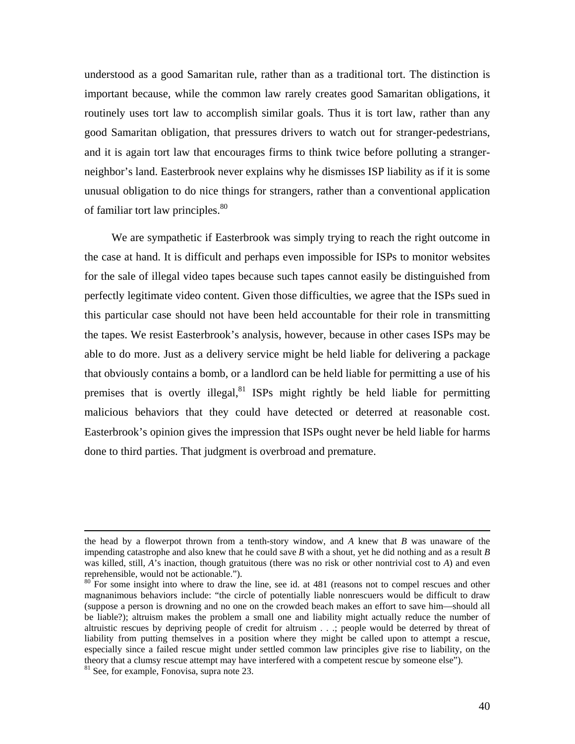understood as a good Samaritan rule, rather than as a traditional tort. The distinction is important because, while the common law rarely creates good Samaritan obligations, it routinely uses tort law to accomplish similar goals. Thus it is tort law, rather than any good Samaritan obligation, that pressures drivers to watch out for stranger-pedestrians, and it is again tort law that encourages firms to think twice before polluting a stranger-neighbor's land. Easterbrook never explains why he dismisses ISP liability as if it is some unusual obligation to do nice things for strangers, rather than a conventional application of familiar tort law principles.[80]

We are sympathetic if Easterbrook was simply trying to reach the right outcome in the case at hand. It is difficult and perhaps even impossible for ISPs to monitor websites for the sale of illegal video tapes because such tapes cannot easily be distinguished from perfectly legitimate video content. Given those difficulties, we agree that the ISPs sued in this particular case should not have been held accountable for their role in transmitting the tapes. We resist Easterbrook's analysis, however, because in other cases ISPs may be able to do more. Just as a delivery service might be held liable for delivering a package that obviously contains a bomb, or a landlord can be held liable for permitting a use of his premises that is overtly illegal,[81] ISPs might rightly be held liable for permitting malicious behaviors that they could have detected or deterred at reasonable cost. Easterbrook's opinion gives the impression that ISPs ought never be held liable for harms done to third parties. That judgment is overbroad and premature.

---

the head by a flowerpot thrown from a tenth-story window, and *A* knew that *B* was unaware of the impending catastrophe and also knew that he could save *B* with a shout, yet he did nothing and as a result *B* was killed, still, *A*'s inaction, though gratuitous (there was no risk or other nontrivial cost to *A*) and even reprehensible, would not be actionable.").

[80] For some insight into where to draw the line, see id. at 481 (reasons not to compel rescues and other magnanimous behaviors include: "the circle of potentially liable nonrescuers would be difficult to draw (suppose a person is drowning and no one on the crowded beach makes an effort to save him—should all be liable?); altruism makes the problem a small one and liability might actually reduce the number of altruistic rescues by depriving people of credit for altruism . . .; people would be deterred by threat of liability from putting themselves in a position where they might be called upon to attempt a rescue, especially since a failed rescue might under settled common law principles give rise to liability, on the theory that a clumsy rescue attempt may have interfered with a competent rescue by someone else").

[81] See, for example, Fonovisa, supra note 23.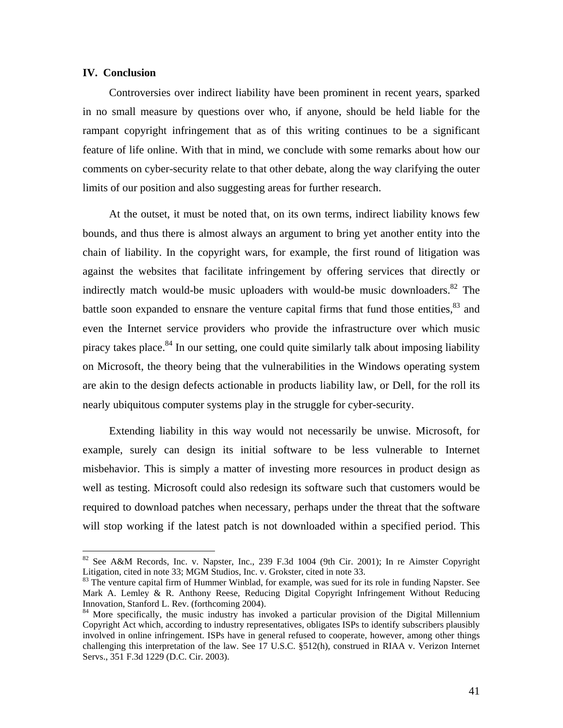## IV. Conclusion

Controversies over indirect liability have been prominent in recent years, sparked in no small measure by questions over who, if anyone, should be held liable for the rampant copyright infringement that as of this writing continues to be a significant feature of life online. With that in mind, we conclude with some remarks about how our comments on cyber-security relate to that other debate, along the way clarifying the outer limits of our position and also suggesting areas for further research.

At the outset, it must be noted that, on its own terms, indirect liability knows few bounds, and thus there is almost always an argument to bring yet another entity into the chain of liability. In the copyright wars, for example, the first round of litigation was against the websites that facilitate infringement by offering services that directly or indirectly match would-be music uploaders with would-be music downloaders.[82] The battle soon expanded to ensnare the venture capital firms that fund those entities,[83] and even the Internet service providers who provide the infrastructure over which music piracy takes place.[84] In our setting, one could quite similarly talk about imposing liability on Microsoft, the theory being that the vulnerabilities in the Windows operating system are akin to the design defects actionable in products liability law, or Dell, for the roll its nearly ubiquitous computer systems play in the struggle for cyber-security.

Extending liability in this way would not necessarily be unwise. Microsoft, for example, surely can design its initial software to be less vulnerable to Internet misbehavior. This is simply a matter of investing more resources in product design as well as testing. Microsoft could also redesign its software such that customers would be required to download patches when necessary, perhaps under the threat that the software will stop working if the latest patch is not downloaded within a specified period. This

---

[82] See A&M Records, Inc. v. Napster, Inc., 239 F.3d 1004 (9th Cir. 2001); In re Aimster Copyright Litigation, cited in note 33; MGM Studios, Inc. v. Grokster, cited in note 33.

[83] The venture capital firm of Hummer Winblad, for example, was sued for its role in funding Napster. See Mark A. Lemley & R. Anthony Reese, Reducing Digital Copyright Infringement Without Reducing Innovation, Stanford L. Rev. (forthcoming 2004).

[84] More specifically, the music industry has invoked a particular provision of the Digital Millennium Copyright Act which, according to industry representatives, obligates ISPs to identify subscribers plausibly involved in online infringement. ISPs have in general refused to cooperate, however, among other things challenging this interpretation of the law. See 17 U.S.C. §512(h), construed in RIAA v. Verizon Internet Servs., 351 F.3d 1229 (D.C. Cir. 2003).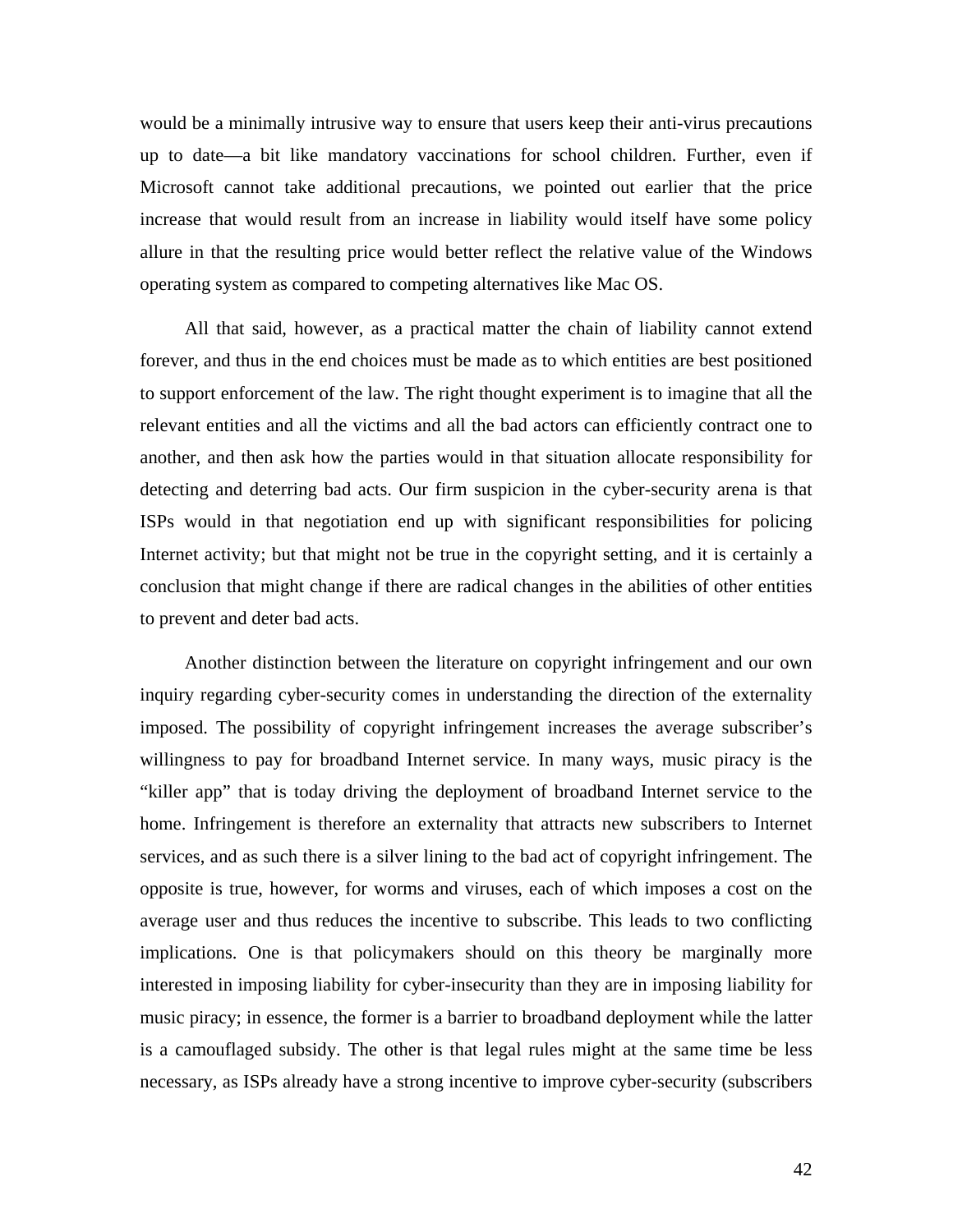would be a minimally intrusive way to ensure that users keep their anti-virus precautions up to date—a bit like mandatory vaccinations for school children. Further, even if Microsoft cannot take additional precautions, we pointed out earlier that the price increase that would result from an increase in liability would itself have some policy allure in that the resulting price would better reflect the relative value of the Windows operating system as compared to competing alternatives like Mac OS.

All that said, however, as a practical matter the chain of liability cannot extend forever, and thus in the end choices must be made as to which entities are best positioned to support enforcement of the law. The right thought experiment is to imagine that all the relevant entities and all the victims and all the bad actors can efficiently contract one to another, and then ask how the parties would in that situation allocate responsibility for detecting and deterring bad acts. Our firm suspicion in the cyber-security arena is that ISPs would in that negotiation end up with significant responsibilities for policing Internet activity; but that might not be true in the copyright setting, and it is certainly a conclusion that might change if there are radical changes in the abilities of other entities to prevent and deter bad acts.

Another distinction between the literature on copyright infringement and our own inquiry regarding cyber-security comes in understanding the direction of the externality imposed. The possibility of copyright infringement increases the average subscriber's willingness to pay for broadband Internet service. In many ways, music piracy is the "killer app" that is today driving the deployment of broadband Internet service to the home. Infringement is therefore an externality that attracts new subscribers to Internet services, and as such there is a silver lining to the bad act of copyright infringement. The opposite is true, however, for worms and viruses, each of which imposes a cost on the average user and thus reduces the incentive to subscribe. This leads to two conflicting implications. One is that policymakers should on this theory be marginally more interested in imposing liability for cyber-insecurity than they are in imposing liability for music piracy; in essence, the former is a barrier to broadband deployment while the latter is a camouflaged subsidy. The other is that legal rules might at the same time be less necessary, as ISPs already have a strong incentive to improve cyber-security (subscribers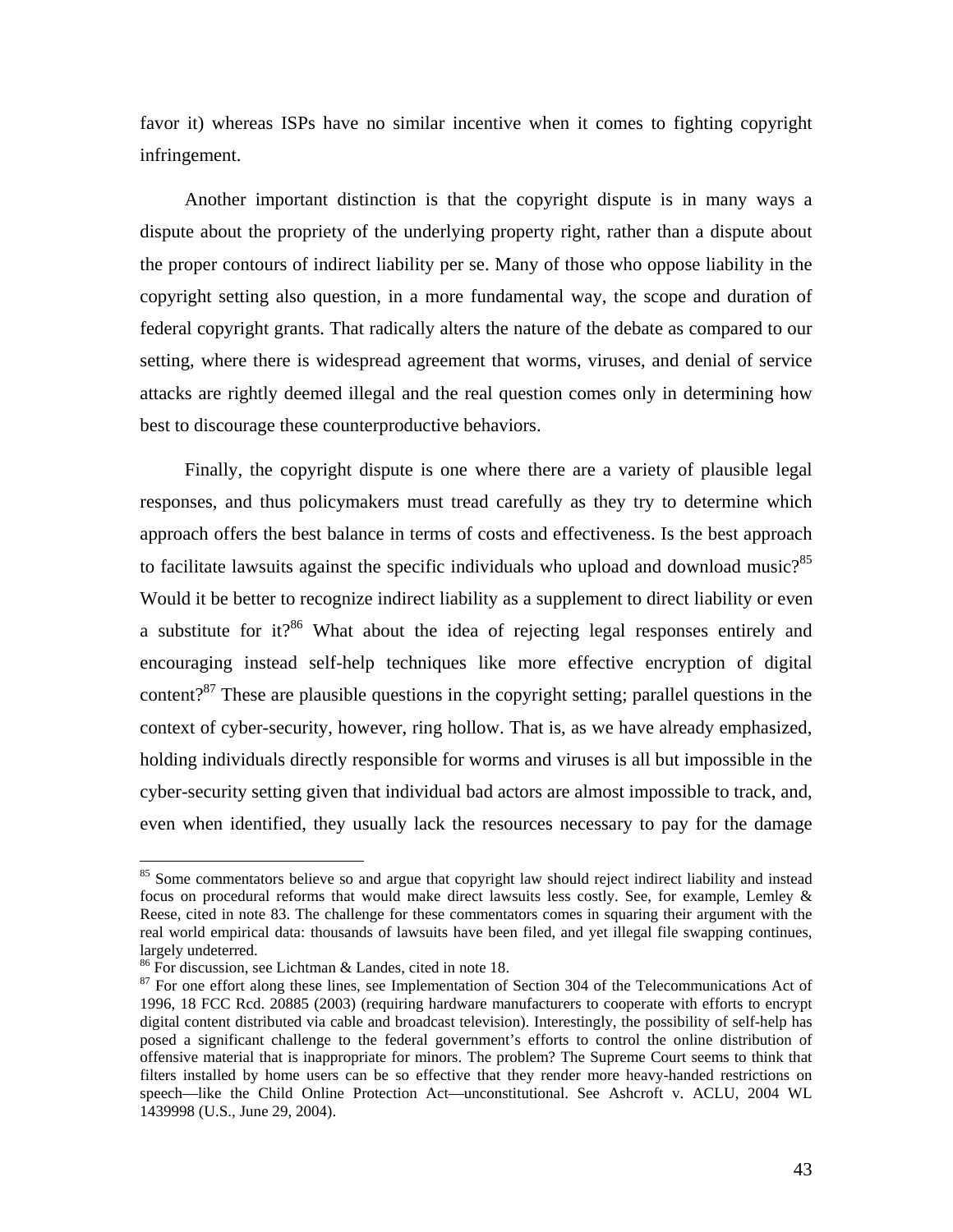favor it) whereas ISPs have no similar incentive when it comes to fighting copyright infringement.

Another important distinction is that the copyright dispute is in many ways a dispute about the propriety of the underlying property right, rather than a dispute about the proper contours of indirect liability per se. Many of those who oppose liability in the copyright setting also question, in a more fundamental way, the scope and duration of federal copyright grants. That radically alters the nature of the debate as compared to our setting, where there is widespread agreement that worms, viruses, and denial of service attacks are rightly deemed illegal and the real question comes only in determining how best to discourage these counterproductive behaviors.

Finally, the copyright dispute is one where there are a variety of plausible legal responses, and thus policymakers must tread carefully as they try to determine which approach offers the best balance in terms of costs and effectiveness. Is the best approach to facilitate lawsuits against the specific individuals who upload and download music?[85] Would it be better to recognize indirect liability as a supplement to direct liability or even a substitute for it?[86] What about the idea of rejecting legal responses entirely and encouraging instead self-help techniques like more effective encryption of digital content?[87] These are plausible questions in the copyright setting; parallel questions in the context of cyber-security, however, ring hollow. That is, as we have already emphasized, holding individuals directly responsible for worms and viruses is all but impossible in the cyber-security setting given that individual bad actors are almost impossible to track, and, even when identified, they usually lack the resources necessary to pay for the damage

---

[85] Some commentators believe so and argue that copyright law should reject indirect liability and instead focus on procedural reforms that would make direct lawsuits less costly. See, for example, Lemley & Reese, cited in note 83. The challenge for these commentators comes in squaring their argument with the real world empirical data: thousands of lawsuits have been filed, and yet illegal file swapping continues, largely undeterred.

[86] For discussion, see Lichtman & Landes, cited in note 18.

[87] For one effort along these lines, see Implementation of Section 304 of the Telecommunications Act of 1996, 18 FCC Rcd. 20885 (2003) (requiring hardware manufacturers to cooperate with efforts to encrypt digital content distributed via cable and broadcast television). Interestingly, the possibility of self-help has posed a significant challenge to the federal government's efforts to control the online distribution of offensive material that is inappropriate for minors. The problem? The Supreme Court seems to think that filters installed by home users can be so effective that they render more heavy-handed restrictions on speech—like the Child Online Protection Act—unconstitutional. See Ashcroft v. ACLU, 2004 WL 1439998 (U.S., June 29, 2004).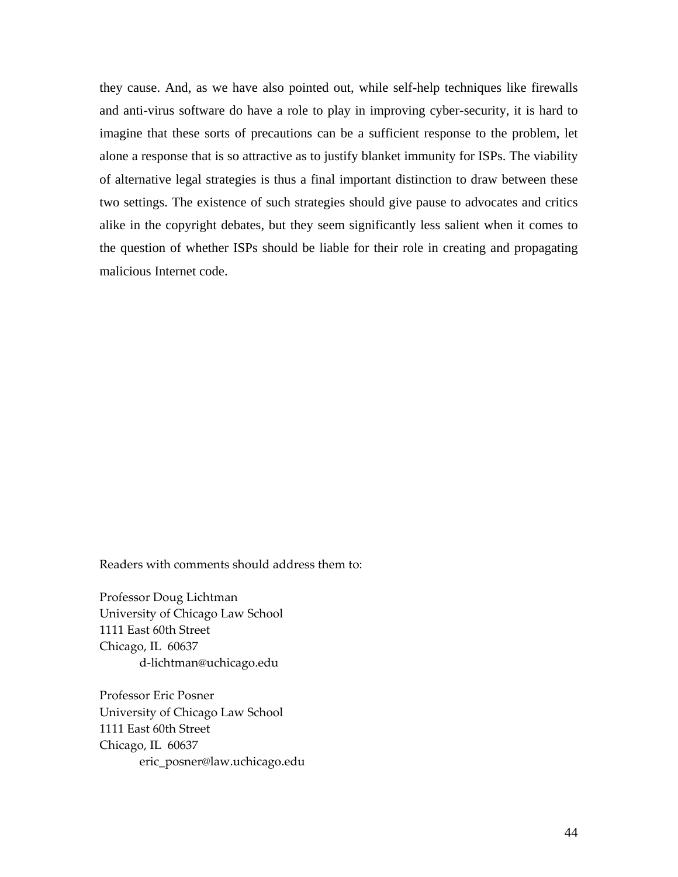they cause. And, as we have also pointed out, while self-help techniques like firewalls and anti-virus software do have a role to play in improving cyber-security, it is hard to imagine that these sorts of precautions can be a sufficient response to the problem, let alone a response that is so attractive as to justify blanket immunity for ISPs. The viability of alternative legal strategies is thus a final important distinction to draw between these two settings. The existence of such strategies should give pause to advocates and critics alike in the copyright debates, but they seem significantly less salient when it comes to the question of whether ISPs should be liable for their role in creating and propagating malicious Internet code.

Readers with comments should address them to:

Professor Doug Lichtman  
University of Chicago Law School  
1111 East 60th Street  
Chicago, IL 60637  
d-lichtman@uchicago.edu

Professor Eric Posner  
University of Chicago Law School  
1111 East 60th Street  
Chicago, IL 60637  
eric_posner@law.uchicago.edu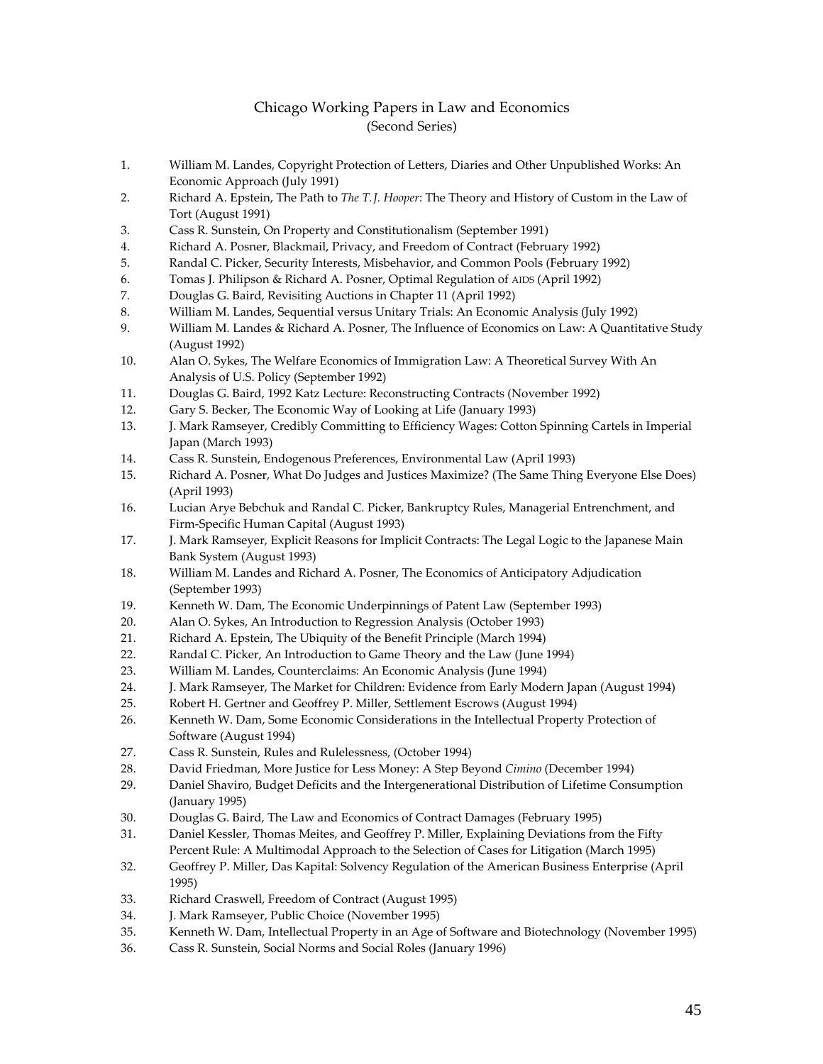# Chicago Working Papers in Law and Economics
(Second Series)

1. William M. Landes, Copyright Protection of Letters, Diaries and Other Unpublished Works: An Economic Approach (July 1991)
2. Richard A. Epstein, The Path to *The T. J. Hooper*: The Theory and History of Custom in the Law of Tort (August 1991)
3. Cass R. Sunstein, On Property and Constitutionalism (September 1991)
4. Richard A. Posner, Blackmail, Privacy, and Freedom of Contract (February 1992)
5. Randal C. Picker, Security Interests, Misbehavior, and Common Pools (February 1992)
6. Tomas J. Philipson & Richard A. Posner, Optimal Regulation of AIDS (April 1992)
7. Douglas G. Baird, Revisiting Auctions in Chapter 11 (April 1992)
8. William M. Landes, Sequential versus Unitary Trials: An Economic Analysis (July 1992)
9. William M. Landes & Richard A. Posner, The Influence of Economics on Law: A Quantitative Study (August 1992)
10. Alan O. Sykes, The Welfare Economics of Immigration Law: A Theoretical Survey With An Analysis of U.S. Policy (September 1992)
11. Douglas G. Baird, 1992 Katz Lecture: Reconstructing Contracts (November 1992)
12. Gary S. Becker, The Economic Way of Looking at Life (January 1993)
13. J. Mark Ramseyer, Credibly Committing to Efficiency Wages: Cotton Spinning Cartels in Imperial Japan (March 1993)
14. Cass R. Sunstein, Endogenous Preferences, Environmental Law (April 1993)
15. Richard A. Posner, What Do Judges and Justices Maximize? (The Same Thing Everyone Else Does) (April 1993)
16. Lucian Arye Bebchuk and Randal C. Picker, Bankruptcy Rules, Managerial Entrenchment, and Firm-Specific Human Capital (August 1993)
17. J. Mark Ramseyer, Explicit Reasons for Implicit Contracts: The Legal Logic to the Japanese Main Bank System (August 1993)
18. William M. Landes and Richard A. Posner, The Economics of Anticipatory Adjudication (September 1993)
19. Kenneth W. Dam, The Economic Underpinnings of Patent Law (September 1993)
20. Alan O. Sykes, An Introduction to Regression Analysis (October 1993)
21. Richard A. Epstein, The Ubiquity of the Benefit Principle (March 1994)
22. Randal C. Picker, An Introduction to Game Theory and the Law (June 1994)
23. William M. Landes, Counterclaims: An Economic Analysis (June 1994)
24. J. Mark Ramseyer, The Market for Children: Evidence from Early Modern Japan (August 1994)
25. Robert H. Gertner and Geoffrey P. Miller, Settlement Escrows (August 1994)
26. Kenneth W. Dam, Some Economic Considerations in the Intellectual Property Protection of Software (August 1994)
27. Cass R. Sunstein, Rules and Rulelessness, (October 1994)
28. David Friedman, More Justice for Less Money: A Step Beyond *Cimino* (December 1994)
29. Daniel Shaviro, Budget Deficits and the Intergenerational Distribution of Lifetime Consumption (January 1995)
30. Douglas G. Baird, The Law and Economics of Contract Damages (February 1995)
31. Daniel Kessler, Thomas Meites, and Geoffrey P. Miller, Explaining Deviations from the Fifty Percent Rule: A Multimodal Approach to the Selection of Cases for Litigation (March 1995)
32. Geoffrey P. Miller, Das Kapital: Solvency Regulation of the American Business Enterprise (April 1995)
33. Richard Craswell, Freedom of Contract (August 1995)
34. J. Mark Ramseyer, Public Choice (November 1995)
35. Kenneth W. Dam, Intellectual Property in an Age of Software and Biotechnology (November 1995)
36. Cass R. Sunstein, Social Norms and Social Roles (January 1996)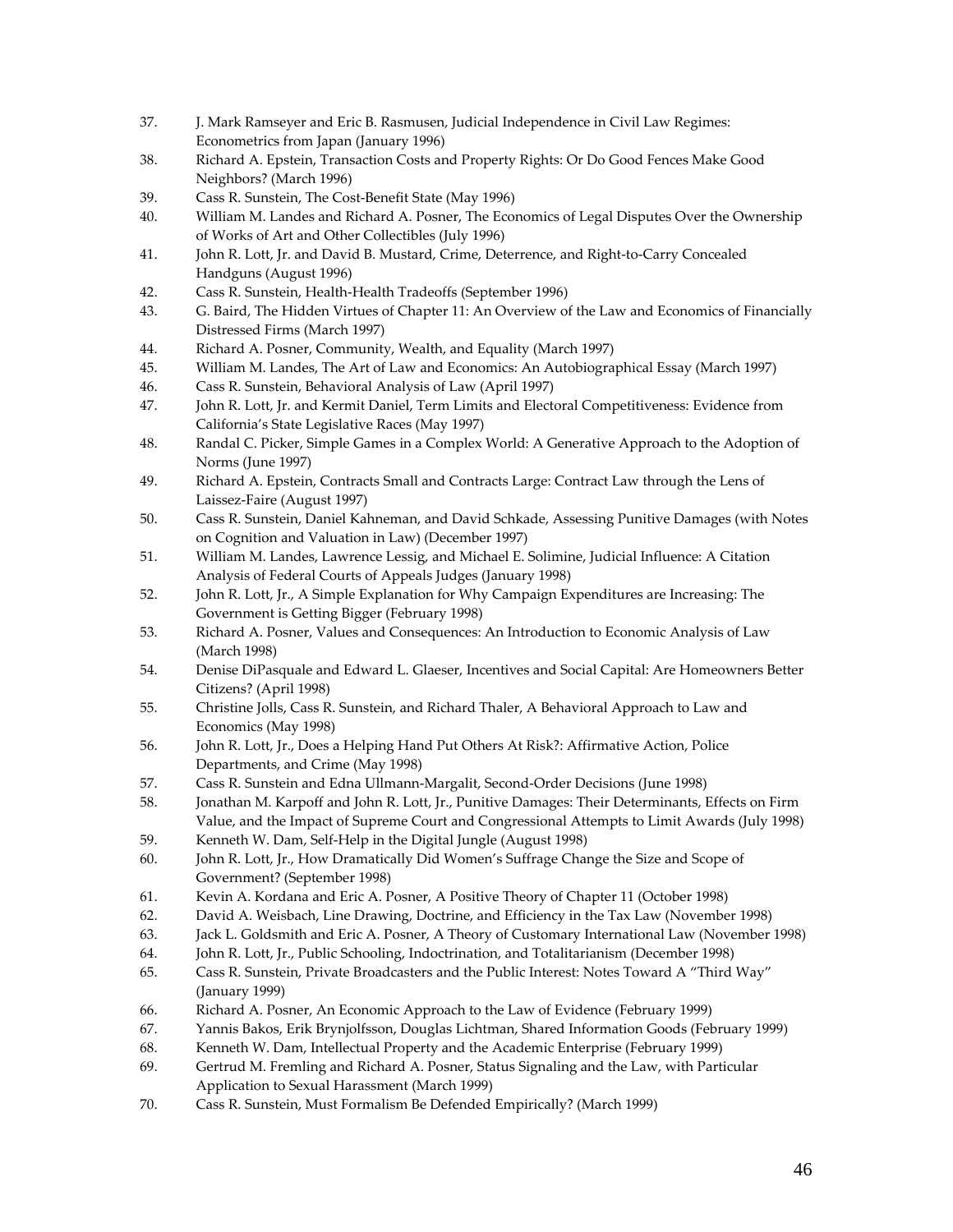37. J. Mark Ramseyer and Eric B. Rasmusen, Judicial Independence in Civil Law Regimes: Econometrics from Japan (January 1996)
38. Richard A. Epstein, Transaction Costs and Property Rights: Or Do Good Fences Make Good Neighbors? (March 1996)
39. Cass R. Sunstein, The Cost-Benefit State (May 1996)
40. William M. Landes and Richard A. Posner, The Economics of Legal Disputes Over the Ownership of Works of Art and Other Collectibles (July 1996)
41. John R. Lott, Jr. and David B. Mustard, Crime, Deterrence, and Right-to-Carry Concealed Handguns (August 1996)
42. Cass R. Sunstein, Health-Health Tradeoffs (September 1996)
43. G. Baird, The Hidden Virtues of Chapter 11: An Overview of the Law and Economics of Financially Distressed Firms (March 1997)
44. Richard A. Posner, Community, Wealth, and Equality (March 1997)
45. William M. Landes, The Art of Law and Economics: An Autobiographical Essay (March 1997)
46. Cass R. Sunstein, Behavioral Analysis of Law (April 1997)
47. John R. Lott, Jr. and Kermit Daniel, Term Limits and Electoral Competitiveness: Evidence from California's State Legislative Races (May 1997)
48. Randal C. Picker, Simple Games in a Complex World: A Generative Approach to the Adoption of Norms (June 1997)
49. Richard A. Epstein, Contracts Small and Contracts Large: Contract Law through the Lens of Laissez-Faire (August 1997)
50. Cass R. Sunstein, Daniel Kahneman, and David Schkade, Assessing Punitive Damages (with Notes on Cognition and Valuation in Law) (December 1997)
51. William M. Landes, Lawrence Lessig, and Michael E. Solimine, Judicial Influence: A Citation Analysis of Federal Courts of Appeals Judges (January 1998)
52. John R. Lott, Jr., A Simple Explanation for Why Campaign Expenditures are Increasing: The Government is Getting Bigger (February 1998)
53. Richard A. Posner, Values and Consequences: An Introduction to Economic Analysis of Law (March 1998)
54. Denise DiPasquale and Edward L. Glaeser, Incentives and Social Capital: Are Homeowners Better Citizens? (April 1998)
55. Christine Jolls, Cass R. Sunstein, and Richard Thaler, A Behavioral Approach to Law and Economics (May 1998)
56. John R. Lott, Jr., Does a Helping Hand Put Others At Risk?: Affirmative Action, Police Departments, and Crime (May 1998)
57. Cass R. Sunstein and Edna Ullmann-Margalit, Second-Order Decisions (June 1998)
58. Jonathan M. Karpoff and John R. Lott, Jr., Punitive Damages: Their Determinants, Effects on Firm Value, and the Impact of Supreme Court and Congressional Attempts to Limit Awards (July 1998)
59. Kenneth W. Dam, Self-Help in the Digital Jungle (August 1998)
60. John R. Lott, Jr., How Dramatically Did Women's Suffrage Change the Size and Scope of Government? (September 1998)
61. Kevin A. Kordana and Eric A. Posner, A Positive Theory of Chapter 11 (October 1998)
62. David A. Weisbach, Line Drawing, Doctrine, and Efficiency in the Tax Law (November 1998)
63. Jack L. Goldsmith and Eric A. Posner, A Theory of Customary International Law (November 1998)
64. John R. Lott, Jr., Public Schooling, Indoctrination, and Totalitarianism (December 1998)
65. Cass R. Sunstein, Private Broadcasters and the Public Interest: Notes Toward A "Third Way" (January 1999)
66. Richard A. Posner, An Economic Approach to the Law of Evidence (February 1999)
67. Yannis Bakos, Erik Brynjolfsson, Douglas Lichtman, Shared Information Goods (February 1999)
68. Kenneth W. Dam, Intellectual Property and the Academic Enterprise (February 1999)
69. Gertrud M. Fremling and Richard A. Posner, Status Signaling and the Law, with Particular Application to Sexual Harassment (March 1999)
70. Cass R. Sunstein, Must Formalism Be Defended Empirically? (March 1999)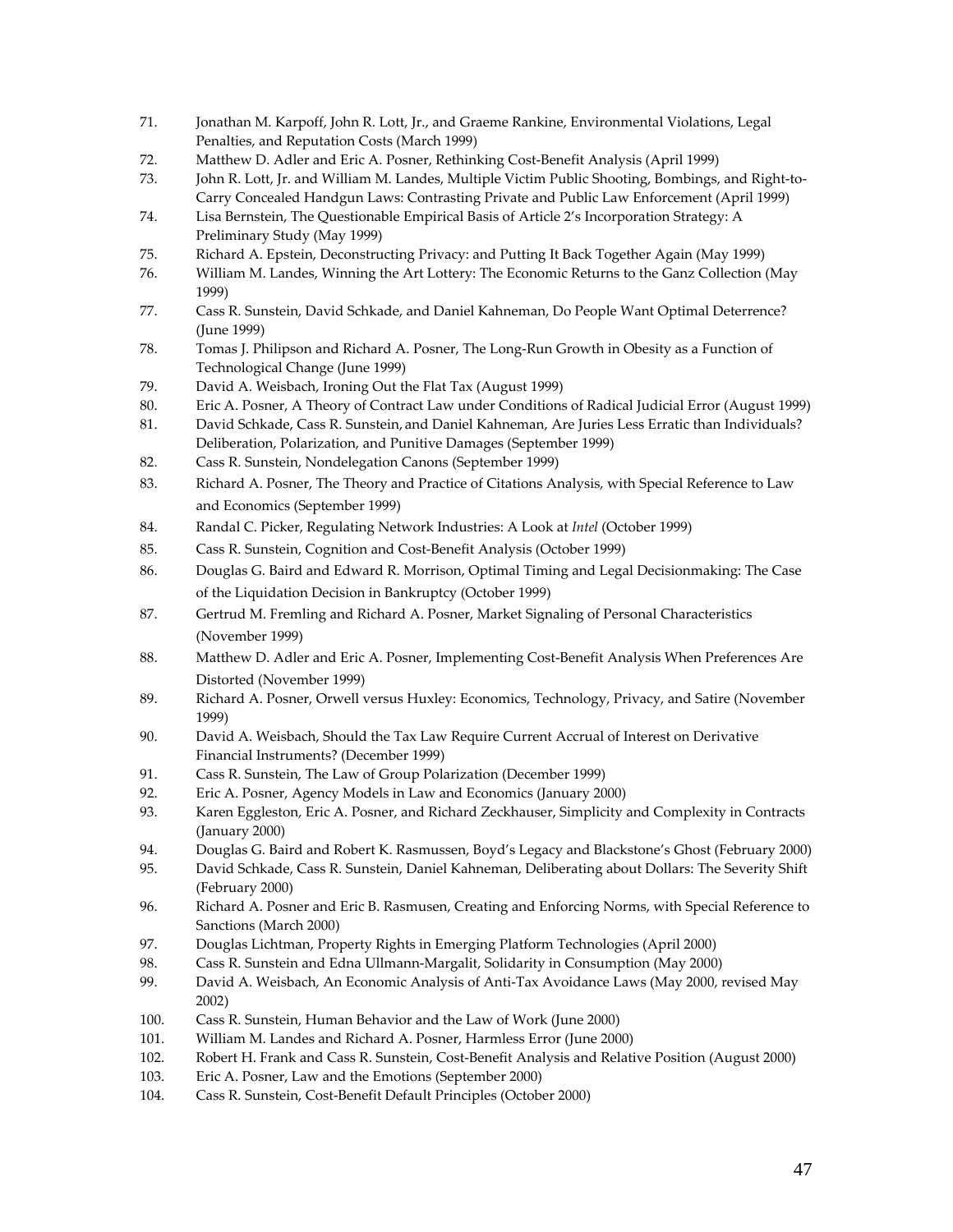71. Jonathan M. Karpoff, John R. Lott, Jr., and Graeme Rankine, Environmental Violations, Legal Penalties, and Reputation Costs (March 1999)
72. Matthew D. Adler and Eric A. Posner, Rethinking Cost-Benefit Analysis (April 1999)
73. John R. Lott, Jr. and William M. Landes, Multiple Victim Public Shooting, Bombings, and Right-to-Carry Concealed Handgun Laws: Contrasting Private and Public Law Enforcement (April 1999)
74. Lisa Bernstein, The Questionable Empirical Basis of Article 2's Incorporation Strategy: A Preliminary Study (May 1999)
75. Richard A. Epstein, Deconstructing Privacy: and Putting It Back Together Again (May 1999)
76. William M. Landes, Winning the Art Lottery: The Economic Returns to the Ganz Collection (May 1999)
77. Cass R. Sunstein, David Schkade, and Daniel Kahneman, Do People Want Optimal Deterrence? (June 1999)
78. Tomas J. Philipson and Richard A. Posner, The Long-Run Growth in Obesity as a Function of Technological Change (June 1999)
79. David A. Weisbach, Ironing Out the Flat Tax (August 1999)
80. Eric A. Posner, A Theory of Contract Law under Conditions of Radical Judicial Error (August 1999)
81. David Schkade, Cass R. Sunstein, and Daniel Kahneman, Are Juries Less Erratic than Individuals? Deliberation, Polarization, and Punitive Damages (September 1999)
82. Cass R. Sunstein, Nondelegation Canons (September 1999)
83. Richard A. Posner, The Theory and Practice of Citations Analysis, with Special Reference to Law and Economics (September 1999)
84. Randal C. Picker, Regulating Network Industries: A Look at *Intel* (October 1999)
85. Cass R. Sunstein, Cognition and Cost-Benefit Analysis (October 1999)
86. Douglas G. Baird and Edward R. Morrison, Optimal Timing and Legal Decisionmaking: The Case of the Liquidation Decision in Bankruptcy (October 1999)
87. Gertrud M. Fremling and Richard A. Posner, Market Signaling of Personal Characteristics (November 1999)
88. Matthew D. Adler and Eric A. Posner, Implementing Cost-Benefit Analysis When Preferences Are Distorted (November 1999)
89. Richard A. Posner, Orwell versus Huxley: Economics, Technology, Privacy, and Satire (November 1999)
90. David A. Weisbach, Should the Tax Law Require Current Accrual of Interest on Derivative Financial Instruments? (December 1999)
91. Cass R. Sunstein, The Law of Group Polarization (December 1999)
92. Eric A. Posner, Agency Models in Law and Economics (January 2000)
93. Karen Eggleston, Eric A. Posner, and Richard Zeckhauser, Simplicity and Complexity in Contracts (January 2000)
94. Douglas G. Baird and Robert K. Rasmussen, Boyd's Legacy and Blackstone's Ghost (February 2000)
95. David Schkade, Cass R. Sunstein, Daniel Kahneman, Deliberating about Dollars: The Severity Shift (February 2000)
96. Richard A. Posner and Eric B. Rasmusen, Creating and Enforcing Norms, with Special Reference to Sanctions (March 2000)
97. Douglas Lichtman, Property Rights in Emerging Platform Technologies (April 2000)
98. Cass R. Sunstein and Edna Ullmann-Margalit, Solidarity in Consumption (May 2000)
99. David A. Weisbach, An Economic Analysis of Anti-Tax Avoidance Laws (May 2000, revised May 2002)
100. Cass R. Sunstein, Human Behavior and the Law of Work (June 2000)
101. William M. Landes and Richard A. Posner, Harmless Error (June 2000)
102. Robert H. Frank and Cass R. Sunstein, Cost-Benefit Analysis and Relative Position (August 2000)
103. Eric A. Posner, Law and the Emotions (September 2000)
104. Cass R. Sunstein, Cost-Benefit Default Principles (October 2000)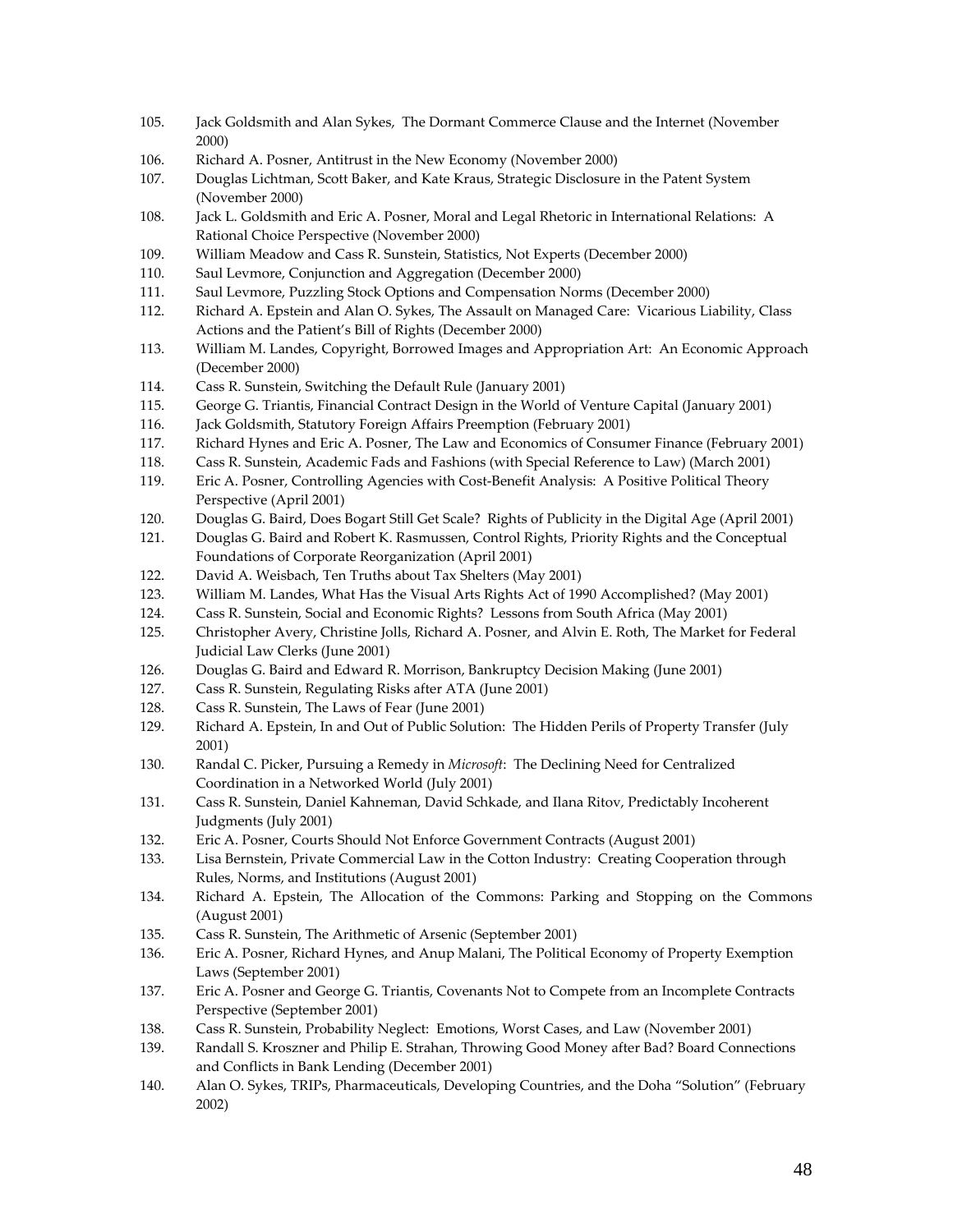105. Jack Goldsmith and Alan Sykes, The Dormant Commerce Clause and the Internet (November 2000)
106. Richard A. Posner, Antitrust in the New Economy (November 2000)
107. Douglas Lichtman, Scott Baker, and Kate Kraus, Strategic Disclosure in the Patent System (November 2000)
108. Jack L. Goldsmith and Eric A. Posner, Moral and Legal Rhetoric in International Relations: A Rational Choice Perspective (November 2000)
109. William Meadow and Cass R. Sunstein, Statistics, Not Experts (December 2000)
110. Saul Levmore, Conjunction and Aggregation (December 2000)
111. Saul Levmore, Puzzling Stock Options and Compensation Norms (December 2000)
112. Richard A. Epstein and Alan O. Sykes, The Assault on Managed Care: Vicarious Liability, Class Actions and the Patient's Bill of Rights (December 2000)
113. William M. Landes, Copyright, Borrowed Images and Appropriation Art: An Economic Approach (December 2000)
114. Cass R. Sunstein, Switching the Default Rule (January 2001)
115. George G. Triantis, Financial Contract Design in the World of Venture Capital (January 2001)
116. Jack Goldsmith, Statutory Foreign Affairs Preemption (February 2001)
117. Richard Hynes and Eric A. Posner, The Law and Economics of Consumer Finance (February 2001)
118. Cass R. Sunstein, Academic Fads and Fashions (with Special Reference to Law) (March 2001)
119. Eric A. Posner, Controlling Agencies with Cost-Benefit Analysis: A Positive Political Theory Perspective (April 2001)
120. Douglas G. Baird, Does Bogart Still Get Scale? Rights of Publicity in the Digital Age (April 2001)
121. Douglas G. Baird and Robert K. Rasmussen, Control Rights, Priority Rights and the Conceptual Foundations of Corporate Reorganization (April 2001)
122. David A. Weisbach, Ten Truths about Tax Shelters (May 2001)
123. William M. Landes, What Has the Visual Arts Rights Act of 1990 Accomplished? (May 2001)
124. Cass R. Sunstein, Social and Economic Rights? Lessons from South Africa (May 2001)
125. Christopher Avery, Christine Jolls, Richard A. Posner, and Alvin E. Roth, The Market for Federal Judicial Law Clerks (June 2001)
126. Douglas G. Baird and Edward R. Morrison, Bankruptcy Decision Making (June 2001)
127. Cass R. Sunstein, Regulating Risks after ATA (June 2001)
128. Cass R. Sunstein, The Laws of Fear (June 2001)
129. Richard A. Epstein, In and Out of Public Solution: The Hidden Perils of Property Transfer (July 2001)
130. Randal C. Picker, Pursuing a Remedy in *Microsoft*: The Declining Need for Centralized Coordination in a Networked World (July 2001)
131. Cass R. Sunstein, Daniel Kahneman, David Schkade, and Ilana Ritov, Predictably Incoherent Judgments (July 2001)
132. Eric A. Posner, Courts Should Not Enforce Government Contracts (August 2001)
133. Lisa Bernstein, Private Commercial Law in the Cotton Industry: Creating Cooperation through Rules, Norms, and Institutions (August 2001)
134. Richard A. Epstein, The Allocation of the Commons: Parking and Stopping on the Commons (August 2001)
135. Cass R. Sunstein, The Arithmetic of Arsenic (September 2001)
136. Eric A. Posner, Richard Hynes, and Anup Malani, The Political Economy of Property Exemption Laws (September 2001)
137. Eric A. Posner and George G. Triantis, Covenants Not to Compete from an Incomplete Contracts Perspective (September 2001)
138. Cass R. Sunstein, Probability Neglect: Emotions, Worst Cases, and Law (November 2001)
139. Randall S. Kroszner and Philip E. Strahan, Throwing Good Money after Bad? Board Connections and Conflicts in Bank Lending (December 2001)
140. Alan O. Sykes, TRIPs, Pharmaceuticals, Developing Countries, and the Doha "Solution" (February 2002)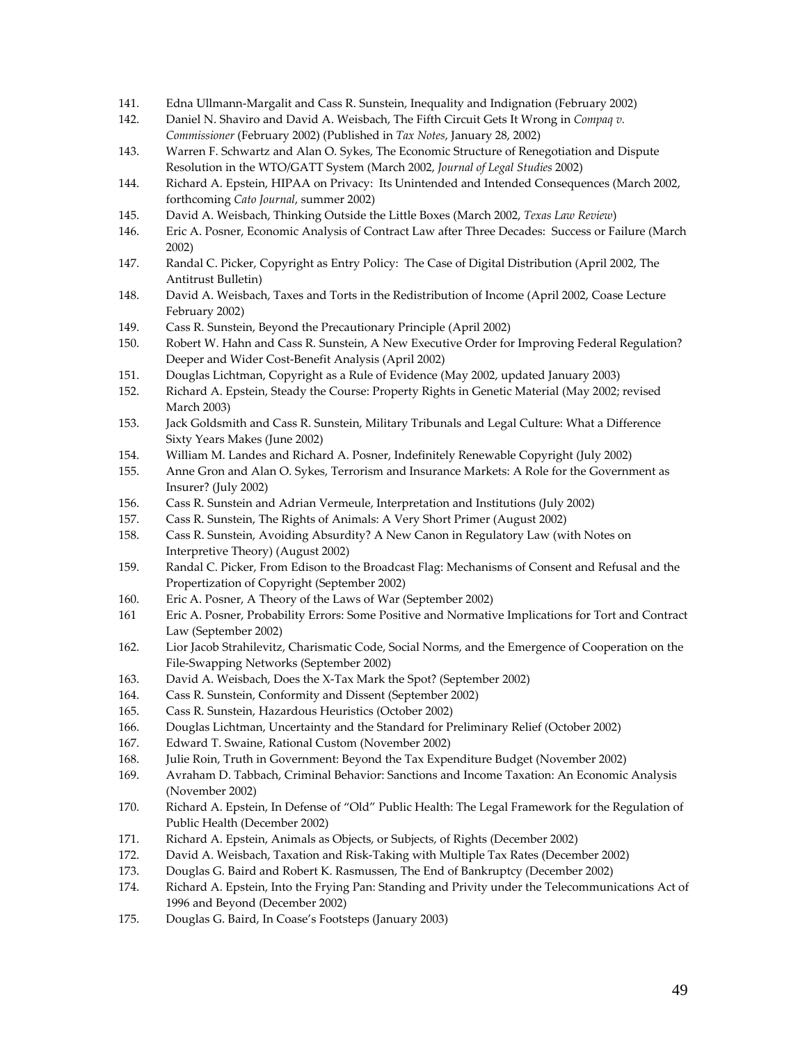141. Edna Ullmann-Margalit and Cass R. Sunstein, Inequality and Indignation (February 2002)
142. Daniel N. Shaviro and David A. Weisbach, The Fifth Circuit Gets It Wrong in *Compaq v. Commissioner* (February 2002) (Published in *Tax Notes*, January 28, 2002)
143. Warren F. Schwartz and Alan O. Sykes, The Economic Structure of Renegotiation and Dispute Resolution in the WTO/GATT System (March 2002, *Journal of Legal Studies* 2002)
144. Richard A. Epstein, HIPAA on Privacy: Its Unintended and Intended Consequences (March 2002, forthcoming *Cato Journal*, summer 2002)
145. David A. Weisbach, Thinking Outside the Little Boxes (March 2002, *Texas Law Review*)
146. Eric A. Posner, Economic Analysis of Contract Law after Three Decades: Success or Failure (March 2002)
147. Randal C. Picker, Copyright as Entry Policy: The Case of Digital Distribution (April 2002, The Antitrust Bulletin)
148. David A. Weisbach, Taxes and Torts in the Redistribution of Income (April 2002, Coase Lecture February 2002)
149. Cass R. Sunstein, Beyond the Precautionary Principle (April 2002)
150. Robert W. Hahn and Cass R. Sunstein, A New Executive Order for Improving Federal Regulation? Deeper and Wider Cost-Benefit Analysis (April 2002)
151. Douglas Lichtman, Copyright as a Rule of Evidence (May 2002, updated January 2003)
152. Richard A. Epstein, Steady the Course: Property Rights in Genetic Material (May 2002; revised March 2003)
153. Jack Goldsmith and Cass R. Sunstein, Military Tribunals and Legal Culture: What a Difference Sixty Years Makes (June 2002)
154. William M. Landes and Richard A. Posner, Indefinitely Renewable Copyright (July 2002)
155. Anne Gron and Alan O. Sykes, Terrorism and Insurance Markets: A Role for the Government as Insurer? (July 2002)
156. Cass R. Sunstein and Adrian Vermeule, Interpretation and Institutions (July 2002)
157. Cass R. Sunstein, The Rights of Animals: A Very Short Primer (August 2002)
158. Cass R. Sunstein, Avoiding Absurdity? A New Canon in Regulatory Law (with Notes on Interpretive Theory) (August 2002)
159. Randal C. Picker, From Edison to the Broadcast Flag: Mechanisms of Consent and Refusal and the Propertization of Copyright (September 2002)
160. Eric A. Posner, A Theory of the Laws of War (September 2002)
161 Eric A. Posner, Probability Errors: Some Positive and Normative Implications for Tort and Contract Law (September 2002)
162. Lior Jacob Strahilevitz, Charismatic Code, Social Norms, and the Emergence of Cooperation on the File-Swapping Networks (September 2002)
163. David A. Weisbach, Does the X-Tax Mark the Spot? (September 2002)
164. Cass R. Sunstein, Conformity and Dissent (September 2002)
165. Cass R. Sunstein, Hazardous Heuristics (October 2002)
166. Douglas Lichtman, Uncertainty and the Standard for Preliminary Relief (October 2002)
167. Edward T. Swaine, Rational Custom (November 2002)
168. Julie Roin, Truth in Government: Beyond the Tax Expenditure Budget (November 2002)
169. Avraham D. Tabbach, Criminal Behavior: Sanctions and Income Taxation: An Economic Analysis (November 2002)
170. Richard A. Epstein, In Defense of "Old" Public Health: The Legal Framework for the Regulation of Public Health (December 2002)
171. Richard A. Epstein, Animals as Objects, or Subjects, of Rights (December 2002)
172. David A. Weisbach, Taxation and Risk-Taking with Multiple Tax Rates (December 2002)
173. Douglas G. Baird and Robert K. Rasmussen, The End of Bankruptcy (December 2002)
174. Richard A. Epstein, Into the Frying Pan: Standing and Privity under the Telecommunications Act of 1996 and Beyond (December 2002)
175. Douglas G. Baird, In Coase's Footsteps (January 2003)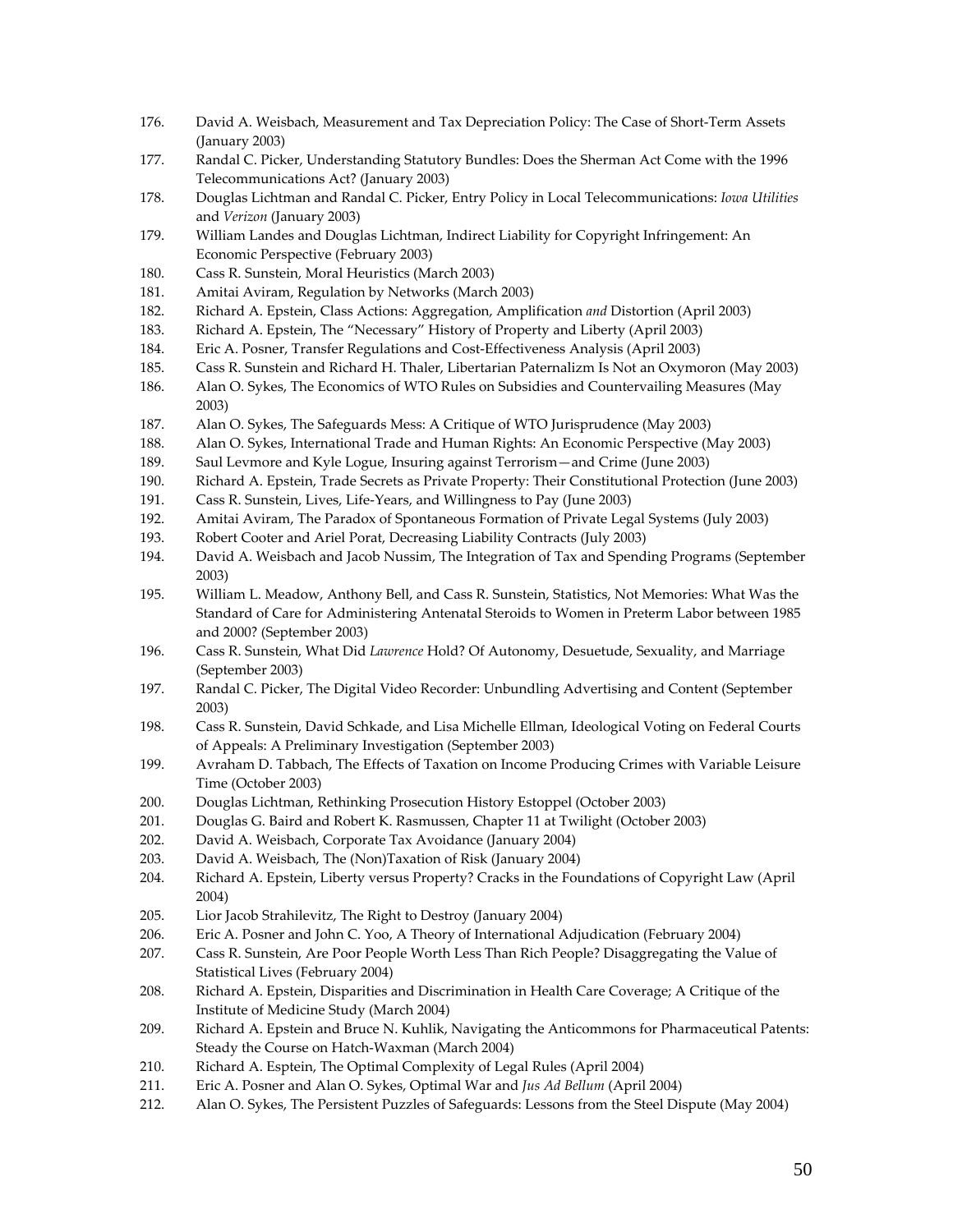176. David A. Weisbach, Measurement and Tax Depreciation Policy: The Case of Short-Term Assets (January 2003)
177. Randal C. Picker, Understanding Statutory Bundles: Does the Sherman Act Come with the 1996 Telecommunications Act? (January 2003)
178. Douglas Lichtman and Randal C. Picker, Entry Policy in Local Telecommunications: *Iowa Utilities* and *Verizon* (January 2003)
179. William Landes and Douglas Lichtman, Indirect Liability for Copyright Infringement: An Economic Perspective (February 2003)
180. Cass R. Sunstein, Moral Heuristics (March 2003)
181. Amitai Aviram, Regulation by Networks (March 2003)
182. Richard A. Epstein, Class Actions: Aggregation, Amplification *and* Distortion (April 2003)
183. Richard A. Epstein, The "Necessary" History of Property and Liberty (April 2003)
184. Eric A. Posner, Transfer Regulations and Cost-Effectiveness Analysis (April 2003)
185. Cass R. Sunstein and Richard H. Thaler, Libertarian Paternalizm Is Not an Oxymoron (May 2003)
186. Alan O. Sykes, The Economics of WTO Rules on Subsidies and Countervailing Measures (May 2003)
187. Alan O. Sykes, The Safeguards Mess: A Critique of WTO Jurisprudence (May 2003)
188. Alan O. Sykes, International Trade and Human Rights: An Economic Perspective (May 2003)
189. Saul Levmore and Kyle Logue, Insuring against Terrorism—and Crime (June 2003)
190. Richard A. Epstein, Trade Secrets as Private Property: Their Constitutional Protection (June 2003)
191. Cass R. Sunstein, Lives, Life-Years, and Willingness to Pay (June 2003)
192. Amitai Aviram, The Paradox of Spontaneous Formation of Private Legal Systems (July 2003)
193. Robert Cooter and Ariel Porat, Decreasing Liability Contracts (July 2003)
194. David A. Weisbach and Jacob Nussim, The Integration of Tax and Spending Programs (September 2003)
195. William L. Meadow, Anthony Bell, and Cass R. Sunstein, Statistics, Not Memories: What Was the Standard of Care for Administering Antenatal Steroids to Women in Preterm Labor between 1985 and 2000? (September 2003)
196. Cass R. Sunstein, What Did *Lawrence* Hold? Of Autonomy, Desuetude, Sexuality, and Marriage (September 2003)
197. Randal C. Picker, The Digital Video Recorder: Unbundling Advertising and Content (September 2003)
198. Cass R. Sunstein, David Schkade, and Lisa Michelle Ellman, Ideological Voting on Federal Courts of Appeals: A Preliminary Investigation (September 2003)
199. Avraham D. Tabbach, The Effects of Taxation on Income Producing Crimes with Variable Leisure Time (October 2003)
200. Douglas Lichtman, Rethinking Prosecution History Estoppel (October 2003)
201. Douglas G. Baird and Robert K. Rasmussen, Chapter 11 at Twilight (October 2003)
202. David A. Weisbach, Corporate Tax Avoidance (January 2004)
203. David A. Weisbach, The (Non)Taxation of Risk (January 2004)
204. Richard A. Epstein, Liberty versus Property? Cracks in the Foundations of Copyright Law (April 2004)
205. Lior Jacob Strahilevitz, The Right to Destroy (January 2004)
206. Eric A. Posner and John C. Yoo, A Theory of International Adjudication (February 2004)
207. Cass R. Sunstein, Are Poor People Worth Less Than Rich People? Disaggregating the Value of Statistical Lives (February 2004)
208. Richard A. Epstein, Disparities and Discrimination in Health Care Coverage; A Critique of the Institute of Medicine Study (March 2004)
209. Richard A. Epstein and Bruce N. Kuhlik, Navigating the Anticommons for Pharmaceutical Patents: Steady the Course on Hatch-Waxman (March 2004)
210. Richard A. Esptein, The Optimal Complexity of Legal Rules (April 2004)
211. Eric A. Posner and Alan O. Sykes, Optimal War and *Jus Ad Bellum* (April 2004)
212. Alan O. Sykes, The Persistent Puzzles of Safeguards: Lessons from the Steel Dispute (May 2004)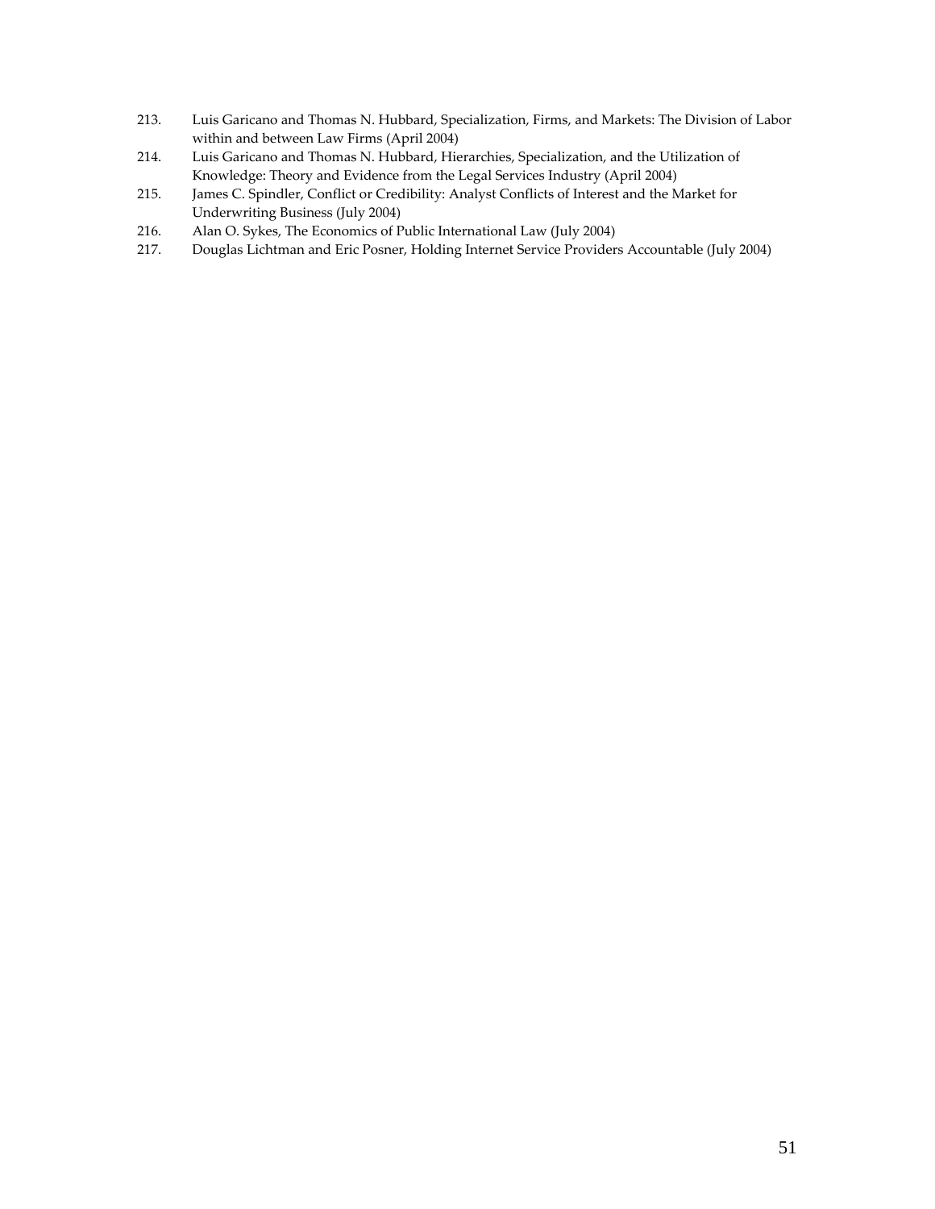213. Luis Garicano and Thomas N. Hubbard, Specialization, Firms, and Markets: The Division of Labor within and between Law Firms (April 2004)
214. Luis Garicano and Thomas N. Hubbard, Hierarchies, Specialization, and the Utilization of Knowledge: Theory and Evidence from the Legal Services Industry (April 2004)
215. James C. Spindler, Conflict or Credibility: Analyst Conflicts of Interest and the Market for Underwriting Business (July 2004)
216. Alan O. Sykes, The Economics of Public International Law (July 2004)
217. Douglas Lichtman and Eric Posner, Holding Internet Service Providers Accountable (July 2004)